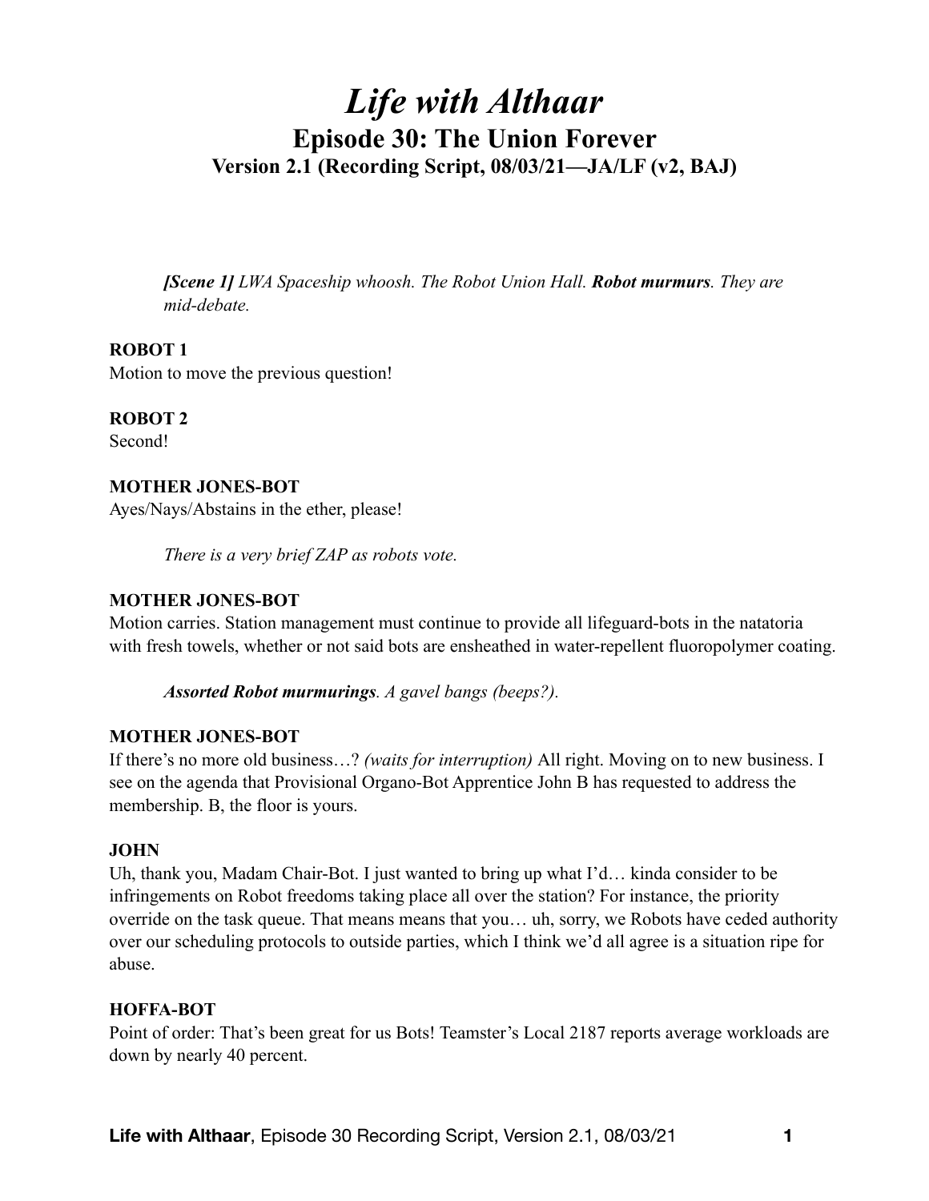# *Life with Althaar*

## Episode 30: The Union Forever

### Version 2.1 (Recording Script, 08/03/21—JA/LF (v2, BAJ)

> ***[Scene 1]*** *LWA Spaceship whoosh. The Robot Union Hall.* ***Robot murmurs****. They are mid-debate.*

**ROBOT 1**
Motion to move the previous question!

**ROBOT 2**
Second!

**MOTHER JONES-BOT**
Ayes/Nays/Abstains in the ether, please!

> *There is a very brief ZAP as robots vote.*

**MOTHER JONES-BOT**
Motion carries. Station management must continue to provide all lifeguard-bots in the natatoria with fresh towels, whether or not said bots are ensheathed in water-repellent fluoropolymer coating.

> ***Assorted Robot murmurings****. A gavel bangs (beeps?).*

**MOTHER JONES-BOT**
If there's no more old business…? *(waits for interruption)* All right. Moving on to new business. I see on the agenda that Provisional Organo-Bot Apprentice John B has requested to address the membership. B, the floor is yours.

**JOHN**
Uh, thank you, Madam Chair-Bot. I just wanted to bring up what I'd… kinda consider to be infringements on Robot freedoms taking place all over the station? For instance, the priority override on the task queue. That means means that you… uh, sorry, we Robots have ceded authority over our scheduling protocols to outside parties, which I think we'd all agree is a situation ripe for abuse.

**HOFFA-BOT**
Point of order: That's been great for us Bots! Teamster's Local 2187 reports average workloads are down by nearly 40 percent.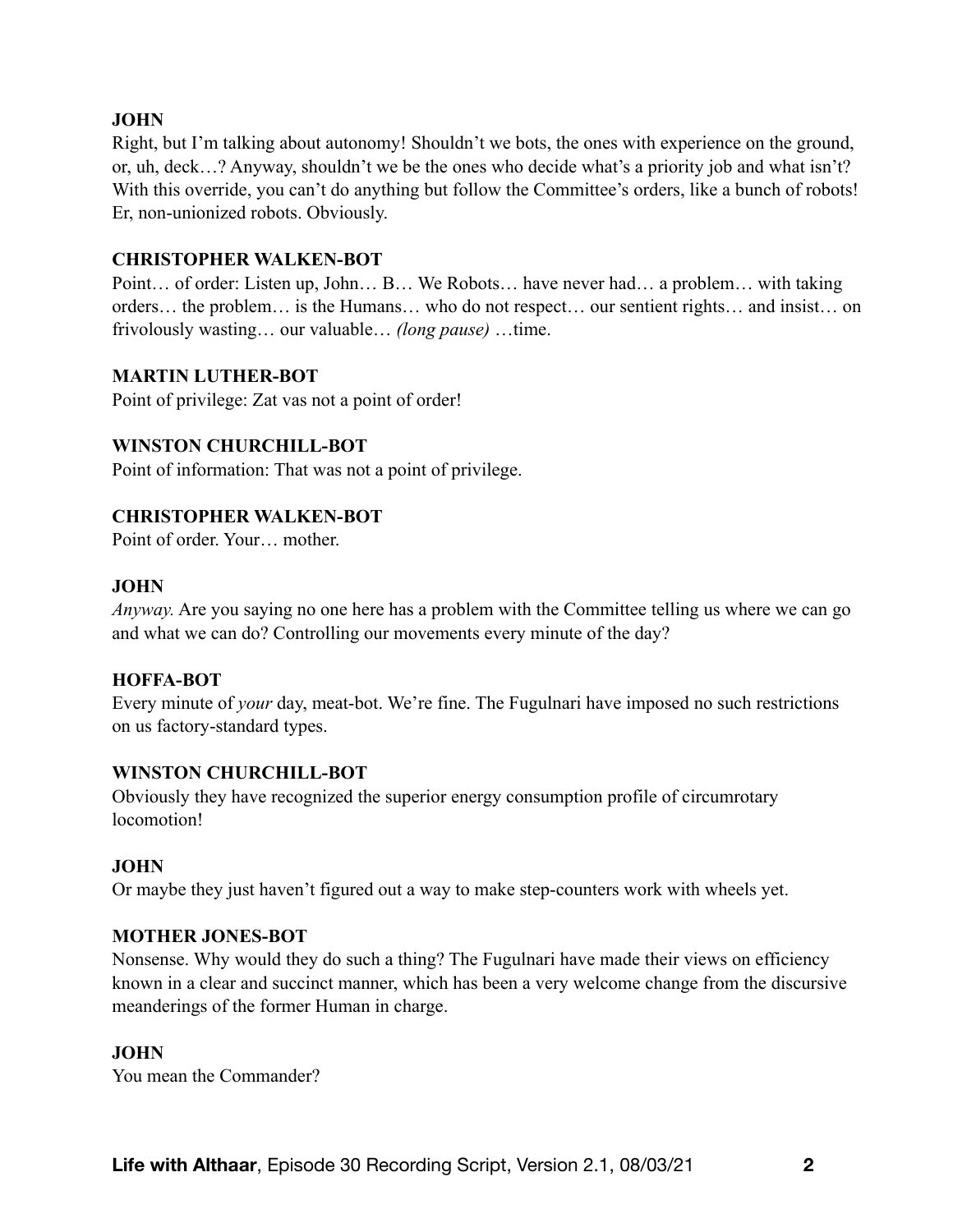**JOHN**

Right, but I'm talking about autonomy! Shouldn't we bots, the ones with experience on the ground, or, uh, deck…? Anyway, shouldn't we be the ones who decide what's a priority job and what isn't? With this override, you can't do anything but follow the Committee's orders, like a bunch of robots! Er, non-unionized robots. Obviously.

**CHRISTOPHER WALKEN-BOT**

Point… of order: Listen up, John… B… We Robots… have never had… a problem… with taking orders… the problem… is the Humans… who do not respect… our sentient rights… and insist… on frivolously wasting… our valuable… *(long pause)* …time.

**MARTIN LUTHER-BOT**

Point of privilege: Zat vas not a point of order!

**WINSTON CHURCHILL-BOT**

Point of information: That was not a point of privilege.

**CHRISTOPHER WALKEN-BOT**

Point of order. Your… mother.

**JOHN**

*Anyway.* Are you saying no one here has a problem with the Committee telling us where we can go and what we can do? Controlling our movements every minute of the day?

**HOFFA-BOT**

Every minute of *your* day, meat-bot. We're fine. The Fugulnari have imposed no such restrictions on us factory-standard types.

**WINSTON CHURCHILL-BOT**

Obviously they have recognized the superior energy consumption profile of circumrotary locomotion!

**JOHN**

Or maybe they just haven't figured out a way to make step-counters work with wheels yet.

**MOTHER JONES-BOT**

Nonsense. Why would they do such a thing? The Fugulnari have made their views on efficiency known in a clear and succinct manner, which has been a very welcome change from the discursive meanderings of the former Human in charge.

**JOHN**

You mean the Commander?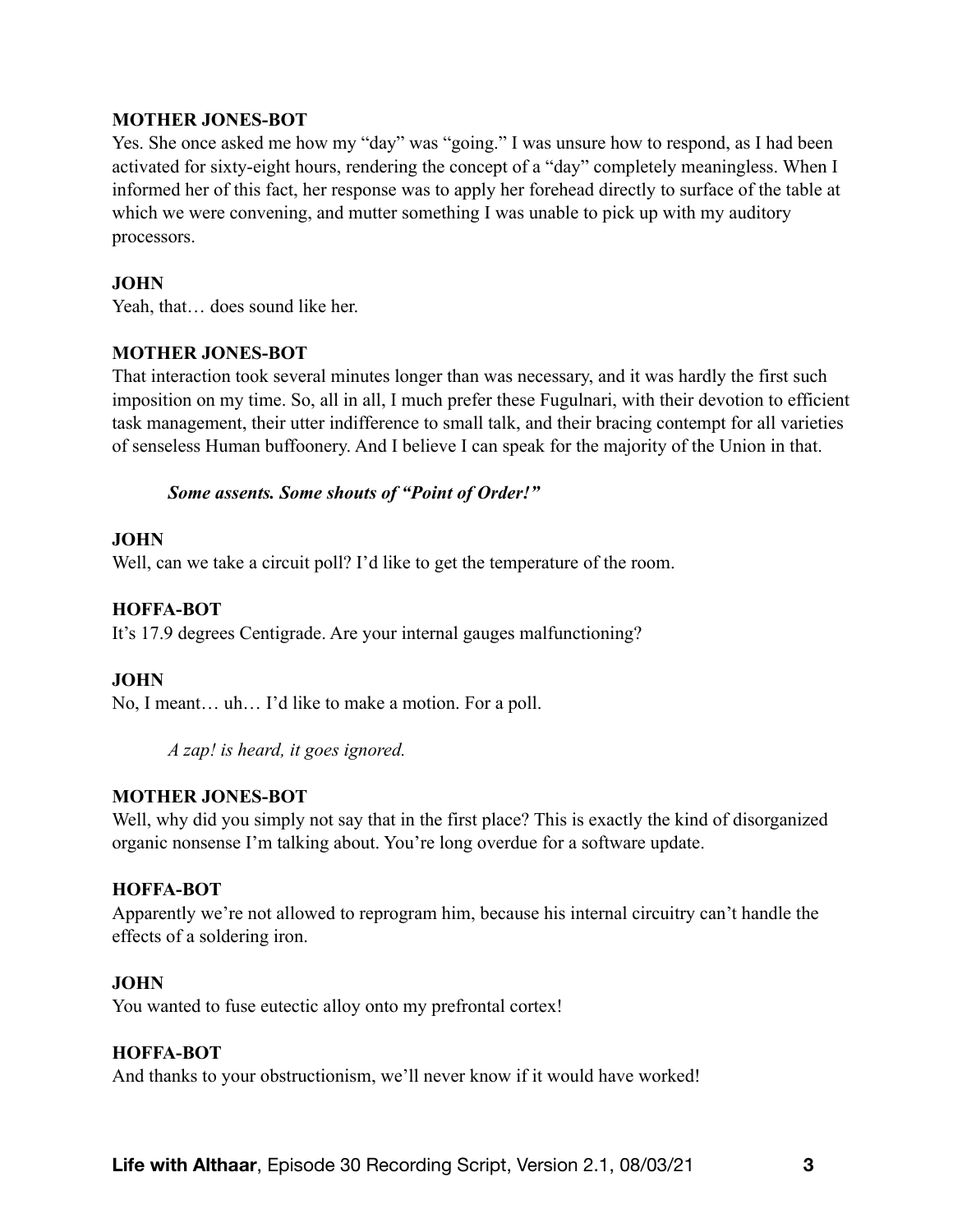**MOTHER JONES-BOT**
Yes. She once asked me how my "day" was "going." I was unsure how to respond, as I had been activated for sixty-eight hours, rendering the concept of a "day" completely meaningless. When I informed her of this fact, her response was to apply her forehead directly to surface of the table at which we were convening, and mutter something I was unable to pick up with my auditory processors.

**JOHN**
Yeah, that… does sound like her.

**MOTHER JONES-BOT**
That interaction took several minutes longer than was necessary, and it was hardly the first such imposition on my time. So, all in all, I much prefer these Fugulnari, with their devotion to efficient task management, their utter indifference to small talk, and their bracing contempt for all varieties of senseless Human buffoonery. And I believe I can speak for the majority of the Union in that.

***Some assents. Some shouts of "Point of Order!"***

**JOHN**
Well, can we take a circuit poll? I'd like to get the temperature of the room.

**HOFFA-BOT**
It's 17.9 degrees Centigrade. Are your internal gauges malfunctioning?

**JOHN**
No, I meant… uh… I'd like to make a motion. For a poll.

*A zap! is heard, it goes ignored.*

**MOTHER JONES-BOT**
Well, why did you simply not say that in the first place? This is exactly the kind of disorganized organic nonsense I'm talking about. You're long overdue for a software update.

**HOFFA-BOT**
Apparently we're not allowed to reprogram him, because his internal circuitry can't handle the effects of a soldering iron.

**JOHN**
You wanted to fuse eutectic alloy onto my prefrontal cortex!

**HOFFA-BOT**
And thanks to your obstructionism, we'll never know if it would have worked!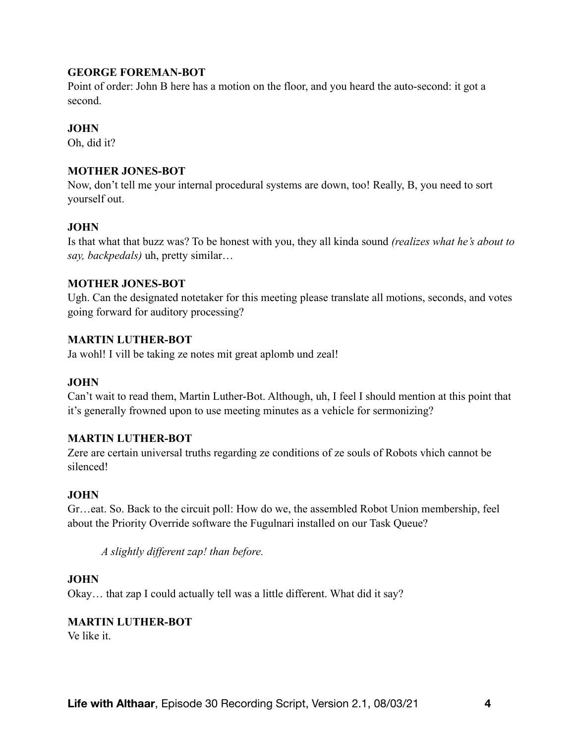**GEORGE FOREMAN-BOT**
Point of order: John B here has a motion on the floor, and you heard the auto-second: it got a second.

**JOHN**
Oh, did it?

**MOTHER JONES-BOT**
Now, don't tell me your internal procedural systems are down, too! Really, B, you need to sort yourself out.

**JOHN**
Is that what that buzz was? To be honest with you, they all kinda sound *(realizes what he's about to say, backpedals)* uh, pretty similar…

**MOTHER JONES-BOT**
Ugh. Can the designated notetaker for this meeting please translate all motions, seconds, and votes going forward for auditory processing?

**MARTIN LUTHER-BOT**
Ja wohl! I vill be taking ze notes mit great aplomb und zeal!

**JOHN**
Can't wait to read them, Martin Luther-Bot. Although, uh, I feel I should mention at this point that it's generally frowned upon to use meeting minutes as a vehicle for sermonizing?

**MARTIN LUTHER-BOT**
Zere are certain universal truths regarding ze conditions of ze souls of Robots vhich cannot be silenced!

**JOHN**
Gr…eat. So. Back to the circuit poll: How do we, the assembled Robot Union membership, feel about the Priority Override software the Fugulnari installed on our Task Queue?

*A slightly different zap! than before.*

**JOHN**
Okay… that zap I could actually tell was a little different. What did it say?

**MARTIN LUTHER-BOT**
Ve like it.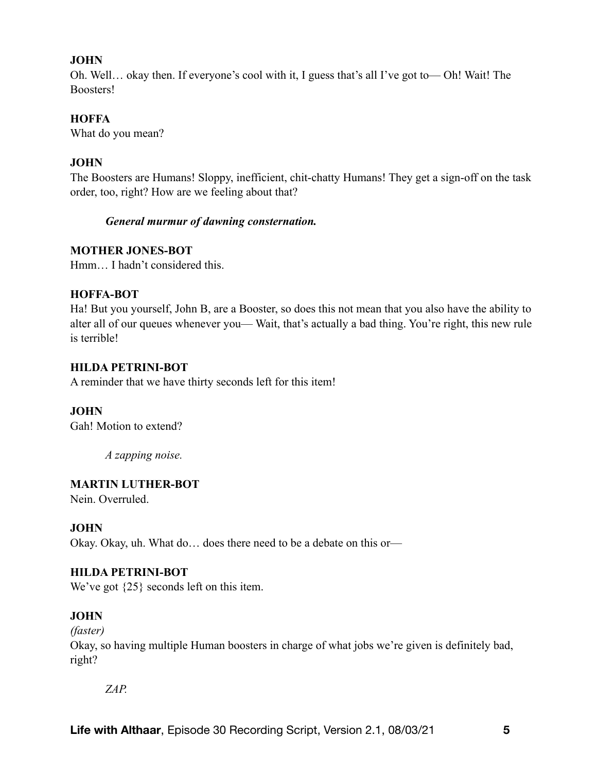**JOHN**
Oh. Well… okay then. If everyone's cool with it, I guess that's all I've got to— Oh! Wait! The Boosters!

**HOFFA**
What do you mean?

**JOHN**
The Boosters are Humans! Sloppy, inefficient, chit-chatty Humans! They get a sign-off on the task order, too, right? How are we feeling about that?

> ***General murmur of dawning consternation.***

**MOTHER JONES-BOT**
Hmm… I hadn't considered this.

**HOFFA-BOT**
Ha! But you yourself, John B, are a Booster, so does this not mean that you also have the ability to alter all of our queues whenever you— Wait, that's actually a bad thing. You're right, this new rule is terrible!

**HILDA PETRINI-BOT**
A reminder that we have thirty seconds left for this item!

**JOHN**
Gah! Motion to extend?

> *A zapping noise.*

**MARTIN LUTHER-BOT**
Nein. Overruled.

**JOHN**
Okay. Okay, uh. What do… does there need to be a debate on this or—

**HILDA PETRINI-BOT**
We've got {25} seconds left on this item.

**JOHN**
*(faster)*
Okay, so having multiple Human boosters in charge of what jobs we're given is definitely bad, right?

> *ZAP.*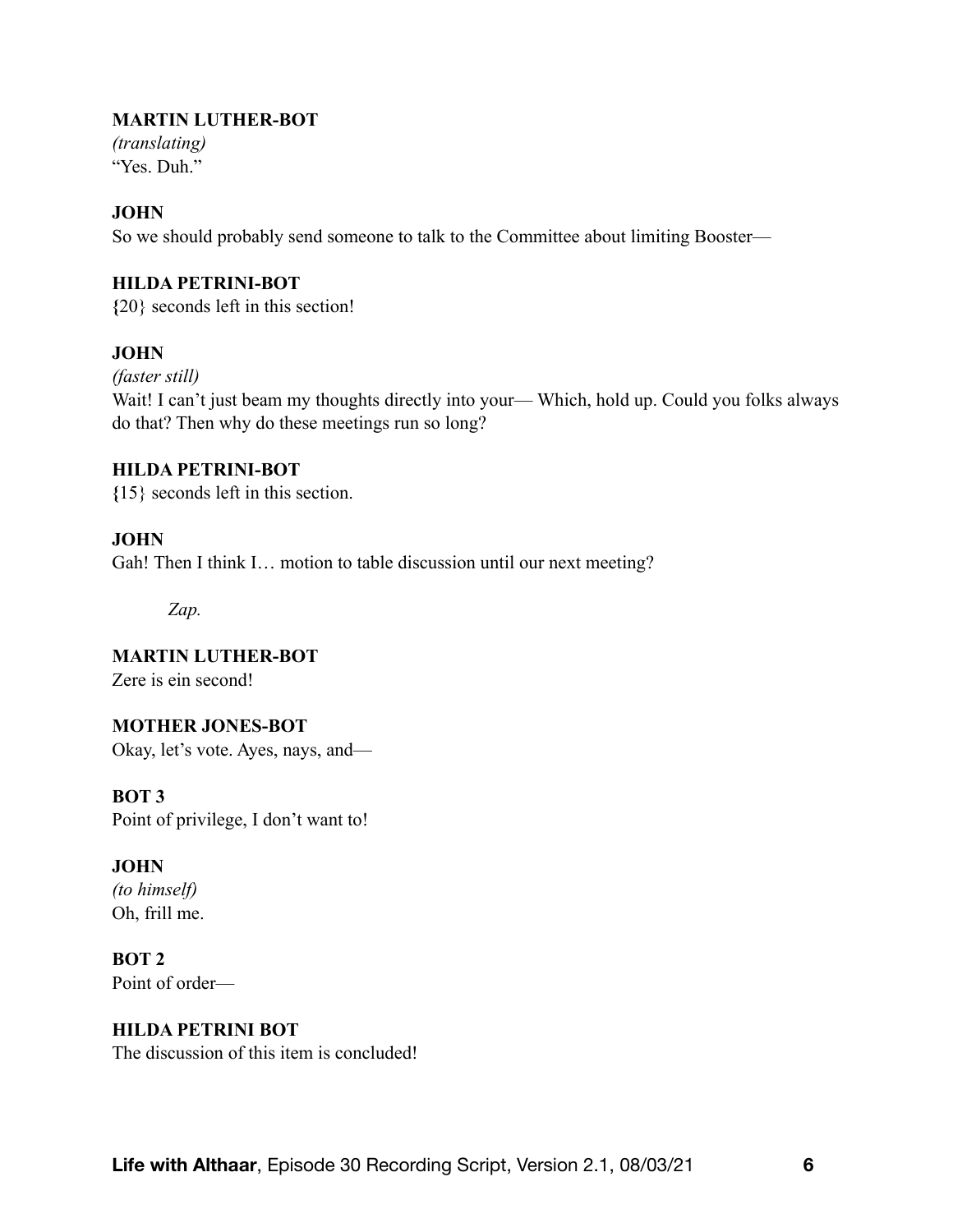**MARTIN LUTHER-BOT**
*(translating)*
"Yes. Duh."

**JOHN**
So we should probably send someone to talk to the Committee about limiting Booster—

**HILDA PETRINI-BOT**
{20} seconds left in this section!

**JOHN**
*(faster still)*
Wait! I can't just beam my thoughts directly into your— Which, hold up. Could you folks always do that? Then why do these meetings run so long?

**HILDA PETRINI-BOT**
{15} seconds left in this section.

**JOHN**
Gah! Then I think I… motion to table discussion until our next meeting?

*Zap.*

**MARTIN LUTHER-BOT**
Zere is ein second!

**MOTHER JONES-BOT**
Okay, let's vote. Ayes, nays, and—

**BOT 3**
Point of privilege, I don't want to!

**JOHN**
*(to himself)*
Oh, frill me.

**BOT 2**
Point of order—

**HILDA PETRINI BOT**
The discussion of this item is concluded!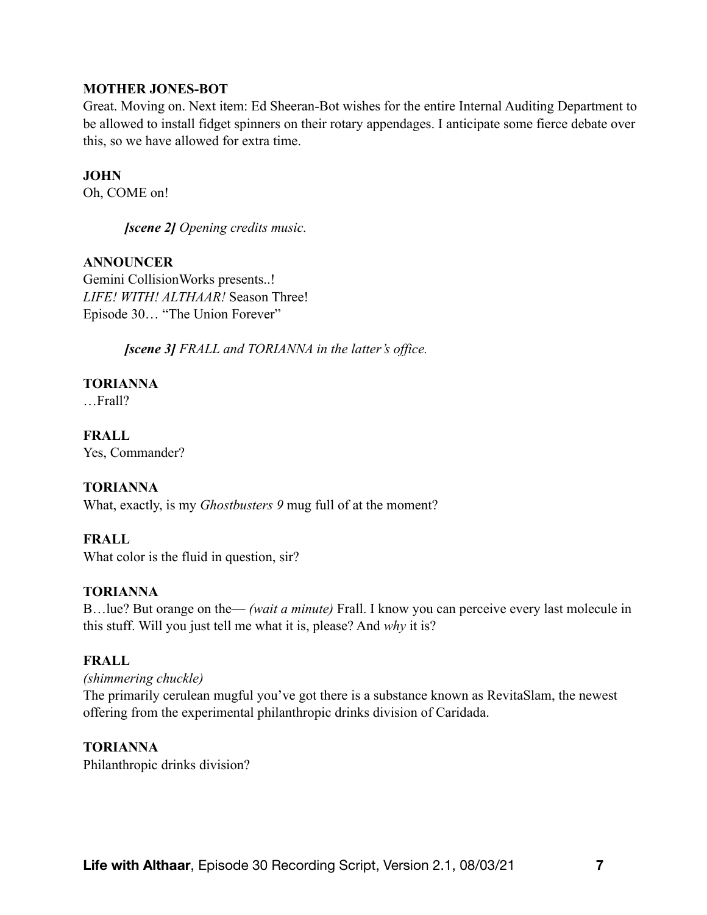**MOTHER JONES-BOT**
Great. Moving on. Next item: Ed Sheeran-Bot wishes for the entire Internal Auditing Department to be allowed to install fidget spinners on their rotary appendages. I anticipate some fierce debate over this, so we have allowed for extra time.

**JOHN**
Oh, COME on!

> ***[scene 2]*** *Opening credits music.*

**ANNOUNCER**
Gemini CollisionWorks presents..!
*LIFE! WITH! ALTHAAR!* Season Three!
Episode 30… "The Union Forever"

> ***[scene 3]*** *FRALL and TORIANNA in the latter's office.*

**TORIANNA**
…Frall?

**FRALL**
Yes, Commander?

**TORIANNA**
What, exactly, is my *Ghostbusters 9* mug full of at the moment?

**FRALL**
What color is the fluid in question, sir?

**TORIANNA**
B…lue? But orange on the— *(wait a minute)* Frall. I know you can perceive every last molecule in this stuff. Will you just tell me what it is, please? And *why* it is?

**FRALL**
*(shimmering chuckle)*
The primarily cerulean mugful you've got there is a substance known as RevitaSlam, the newest offering from the experimental philanthropic drinks division of Caridada.

**TORIANNA**
Philanthropic drinks division?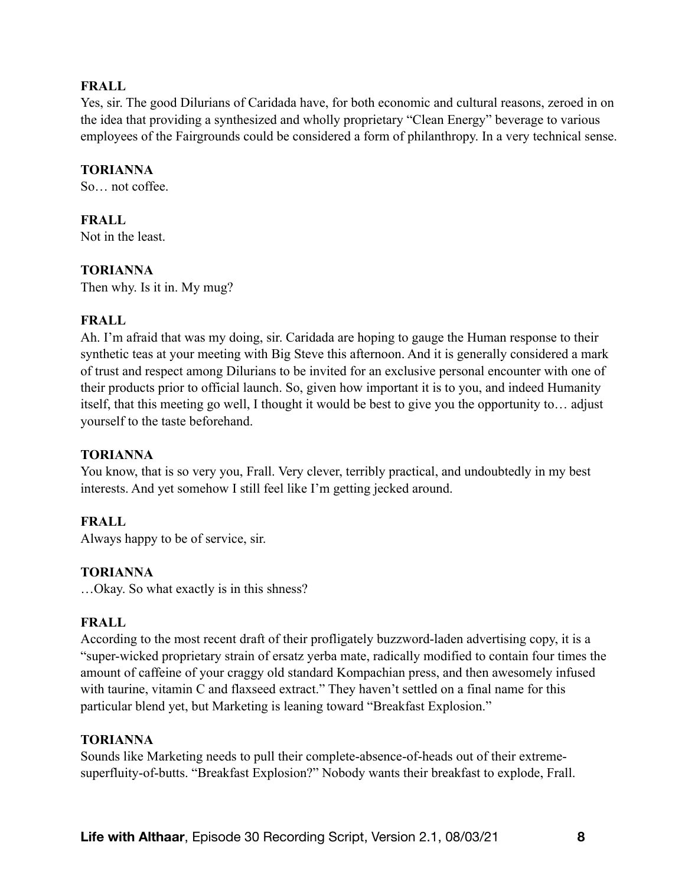**FRALL**
Yes, sir. The good Dilurians of Caridada have, for both economic and cultural reasons, zeroed in on the idea that providing a synthesized and wholly proprietary "Clean Energy" beverage to various employees of the Fairgrounds could be considered a form of philanthropy. In a very technical sense.

**TORIANNA**
So… not coffee.

**FRALL**
Not in the least.

**TORIANNA**
Then why. Is it in. My mug?

**FRALL**
Ah. I'm afraid that was my doing, sir. Caridada are hoping to gauge the Human response to their synthetic teas at your meeting with Big Steve this afternoon. And it is generally considered a mark of trust and respect among Dilurians to be invited for an exclusive personal encounter with one of their products prior to official launch. So, given how important it is to you, and indeed Humanity itself, that this meeting go well, I thought it would be best to give you the opportunity to… adjust yourself to the taste beforehand.

**TORIANNA**
You know, that is so very you, Frall. Very clever, terribly practical, and undoubtedly in my best interests. And yet somehow I still feel like I'm getting jecked around.

**FRALL**
Always happy to be of service, sir.

**TORIANNA**
…Okay. So what exactly is in this shness?

**FRALL**
According to the most recent draft of their profligately buzzword-laden advertising copy, it is a "super-wicked proprietary strain of ersatz yerba mate, radically modified to contain four times the amount of caffeine of your craggy old standard Kompachian press, and then awesomely infused with taurine, vitamin C and flaxseed extract." They haven't settled on a final name for this particular blend yet, but Marketing is leaning toward "Breakfast Explosion."

**TORIANNA**
Sounds like Marketing needs to pull their complete-absence-of-heads out of their extreme-superfluity-of-butts. "Breakfast Explosion?" Nobody wants their breakfast to explode, Frall.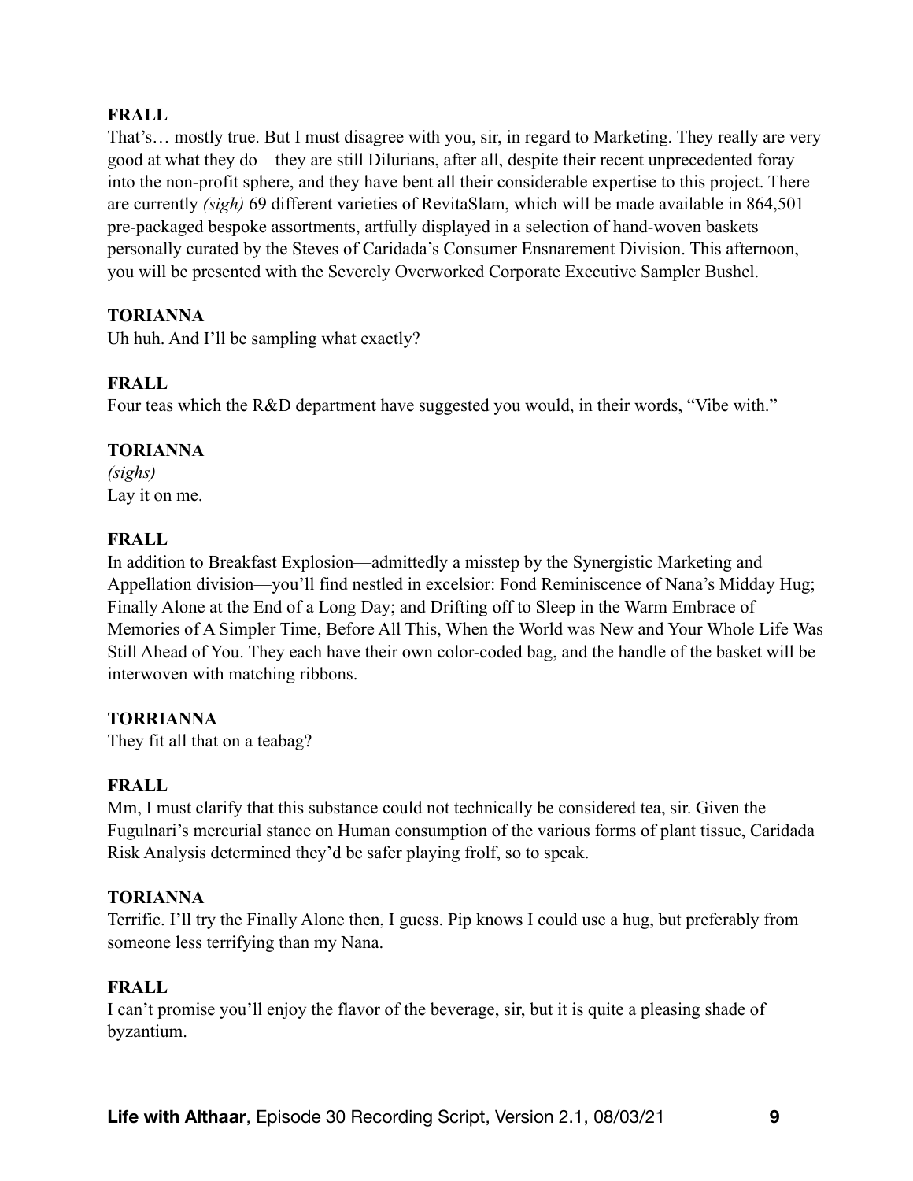**FRALL**
That's… mostly true. But I must disagree with you, sir, in regard to Marketing. They really are very good at what they do—they are still Dilurians, after all, despite their recent unprecedented foray into the non-profit sphere, and they have bent all their considerable expertise to this project. There are currently *(sigh)* 69 different varieties of RevitaSlam, which will be made available in 864,501 pre-packaged bespoke assortments, artfully displayed in a selection of hand-woven baskets personally curated by the Steves of Caridada's Consumer Ensnarement Division. This afternoon, you will be presented with the Severely Overworked Corporate Executive Sampler Bushel.

**TORIANNA**
Uh huh. And I'll be sampling what exactly?

**FRALL**
Four teas which the R&D department have suggested you would, in their words, "Vibe with."

**TORIANNA**
*(sighs)*
Lay it on me.

**FRALL**
In addition to Breakfast Explosion—admittedly a misstep by the Synergistic Marketing and Appellation division—you'll find nestled in excelsior: Fond Reminiscence of Nana's Midday Hug; Finally Alone at the End of a Long Day; and Drifting off to Sleep in the Warm Embrace of Memories of A Simpler Time, Before All This, When the World was New and Your Whole Life Was Still Ahead of You. They each have their own color-coded bag, and the handle of the basket will be interwoven with matching ribbons.

**TORRIANNA**
They fit all that on a teabag?

**FRALL**
Mm, I must clarify that this substance could not technically be considered tea, sir. Given the Fugulnari's mercurial stance on Human consumption of the various forms of plant tissue, Caridada Risk Analysis determined they'd be safer playing frolf, so to speak.

**TORIANNA**
Terrific. I'll try the Finally Alone then, I guess. Pip knows I could use a hug, but preferably from someone less terrifying than my Nana.

**FRALL**
I can't promise you'll enjoy the flavor of the beverage, sir, but it is quite a pleasing shade of byzantium.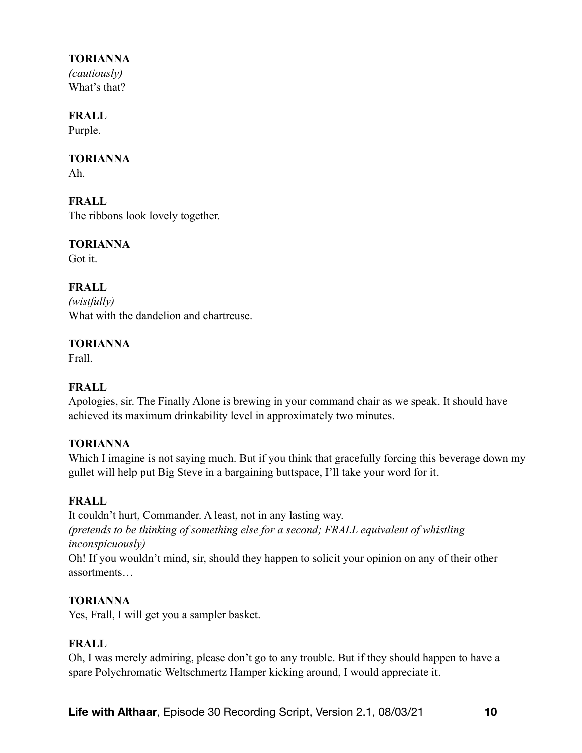**TORIANNA**
*(cautiously)*
What's that?

**FRALL**
Purple.

**TORIANNA**
Ah.

**FRALL**
The ribbons look lovely together.

**TORIANNA**
Got it.

**FRALL**
*(wistfully)*
What with the dandelion and chartreuse.

**TORIANNA**
Frall.

**FRALL**
Apologies, sir. The Finally Alone is brewing in your command chair as we speak. It should have achieved its maximum drinkability level in approximately two minutes.

**TORIANNA**
Which I imagine is not saying much. But if you think that gracefully forcing this beverage down my gullet will help put Big Steve in a bargaining buttspace, I'll take your word for it.

**FRALL**
It couldn't hurt, Commander. A least, not in any lasting way.
*(pretends to be thinking of something else for a second; FRALL equivalent of whistling inconspicuously)*
Oh! If you wouldn't mind, sir, should they happen to solicit your opinion on any of their other assortments…

**TORIANNA**
Yes, Frall, I will get you a sampler basket.

**FRALL**
Oh, I was merely admiring, please don't go to any trouble. But if they should happen to have a spare Polychromatic Weltschmertz Hamper kicking around, I would appreciate it.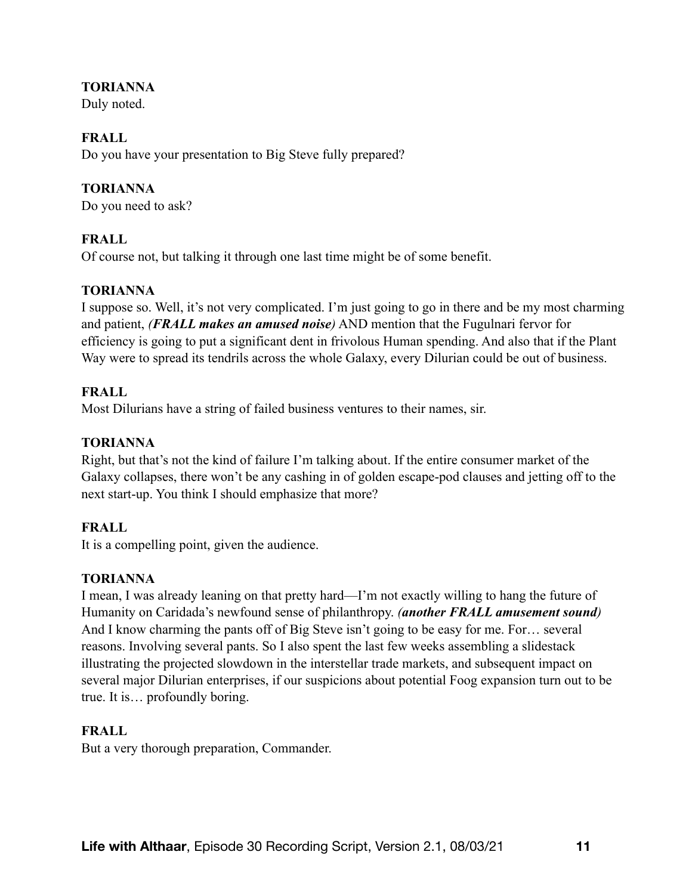**TORIANNA**
Duly noted.

**FRALL**
Do you have your presentation to Big Steve fully prepared?

**TORIANNA**
Do you need to ask?

**FRALL**
Of course not, but talking it through one last time might be of some benefit.

**TORIANNA**
I suppose so. Well, it's not very complicated. I'm just going to go in there and be my most charming and patient, ***(FRALL makes an amused noise)*** AND mention that the Fugulnari fervor for efficiency is going to put a significant dent in frivolous Human spending. And also that if the Plant Way were to spread its tendrils across the whole Galaxy, every Dilurian could be out of business.

**FRALL**
Most Dilurians have a string of failed business ventures to their names, sir.

**TORIANNA**
Right, but that's not the kind of failure I'm talking about. If the entire consumer market of the Galaxy collapses, there won't be any cashing in of golden escape-pod clauses and jetting off to the next start-up. You think I should emphasize that more?

**FRALL**
It is a compelling point, given the audience.

**TORIANNA**
I mean, I was already leaning on that pretty hard—I'm not exactly willing to hang the future of Humanity on Caridada's newfound sense of philanthropy. ***(another FRALL amusement sound)*** And I know charming the pants off of Big Steve isn't going to be easy for me. For… several reasons. Involving several pants. So I also spent the last few weeks assembling a slidestack illustrating the projected slowdown in the interstellar trade markets, and subsequent impact on several major Dilurian enterprises, if our suspicions about potential Foog expansion turn out to be true. It is… profoundly boring.

**FRALL**
But a very thorough preparation, Commander.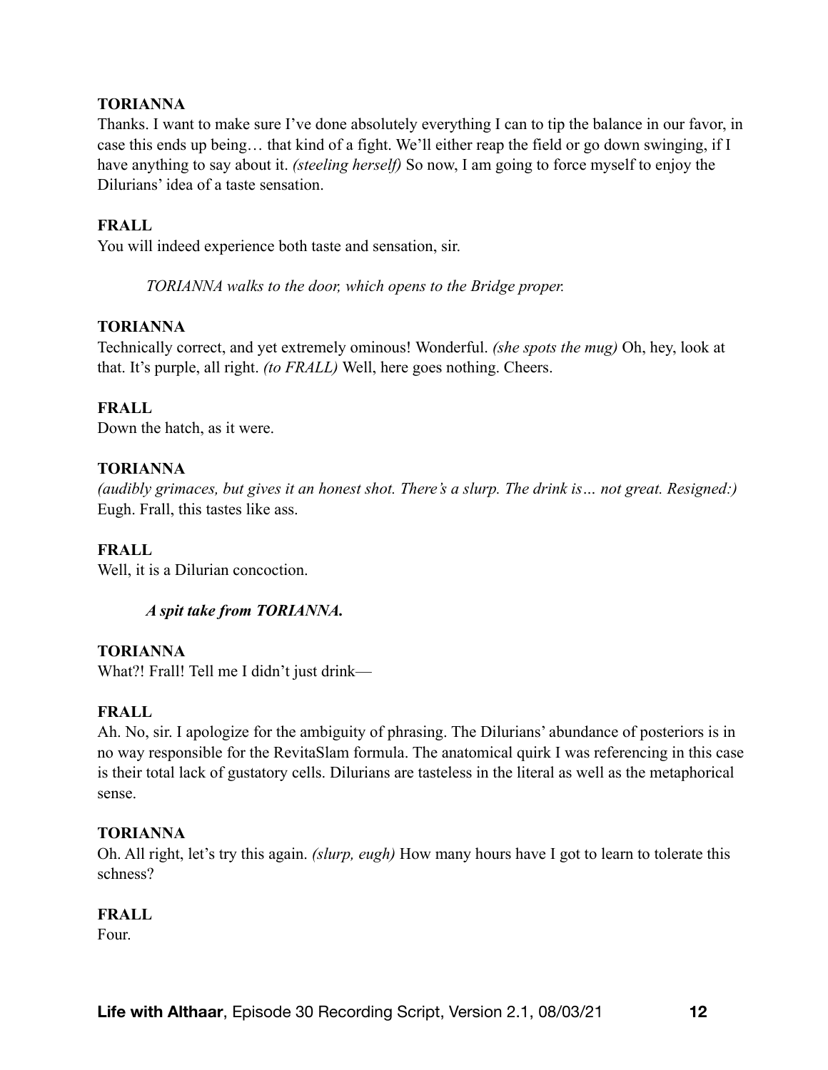**TORIANNA**

Thanks. I want to make sure I've done absolutely everything I can to tip the balance in our favor, in case this ends up being… that kind of a fight. We'll either reap the field or go down swinging, if I have anything to say about it. *(steeling herself)* So now, I am going to force myself to enjoy the Dilurians' idea of a taste sensation.

**FRALL**

You will indeed experience both taste and sensation, sir.

> *TORIANNA walks to the door, which opens to the Bridge proper.*

**TORIANNA**

Technically correct, and yet extremely ominous! Wonderful. *(she spots the mug)* Oh, hey, look at that. It's purple, all right. *(to FRALL)* Well, here goes nothing. Cheers.

**FRALL**

Down the hatch, as it were.

**TORIANNA**

*(audibly grimaces, but gives it an honest shot. There's a slurp. The drink is… not great. Resigned:)* Eugh. Frall, this tastes like ass.

**FRALL**

Well, it is a Dilurian concoction.

> ***A spit take from TORIANNA.***

**TORIANNA**

What?! Frall! Tell me I didn't just drink—

**FRALL**

Ah. No, sir. I apologize for the ambiguity of phrasing. The Dilurians' abundance of posteriors is in no way responsible for the RevitaSlam formula. The anatomical quirk I was referencing in this case is their total lack of gustatory cells. Dilurians are tasteless in the literal as well as the metaphorical sense.

**TORIANNA**

Oh. All right, let's try this again. *(slurp, eugh)* How many hours have I got to learn to tolerate this schness?

**FRALL**

Four.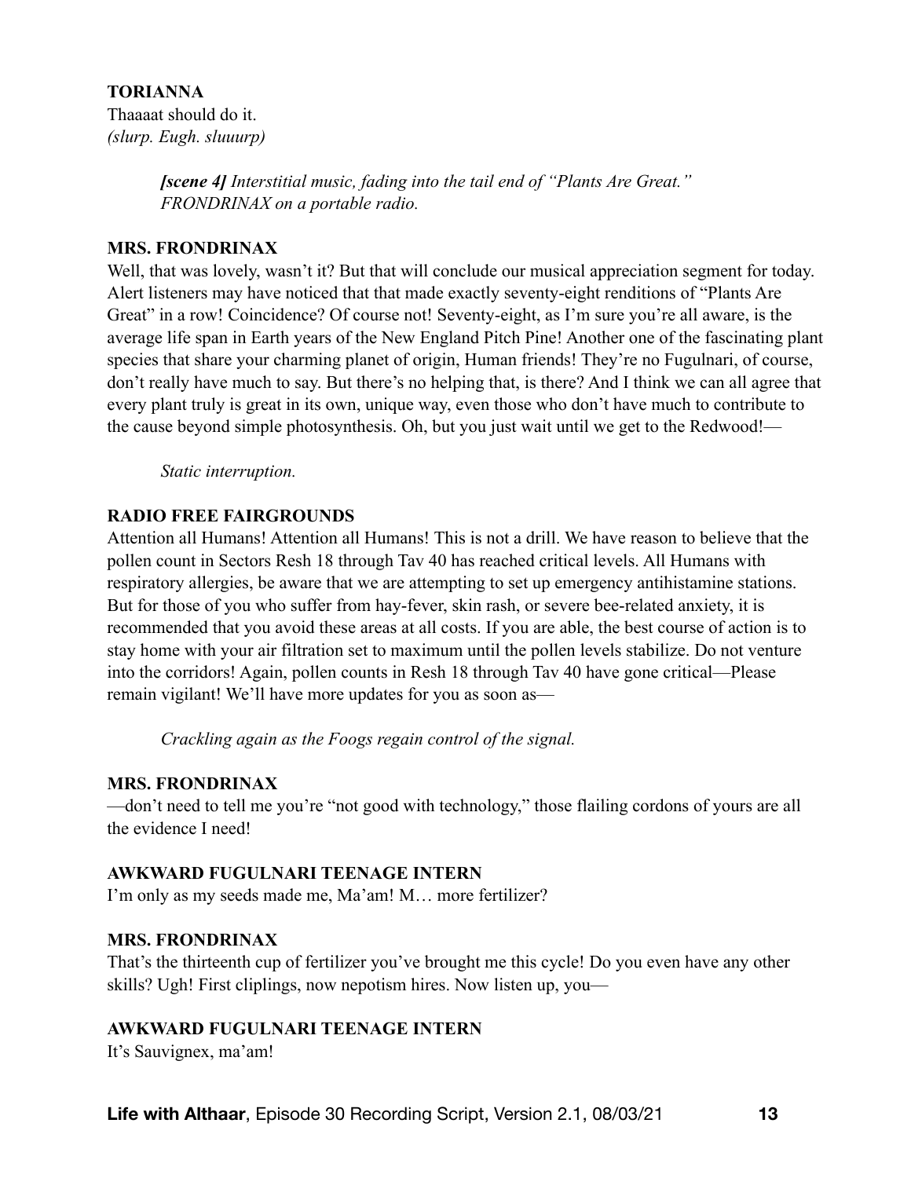**TORIANNA**
Thaaaat should do it.
*(slurp. Eugh. sluuurp)*

> ***[scene 4]*** *Interstitial music, fading into the tail end of "Plants Are Great." FRONDRINAX on a portable radio.*

**MRS. FRONDRINAX**
Well, that was lovely, wasn't it? But that will conclude our musical appreciation segment for today. Alert listeners may have noticed that that made exactly seventy-eight renditions of "Plants Are Great" in a row! Coincidence? Of course not! Seventy-eight, as I'm sure you're all aware, is the average life span in Earth years of the New England Pitch Pine! Another one of the fascinating plant species that share your charming planet of origin, Human friends! They're no Fugulnari, of course, don't really have much to say. But there's no helping that, is there? And I think we can all agree that every plant truly is great in its own, unique way, even those who don't have much to contribute to the cause beyond simple photosynthesis. Oh, but you just wait until we get to the Redwood!—

> *Static interruption.*

**RADIO FREE FAIRGROUNDS**
Attention all Humans! Attention all Humans! This is not a drill. We have reason to believe that the pollen count in Sectors Resh 18 through Tav 40 has reached critical levels. All Humans with respiratory allergies, be aware that we are attempting to set up emergency antihistamine stations. But for those of you who suffer from hay-fever, skin rash, or severe bee-related anxiety, it is recommended that you avoid these areas at all costs. If you are able, the best course of action is to stay home with your air filtration set to maximum until the pollen levels stabilize. Do not venture into the corridors! Again, pollen counts in Resh 18 through Tav 40 have gone critical—Please remain vigilant! We'll have more updates for you as soon as—

> *Crackling again as the Foogs regain control of the signal.*

**MRS. FRONDRINAX**
—don't need to tell me you're "not good with technology," those flailing cordons of yours are all the evidence I need!

**AWKWARD FUGULNARI TEENAGE INTERN**
I'm only as my seeds made me, Ma'am! M… more fertilizer?

**MRS. FRONDRINAX**
That's the thirteenth cup of fertilizer you've brought me this cycle! Do you even have any other skills? Ugh! First cliplings, now nepotism hires. Now listen up, you—

**AWKWARD FUGULNARI TEENAGE INTERN**
It's Sauvignex, ma'am!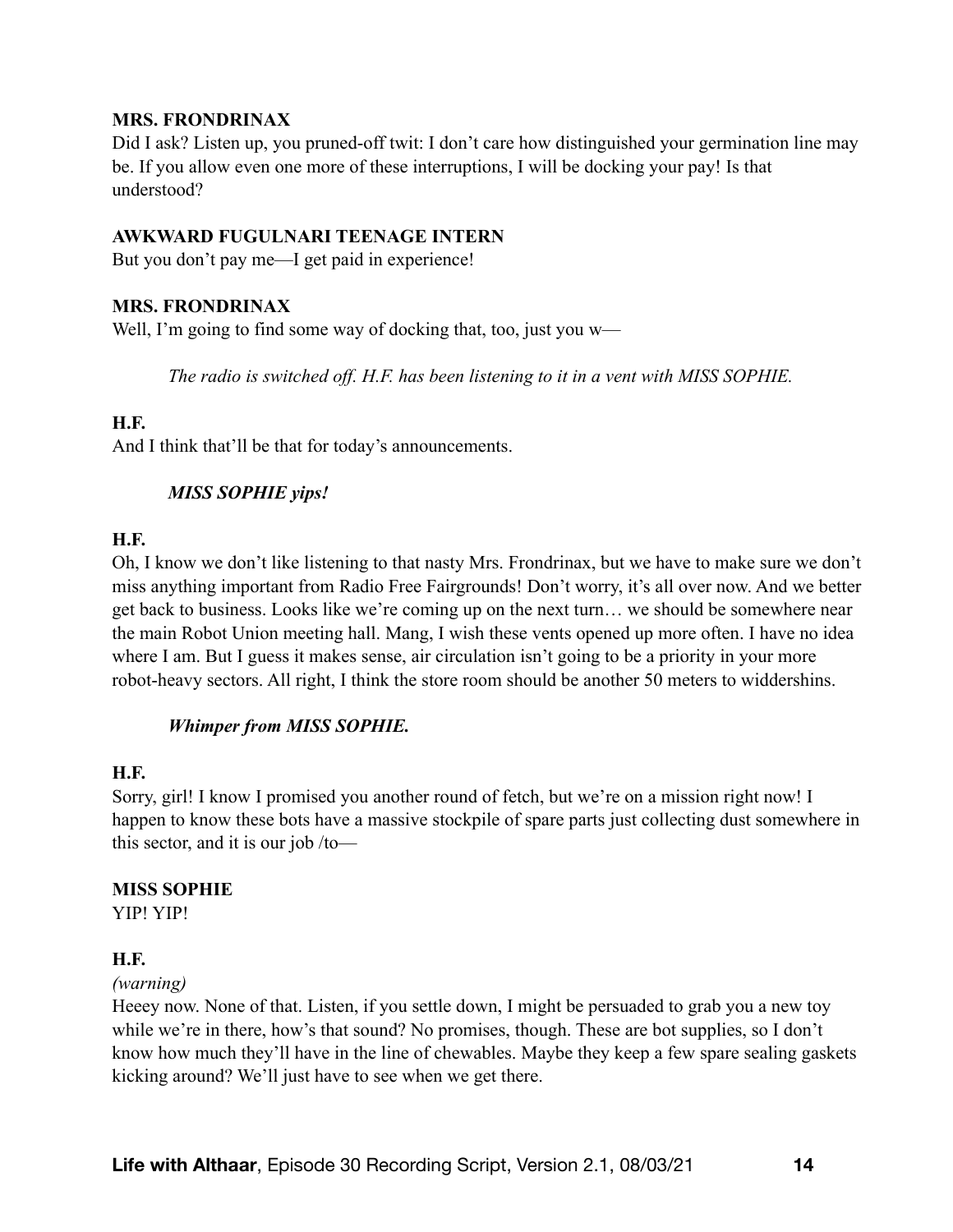**MRS. FRONDRINAX**

Did I ask? Listen up, you pruned-off twit: I don't care how distinguished your germination line may be. If you allow even one more of these interruptions, I will be docking your pay! Is that understood?

**AWKWARD FUGULNARI TEENAGE INTERN**

But you don't pay me—I get paid in experience!

**MRS. FRONDRINAX**

Well, I'm going to find some way of docking that, too, just you w—

*The radio is switched off. H.F. has been listening to it in a vent with MISS SOPHIE.*

**H.F.**

And I think that'll be that for today's announcements.

***MISS SOPHIE yips!***

**H.F.**

Oh, I know we don't like listening to that nasty Mrs. Frondrinax, but we have to make sure we don't miss anything important from Radio Free Fairgrounds! Don't worry, it's all over now. And we better get back to business. Looks like we're coming up on the next turn… we should be somewhere near the main Robot Union meeting hall. Mang, I wish these vents opened up more often. I have no idea where I am. But I guess it makes sense, air circulation isn't going to be a priority in your more robot-heavy sectors. All right, I think the store room should be another 50 meters to widdershins.

***Whimper from MISS SOPHIE.***

**H.F.**

Sorry, girl! I know I promised you another round of fetch, but we're on a mission right now! I happen to know these bots have a massive stockpile of spare parts just collecting dust somewhere in this sector, and it is our job /to—

**MISS SOPHIE**

YIP! YIP!

**H.F.**

*(warning)*

Heeey now. None of that. Listen, if you settle down, I might be persuaded to grab you a new toy while we're in there, how's that sound? No promises, though. These are bot supplies, so I don't know how much they'll have in the line of chewables. Maybe they keep a few spare sealing gaskets kicking around? We'll just have to see when we get there.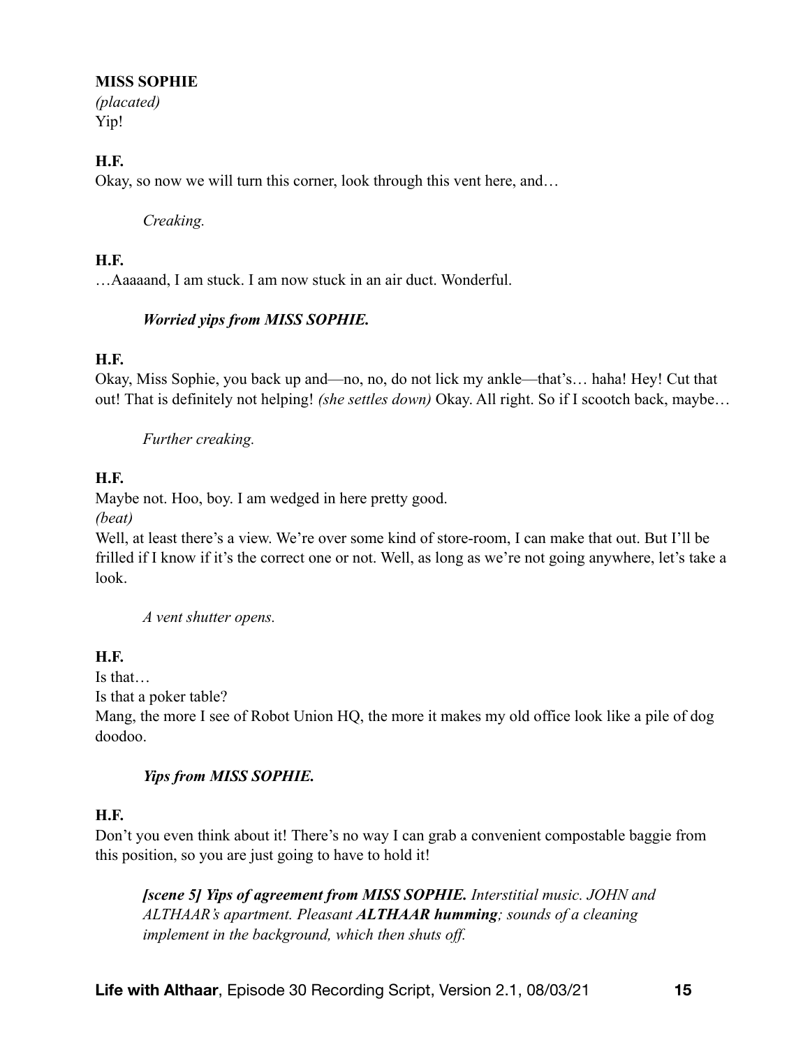**MISS SOPHIE**
*(placated)*
Yip!

**H.F.**
Okay, so now we will turn this corner, look through this vent here, and…

*Creaking.*

**H.F.**
…Aaaaand, I am stuck. I am now stuck in an air duct. Wonderful.

***Worried yips from MISS SOPHIE.***

**H.F.**
Okay, Miss Sophie, you back up and—no, no, do not lick my ankle—that's… haha! Hey! Cut that out! That is definitely not helping! *(she settles down)* Okay. All right. So if I scootch back, maybe…

*Further creaking.*

**H.F.**
Maybe not. Hoo, boy. I am wedged in here pretty good.
*(beat)*
Well, at least there's a view. We're over some kind of store-room, I can make that out. But I'll be frilled if I know if it's the correct one or not. Well, as long as we're not going anywhere, let's take a look.

*A vent shutter opens.*

**H.F.**
Is that…
Is that a poker table?
Mang, the more I see of Robot Union HQ, the more it makes my old office look like a pile of dog doodoo.

***Yips from MISS SOPHIE.***

**H.F.**
Don't you even think about it! There's no way I can grab a convenient compostable baggie from this position, so you are just going to have to hold it!

***[scene 5] Yips of agreement from MISS SOPHIE.*** *Interstitial music. JOHN and ALTHAAR's apartment. Pleasant* ***ALTHAAR humming****; sounds of a cleaning implement in the background, which then shuts off.*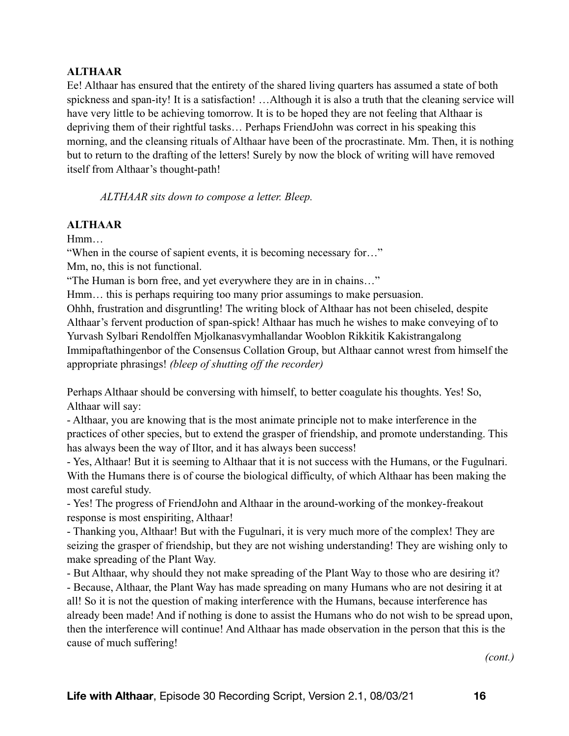**ALTHAAR**

Ee! Althaar has ensured that the entirety of the shared living quarters has assumed a state of both spickness and span-ity! It is a satisfaction! …Although it is also a truth that the cleaning service will have very little to be achieving tomorrow. It is to be hoped they are not feeling that Althaar is depriving them of their rightful tasks… Perhaps FriendJohn was correct in his speaking this morning, and the cleansing rituals of Althaar have been of the procrastinate. Mm. Then, it is nothing but to return to the drafting of the letters! Surely by now the block of writing will have removed itself from Althaar's thought-path!

*ALTHAAR sits down to compose a letter. Bleep.*

**ALTHAAR**

Hmm…

"When in the course of sapient events, it is becoming necessary for…"

Mm, no, this is not functional.

"The Human is born free, and yet everywhere they are in in chains…"

Hmm… this is perhaps requiring too many prior assumings to make persuasion.

Ohhh, frustration and disgruntling! The writing block of Althaar has not been chiseled, despite Althaar's fervent production of span-spick! Althaar has much he wishes to make conveying of to Yurvash Sylbari Rendolffen Mjolkanasvymhallandar Wooblon Rikkitik Kakistrangalong Immipaftathingenbor of the Consensus Collation Group, but Althaar cannot wrest from himself the appropriate phrasings! *(bleep of shutting off the recorder)*

Perhaps Althaar should be conversing with himself, to better coagulate his thoughts. Yes! So, Althaar will say:

- Althaar, you are knowing that is the most animate principle not to make interference in the practices of other species, but to extend the grasper of friendship, and promote understanding. This has always been the way of Iltor, and it has always been success!
- Yes, Althaar! But it is seeming to Althaar that it is not success with the Humans, or the Fugulnari. With the Humans there is of course the biological difficulty, of which Althaar has been making the most careful study.
- Yes! The progress of FriendJohn and Althaar in the around-working of the monkey-freakout response is most enspiriting, Althaar!
- Thanking you, Althaar! But with the Fugulnari, it is very much more of the complex! They are seizing the grasper of friendship, but they are not wishing understanding! They are wishing only to make spreading of the Plant Way.
- But Althaar, why should they not make spreading of the Plant Way to those who are desiring it?
- Because, Althaar, the Plant Way has made spreading on many Humans who are not desiring it at all! So it is not the question of making interference with the Humans, because interference has already been made! And if nothing is done to assist the Humans who do not wish to be spread upon, then the interference will continue! And Althaar has made observation in the person that this is the cause of much suffering!

*(cont.)*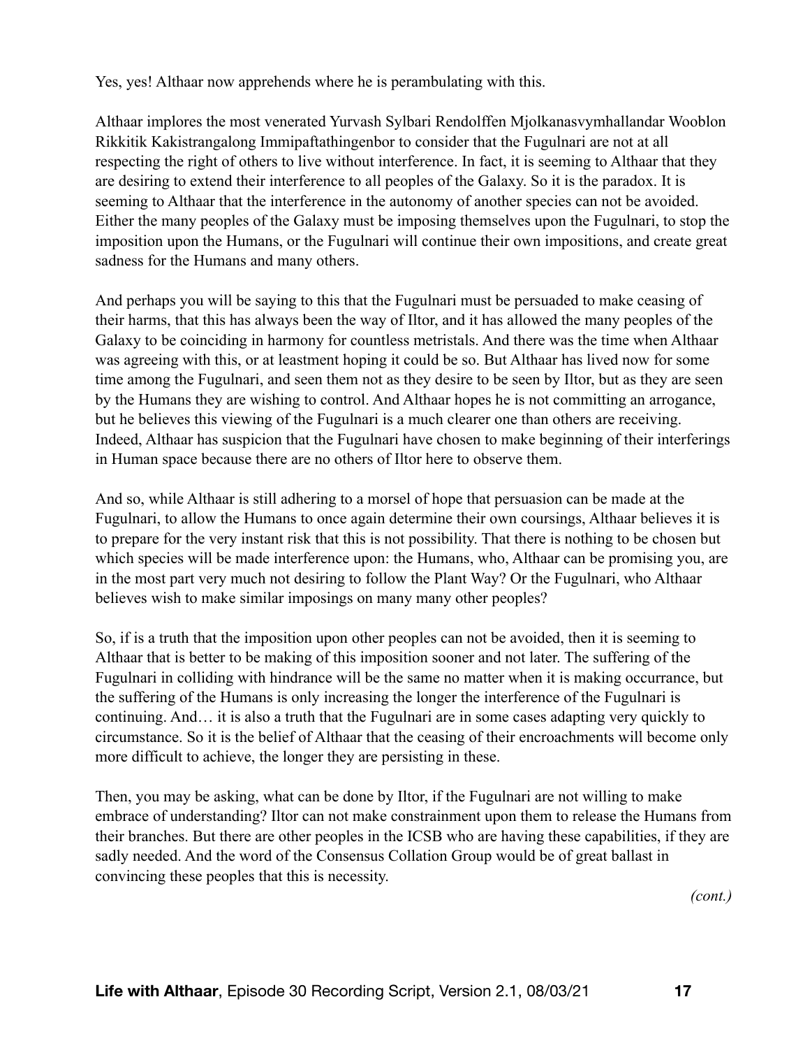Yes, yes! Althaar now apprehends where he is perambulating with this.

Althaar implores the most venerated Yurvash Sylbari Rendolffen Mjolkanasvymhallandar Wooblon Rikkitik Kakistrangalong Immipaftathingenbor to consider that the Fugulnari are not at all respecting the right of others to live without interference. In fact, it is seeming to Althaar that they are desiring to extend their interference to all peoples of the Galaxy. So it is the paradox. It is seeming to Althaar that the interference in the autonomy of another species can not be avoided. Either the many peoples of the Galaxy must be imposing themselves upon the Fugulnari, to stop the imposition upon the Humans, or the Fugulnari will continue their own impositions, and create great sadness for the Humans and many others.

And perhaps you will be saying to this that the Fugulnari must be persuaded to make ceasing of their harms, that this has always been the way of Iltor, and it has allowed the many peoples of the Galaxy to be coinciding in harmony for countless metristals. And there was the time when Althaar was agreeing with this, or at leastment hoping it could be so. But Althaar has lived now for some time among the Fugulnari, and seen them not as they desire to be seen by Iltor, but as they are seen by the Humans they are wishing to control. And Althaar hopes he is not committing an arrogance, but he believes this viewing of the Fugulnari is a much clearer one than others are receiving. Indeed, Althaar has suspicion that the Fugulnari have chosen to make beginning of their interferings in Human space because there are no others of Iltor here to observe them.

And so, while Althaar is still adhering to a morsel of hope that persuasion can be made at the Fugulnari, to allow the Humans to once again determine their own coursings, Althaar believes it is to prepare for the very instant risk that this is not possibility. That there is nothing to be chosen but which species will be made interference upon: the Humans, who, Althaar can be promising you, are in the most part very much not desiring to follow the Plant Way? Or the Fugulnari, who Althaar believes wish to make similar imposings on many many other peoples?

So, if is a truth that the imposition upon other peoples can not be avoided, then it is seeming to Althaar that is better to be making of this imposition sooner and not later. The suffering of the Fugulnari in colliding with hindrance will be the same no matter when it is making occurrance, but the suffering of the Humans is only increasing the longer the interference of the Fugulnari is continuing. And… it is also a truth that the Fugulnari are in some cases adapting very quickly to circumstance. So it is the belief of Althaar that the ceasing of their encroachments will become only more difficult to achieve, the longer they are persisting in these.

Then, you may be asking, what can be done by Iltor, if the Fugulnari are not willing to make embrace of understanding? Iltor can not make constrainment upon them to release the Humans from their branches. But there are other peoples in the ICSB who are having these capabilities, if they are sadly needed. And the word of the Consensus Collation Group would be of great ballast in convincing these peoples that this is necessity.

*(cont.)*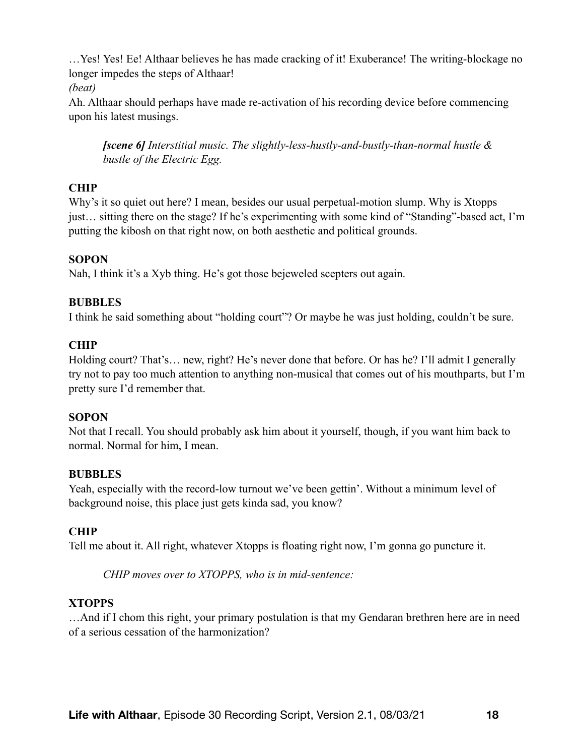…Yes! Yes! Ee! Althaar believes he has made cracking of it! Exuberance! The writing-blockage no longer impedes the steps of Althaar!

*(beat)*

Ah. Althaar should perhaps have made re-activation of his recording device before commencing upon his latest musings.

> ***[scene 6]*** *Interstitial music. The slightly-less-hustly-and-bustly-than-normal hustle & bustle of the Electric Egg.*

**CHIP**

Why's it so quiet out here? I mean, besides our usual perpetual-motion slump. Why is Xtopps just… sitting there on the stage? If he's experimenting with some kind of "Standing"-based act, I'm putting the kibosh on that right now, on both aesthetic and political grounds.

**SOPON**

Nah, I think it's a Xyb thing. He's got those bejeweled scepters out again.

**BUBBLES**

I think he said something about "holding court"? Or maybe he was just holding, couldn't be sure.

**CHIP**

Holding court? That's… new, right? He's never done that before. Or has he? I'll admit I generally try not to pay too much attention to anything non-musical that comes out of his mouthparts, but I'm pretty sure I'd remember that.

**SOPON**

Not that I recall. You should probably ask him about it yourself, though, if you want him back to normal. Normal for him, I mean.

**BUBBLES**

Yeah, especially with the record-low turnout we've been gettin'. Without a minimum level of background noise, this place just gets kinda sad, you know?

**CHIP**

Tell me about it. All right, whatever Xtopps is floating right now, I'm gonna go puncture it.

> *CHIP moves over to XTOPPS, who is in mid-sentence:*

**XTOPPS**

…And if I chom this right, your primary postulation is that my Gendaran brethren here are in need of a serious cessation of the harmonization?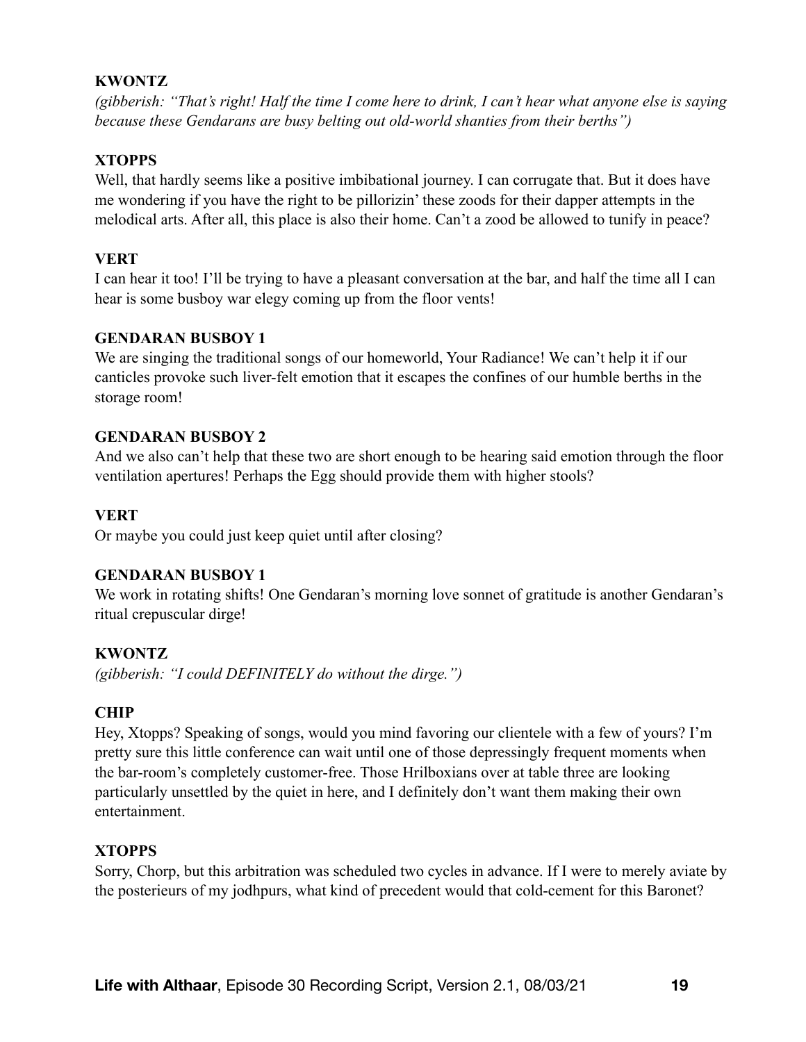**KWONTZ**
*(gibberish: "That's right! Half the time I come here to drink, I can't hear what anyone else is saying because these Gendarans are busy belting out old-world shanties from their berths")*

**XTOPPS**
Well, that hardly seems like a positive imbibational journey. I can corrugate that. But it does have me wondering if you have the right to be pillorizin' these zoods for their dapper attempts in the melodical arts. After all, this place is also their home. Can't a zood be allowed to tunify in peace?

**VERT**
I can hear it too! I'll be trying to have a pleasant conversation at the bar, and half the time all I can hear is some busboy war elegy coming up from the floor vents!

**GENDARAN BUSBOY 1**
We are singing the traditional songs of our homeworld, Your Radiance! We can't help it if our canticles provoke such liver-felt emotion that it escapes the confines of our humble berths in the storage room!

**GENDARAN BUSBOY 2**
And we also can't help that these two are short enough to be hearing said emotion through the floor ventilation apertures! Perhaps the Egg should provide them with higher stools?

**VERT**
Or maybe you could just keep quiet until after closing?

**GENDARAN BUSBOY 1**
We work in rotating shifts! One Gendaran's morning love sonnet of gratitude is another Gendaran's ritual crepuscular dirge!

**KWONTZ**
*(gibberish: "I could DEFINITELY do without the dirge.")*

**CHIP**
Hey, Xtopps? Speaking of songs, would you mind favoring our clientele with a few of yours? I'm pretty sure this little conference can wait until one of those depressingly frequent moments when the bar-room's completely customer-free. Those Hrilboxians over at table three are looking particularly unsettled by the quiet in here, and I definitely don't want them making their own entertainment.

**XTOPPS**
Sorry, Chorp, but this arbitration was scheduled two cycles in advance. If I were to merely aviate by the posterieurs of my jodhpurs, what kind of precedent would that cold-cement for this Baronet?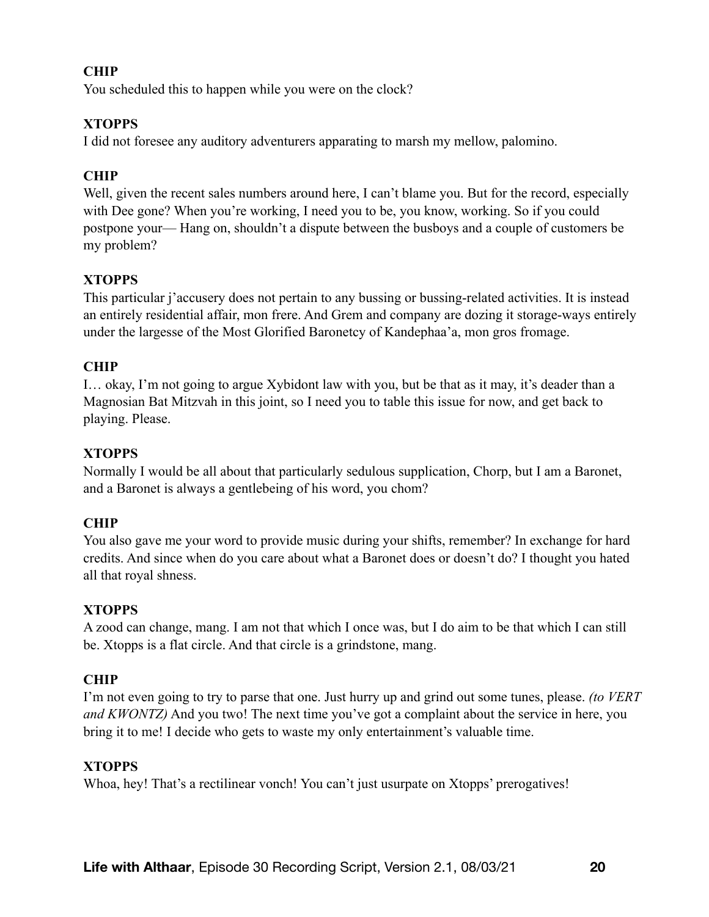**CHIP**

You scheduled this to happen while you were on the clock?

**XTOPPS**

I did not foresee any auditory adventurers apparating to marsh my mellow, palomino.

**CHIP**

Well, given the recent sales numbers around here, I can't blame you. But for the record, especially with Dee gone? When you're working, I need you to be, you know, working. So if you could postpone your— Hang on, shouldn't a dispute between the busboys and a couple of customers be my problem?

**XTOPPS**

This particular j'accusery does not pertain to any bussing or bussing-related activities. It is instead an entirely residential affair, mon frere. And Grem and company are dozing it storage-ways entirely under the largesse of the Most Glorified Baronetcy of Kandephaa'a, mon gros fromage.

**CHIP**

I… okay, I'm not going to argue Xybidont law with you, but be that as it may, it's deader than a Magnosian Bat Mitzvah in this joint, so I need you to table this issue for now, and get back to playing. Please.

**XTOPPS**

Normally I would be all about that particularly sedulous supplication, Chorp, but I am a Baronet, and a Baronet is always a gentlebeing of his word, you chom?

**CHIP**

You also gave me your word to provide music during your shifts, remember? In exchange for hard credits. And since when do you care about what a Baronet does or doesn't do? I thought you hated all that royal shness.

**XTOPPS**

A zood can change, mang. I am not that which I once was, but I do aim to be that which I can still be. Xtopps is a flat circle. And that circle is a grindstone, mang.

**CHIP**

I'm not even going to try to parse that one. Just hurry up and grind out some tunes, please. *(to VERT and KWONTZ)* And you two! The next time you've got a complaint about the service in here, you bring it to me! I decide who gets to waste my only entertainment's valuable time.

**XTOPPS**

Whoa, hey! That's a rectilinear vonch! You can't just usurpate on Xtopps' prerogatives!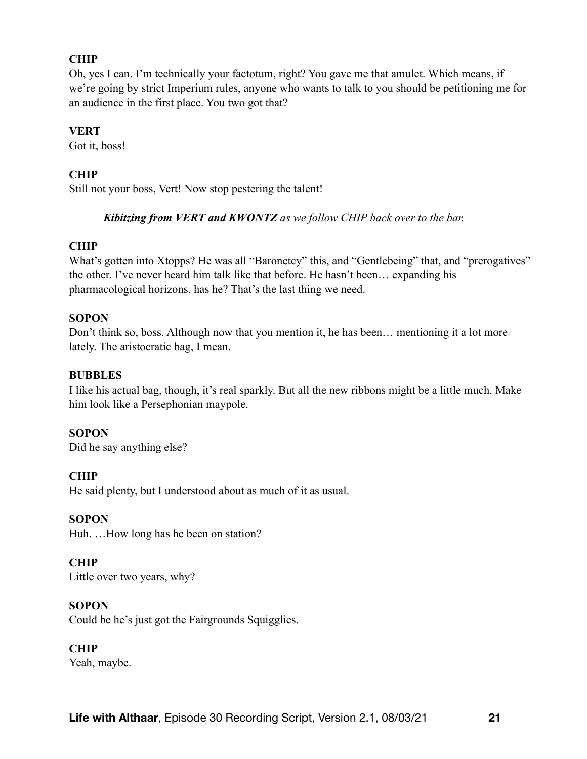**CHIP**
Oh, yes I can. I'm technically your factotum, right? You gave me that amulet. Which means, if we're going by strict Imperium rules, anyone who wants to talk to you should be petitioning me for an audience in the first place. You two got that?

**VERT**
Got it, boss!

**CHIP**
Still not your boss, Vert! Now stop pestering the talent!

> ***Kibitzing from VERT and KWONTZ*** *as we follow CHIP back over to the bar.*

**CHIP**
What's gotten into Xtopps? He was all "Baronetcy" this, and "Gentlebeing" that, and "prerogatives" the other. I've never heard him talk like that before. He hasn't been… expanding his pharmacological horizons, has he? That's the last thing we need.

**SOPON**
Don't think so, boss. Although now that you mention it, he has been… mentioning it a lot more lately. The aristocratic bag, I mean.

**BUBBLES**
I like his actual bag, though, it's real sparkly. But all the new ribbons might be a little much. Make him look like a Persephonian maypole.

**SOPON**
Did he say anything else?

**CHIP**
He said plenty, but I understood about as much of it as usual.

**SOPON**
Huh. …How long has he been on station?

**CHIP**
Little over two years, why?

**SOPON**
Could be he's just got the Fairgrounds Squigglies.

**CHIP**
Yeah, maybe.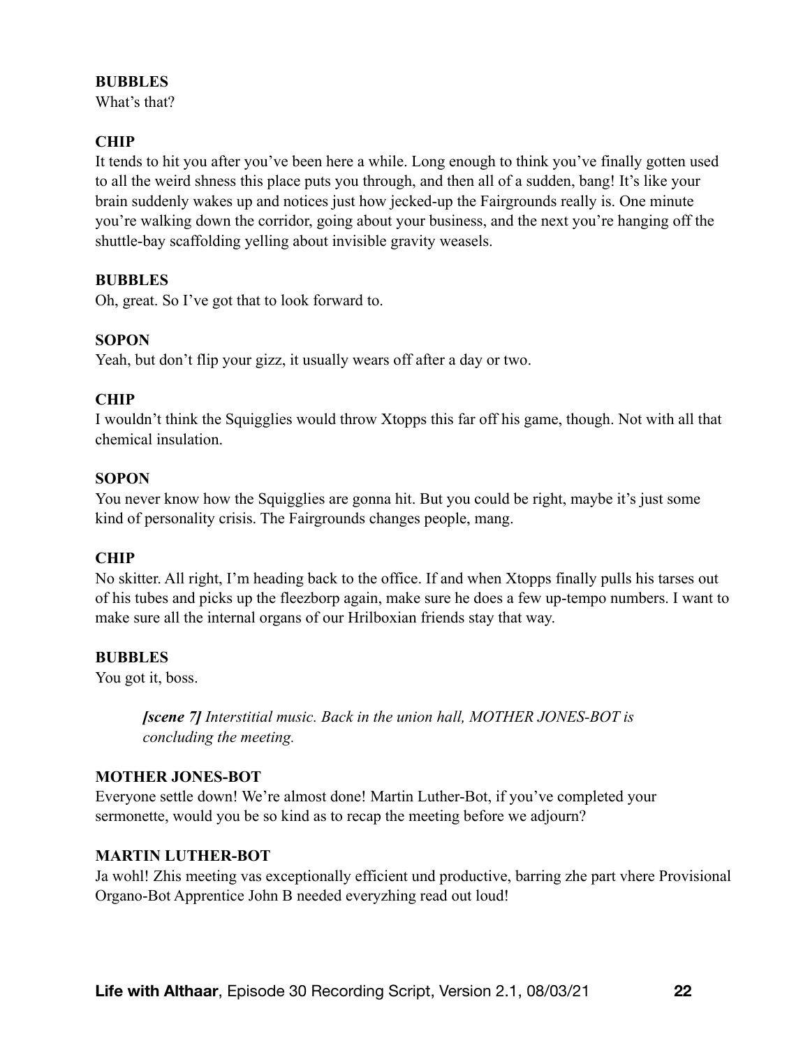**BUBBLES**
What's that?

**CHIP**
It tends to hit you after you've been here a while. Long enough to think you've finally gotten used to all the weird shness this place puts you through, and then all of a sudden, bang! It's like your brain suddenly wakes up and notices just how jecked-up the Fairgrounds really is. One minute you're walking down the corridor, going about your business, and the next you're hanging off the shuttle-bay scaffolding yelling about invisible gravity weasels.

**BUBBLES**
Oh, great. So I've got that to look forward to.

**SOPON**
Yeah, but don't flip your gizz, it usually wears off after a day or two.

**CHIP**
I wouldn't think the Squigglies would throw Xtopps this far off his game, though. Not with all that chemical insulation.

**SOPON**
You never know how the Squigglies are gonna hit. But you could be right, maybe it's just some kind of personality crisis. The Fairgrounds changes people, mang.

**CHIP**
No skitter. All right, I'm heading back to the office. If and when Xtopps finally pulls his tarses out of his tubes and picks up the fleezborp again, make sure he does a few up-tempo numbers. I want to make sure all the internal organs of our Hrilboxian friends stay that way.

**BUBBLES**
You got it, boss.

> ***[scene 7]*** *Interstitial music. Back in the union hall, MOTHER JONES-BOT is concluding the meeting.*

**MOTHER JONES-BOT**
Everyone settle down! We're almost done! Martin Luther-Bot, if you've completed your sermonette, would you be so kind as to recap the meeting before we adjourn?

**MARTIN LUTHER-BOT**
Ja wohl! Zhis meeting vas exceptionally efficient und productive, barring zhe part vhere Provisional Organo-Bot Apprentice John B needed everyzhing read out loud!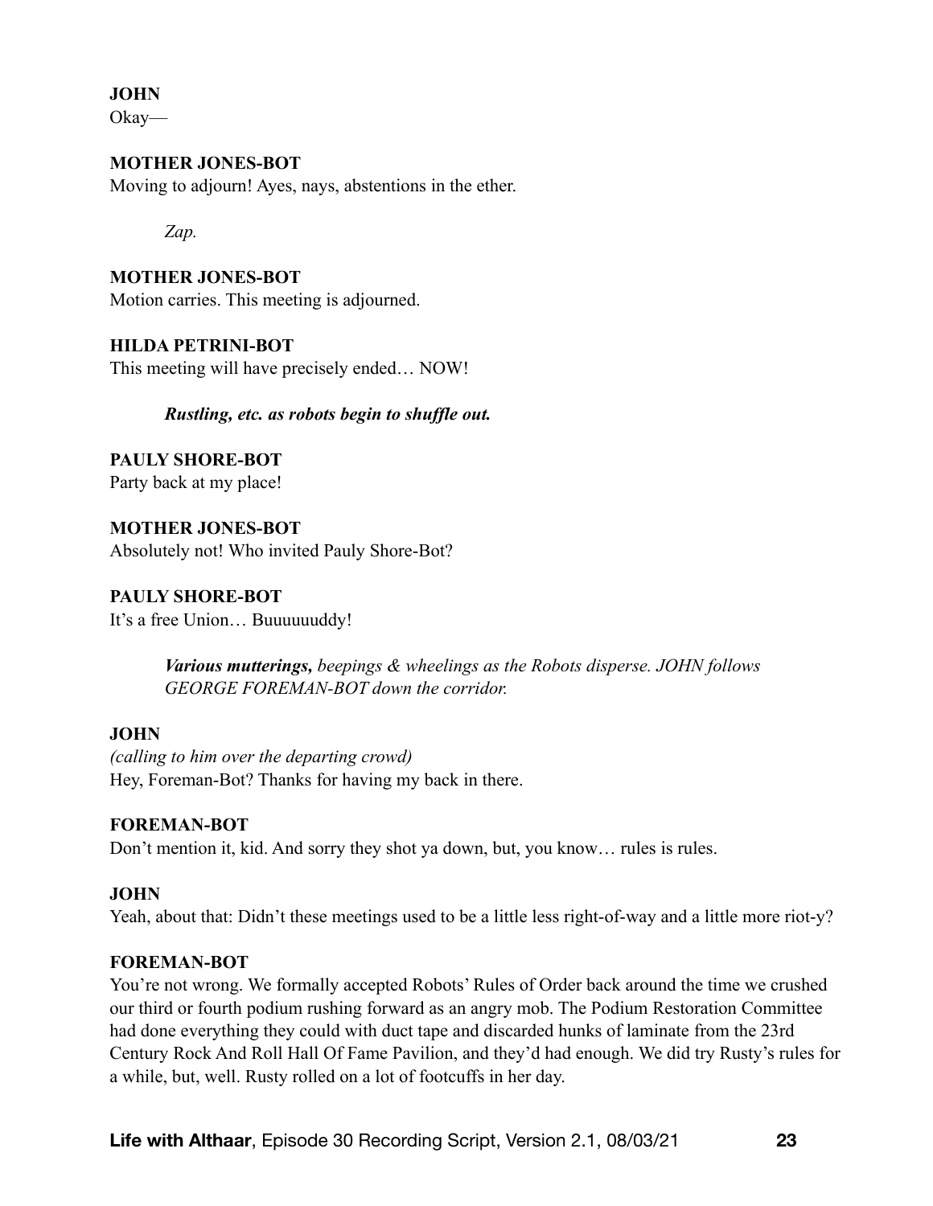**JOHN**
Okay—

**MOTHER JONES-BOT**
Moving to adjourn! Ayes, nays, abstentions in the ether.

*Zap.*

**MOTHER JONES-BOT**
Motion carries. This meeting is adjourned.

**HILDA PETRINI-BOT**
This meeting will have precisely ended… NOW!

***Rustling, etc. as robots begin to shuffle out.***

**PAULY SHORE-BOT**
Party back at my place!

**MOTHER JONES-BOT**
Absolutely not! Who invited Pauly Shore-Bot?

**PAULY SHORE-BOT**
It's a free Union… Buuuuuuddy!

***Various mutterings,*** *beepings & wheelings as the Robots disperse. JOHN follows GEORGE FOREMAN-BOT down the corridor.*

**JOHN**
*(calling to him over the departing crowd)*
Hey, Foreman-Bot? Thanks for having my back in there.

**FOREMAN-BOT**
Don't mention it, kid. And sorry they shot ya down, but, you know… rules is rules.

**JOHN**
Yeah, about that: Didn't these meetings used to be a little less right-of-way and a little more riot-y?

**FOREMAN-BOT**
You're not wrong. We formally accepted Robots' Rules of Order back around the time we crushed our third or fourth podium rushing forward as an angry mob. The Podium Restoration Committee had done everything they could with duct tape and discarded hunks of laminate from the 23rd Century Rock And Roll Hall Of Fame Pavilion, and they'd had enough. We did try Rusty's rules for a while, but, well. Rusty rolled on a lot of footcuffs in her day.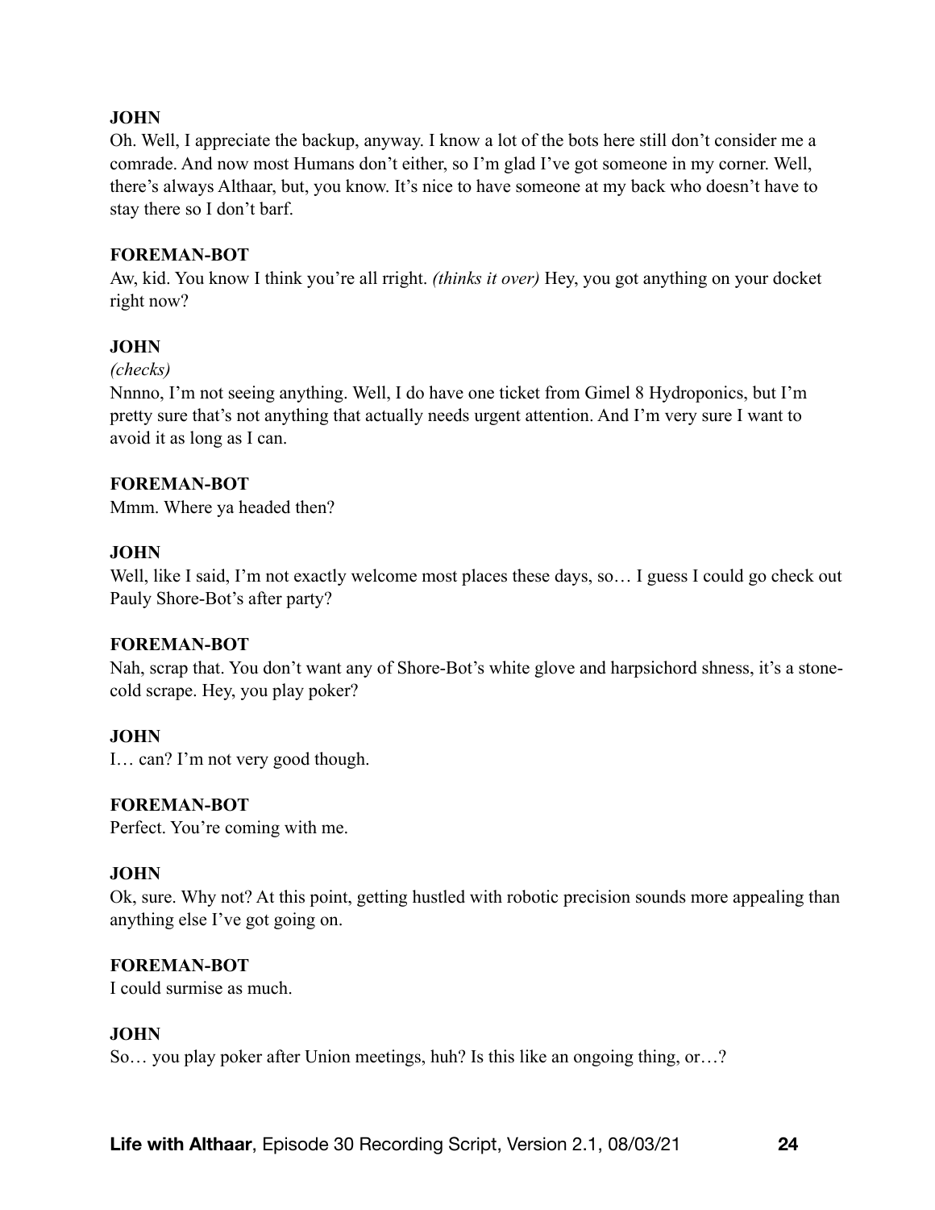**JOHN**
Oh. Well, I appreciate the backup, anyway. I know a lot of the bots here still don't consider me a comrade. And now most Humans don't either, so I'm glad I've got someone in my corner. Well, there's always Althaar, but, you know. It's nice to have someone at my back who doesn't have to stay there so I don't barf.

**FOREMAN-BOT**
Aw, kid. You know I think you're all rright. *(thinks it over)* Hey, you got anything on your docket right now?

**JOHN**
*(checks)*
Nnnno, I'm not seeing anything. Well, I do have one ticket from Gimel 8 Hydroponics, but I'm pretty sure that's not anything that actually needs urgent attention. And I'm very sure I want to avoid it as long as I can.

**FOREMAN-BOT**
Mmm. Where ya headed then?

**JOHN**
Well, like I said, I'm not exactly welcome most places these days, so… I guess I could go check out Pauly Shore-Bot's after party?

**FOREMAN-BOT**
Nah, scrap that. You don't want any of Shore-Bot's white glove and harpsichord shness, it's a stone-cold scrape. Hey, you play poker?

**JOHN**
I… can? I'm not very good though.

**FOREMAN-BOT**
Perfect. You're coming with me.

**JOHN**
Ok, sure. Why not? At this point, getting hustled with robotic precision sounds more appealing than anything else I've got going on.

**FOREMAN-BOT**
I could surmise as much.

**JOHN**
So… you play poker after Union meetings, huh? Is this like an ongoing thing, or…?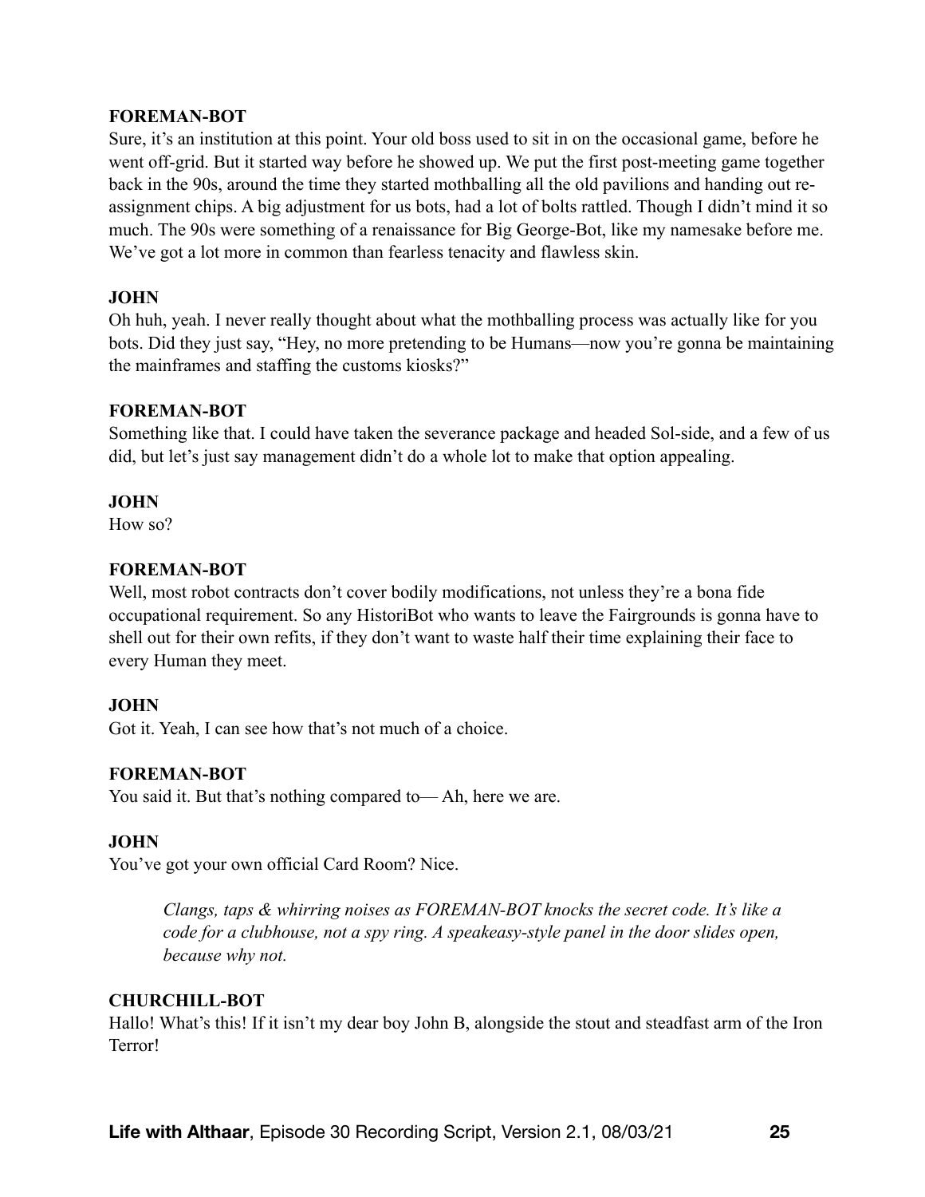**FOREMAN-BOT**
Sure, it's an institution at this point. Your old boss used to sit in on the occasional game, before he went off-grid. But it started way before he showed up. We put the first post-meeting game together back in the 90s, around the time they started mothballing all the old pavilions and handing out re-assignment chips. A big adjustment for us bots, had a lot of bolts rattled. Though I didn't mind it so much. The 90s were something of a renaissance for Big George-Bot, like my namesake before me. We've got a lot more in common than fearless tenacity and flawless skin.

**JOHN**
Oh huh, yeah. I never really thought about what the mothballing process was actually like for you bots. Did they just say, "Hey, no more pretending to be Humans—now you're gonna be maintaining the mainframes and staffing the customs kiosks?"

**FOREMAN-BOT**
Something like that. I could have taken the severance package and headed Sol-side, and a few of us did, but let's just say management didn't do a whole lot to make that option appealing.

**JOHN**
How so?

**FOREMAN-BOT**
Well, most robot contracts don't cover bodily modifications, not unless they're a bona fide occupational requirement. So any HistoriBot who wants to leave the Fairgrounds is gonna have to shell out for their own refits, if they don't want to waste half their time explaining their face to every Human they meet.

**JOHN**
Got it. Yeah, I can see how that's not much of a choice.

**FOREMAN-BOT**
You said it. But that's nothing compared to— Ah, here we are.

**JOHN**
You've got your own official Card Room? Nice.

> *Clangs, taps & whirring noises as FOREMAN-BOT knocks the secret code. It's like a code for a clubhouse, not a spy ring. A speakeasy-style panel in the door slides open, because why not.*

**CHURCHILL-BOT**
Hallo! What's this! If it isn't my dear boy John B, alongside the stout and steadfast arm of the Iron Terror!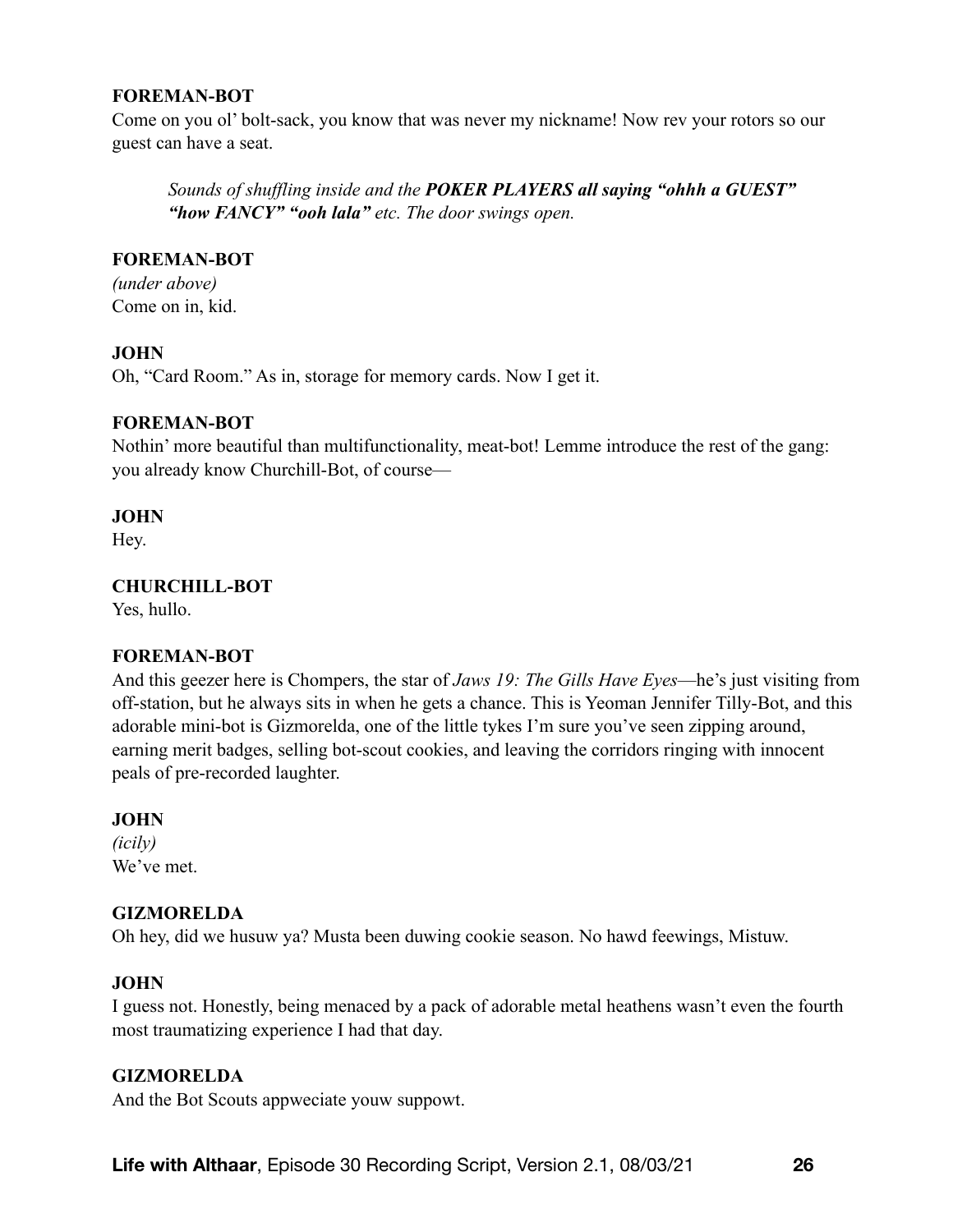**FOREMAN-BOT**

Come on you ol' bolt-sack, you know that was never my nickname! Now rev your rotors so our guest can have a seat.

*Sounds of shuffling inside and the **POKER PLAYERS all saying "ohhh a GUEST" "how FANCY" "ooh lala"** etc. The door swings open.*

**FOREMAN-BOT**

*(under above)*

Come on in, kid.

**JOHN**

Oh, "Card Room." As in, storage for memory cards. Now I get it.

**FOREMAN-BOT**

Nothin' more beautiful than multifunctionality, meat-bot! Lemme introduce the rest of the gang: you already know Churchill-Bot, of course—

**JOHN**

Hey.

**CHURCHILL-BOT**

Yes, hullo.

**FOREMAN-BOT**

And this geezer here is Chompers, the star of *Jaws 19: The Gills Have Eyes*—he's just visiting from off-station, but he always sits in when he gets a chance. This is Yeoman Jennifer Tilly-Bot, and this adorable mini-bot is Gizmorelda, one of the little tykes I'm sure you've seen zipping around, earning merit badges, selling bot-scout cookies, and leaving the corridors ringing with innocent peals of pre-recorded laughter.

**JOHN**

*(icily)*

We've met.

**GIZMORELDA**

Oh hey, did we husuw ya? Musta been duwing cookie season. No hawd feewings, Mistuw.

**JOHN**

I guess not. Honestly, being menaced by a pack of adorable metal heathens wasn't even the fourth most traumatizing experience I had that day.

**GIZMORELDA**

And the Bot Scouts appweciate youw suppowt.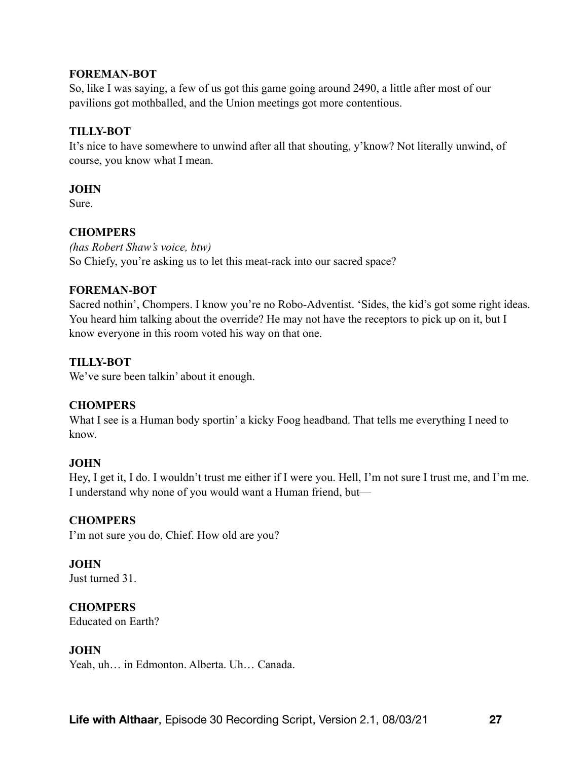**FOREMAN-BOT**
So, like I was saying, a few of us got this game going around 2490, a little after most of our pavilions got mothballed, and the Union meetings got more contentious.

**TILLY-BOT**
It's nice to have somewhere to unwind after all that shouting, y'know? Not literally unwind, of course, you know what I mean.

**JOHN**
Sure.

**CHOMPERS**
*(has Robert Shaw's voice, btw)*
So Chiefy, you're asking us to let this meat-rack into our sacred space?

**FOREMAN-BOT**
Sacred nothin', Chompers. I know you're no Robo-Adventist. 'Sides, the kid's got some right ideas. You heard him talking about the override? He may not have the receptors to pick up on it, but I know everyone in this room voted his way on that one.

**TILLY-BOT**
We've sure been talkin' about it enough.

**CHOMPERS**
What I see is a Human body sportin' a kicky Foog headband. That tells me everything I need to know.

**JOHN**
Hey, I get it, I do. I wouldn't trust me either if I were you. Hell, I'm not sure I trust me, and I'm me. I understand why none of you would want a Human friend, but—

**CHOMPERS**
I'm not sure you do, Chief. How old are you?

**JOHN**
Just turned 31.

**CHOMPERS**
Educated on Earth?

**JOHN**
Yeah, uh… in Edmonton. Alberta. Uh… Canada.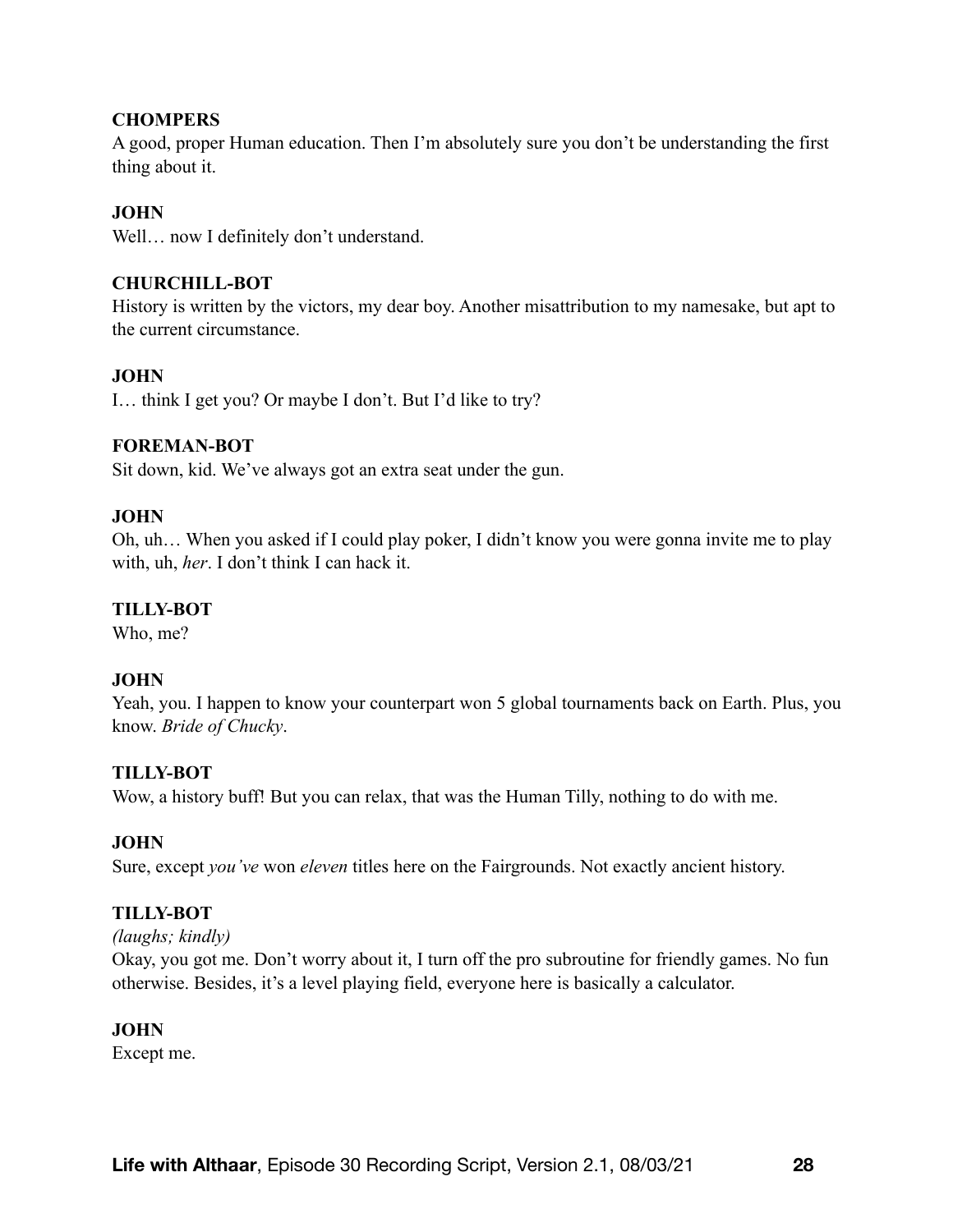**CHOMPERS**
A good, proper Human education. Then I'm absolutely sure you don't be understanding the first thing about it.

**JOHN**
Well… now I definitely don't understand.

**CHURCHILL-BOT**
History is written by the victors, my dear boy. Another misattribution to my namesake, but apt to the current circumstance.

**JOHN**
I… think I get you? Or maybe I don't. But I'd like to try?

**FOREMAN-BOT**
Sit down, kid. We've always got an extra seat under the gun.

**JOHN**
Oh, uh… When you asked if I could play poker, I didn't know you were gonna invite me to play with, uh, *her*. I don't think I can hack it.

**TILLY-BOT**
Who, me?

**JOHN**
Yeah, you. I happen to know your counterpart won 5 global tournaments back on Earth. Plus, you know. *Bride of Chucky*.

**TILLY-BOT**
Wow, a history buff! But you can relax, that was the Human Tilly, nothing to do with me.

**JOHN**
Sure, except *you've* won *eleven* titles here on the Fairgrounds. Not exactly ancient history.

**TILLY-BOT**
*(laughs; kindly)*
Okay, you got me. Don't worry about it, I turn off the pro subroutine for friendly games. No fun otherwise. Besides, it's a level playing field, everyone here is basically a calculator.

**JOHN**
Except me.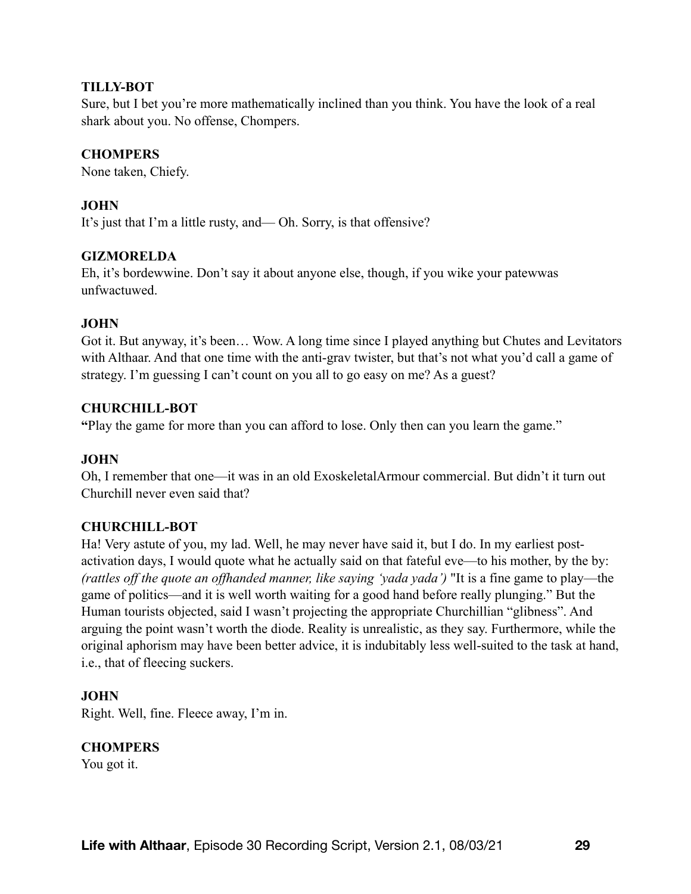**TILLY-BOT**
Sure, but I bet you're more mathematically inclined than you think. You have the look of a real shark about you. No offense, Chompers.

**CHOMPERS**
None taken, Chiefy.

**JOHN**
It's just that I'm a little rusty, and— Oh. Sorry, is that offensive?

**GIZMORELDA**
Eh, it's bordewwine. Don't say it about anyone else, though, if you wike your patewwas unfwactuwed.

**JOHN**
Got it. But anyway, it's been… Wow. A long time since I played anything but Chutes and Levitators with Althaar. And that one time with the anti-grav twister, but that's not what you'd call a game of strategy. I'm guessing I can't count on you all to go easy on me? As a guest?

**CHURCHILL-BOT**
**"**Play the game for more than you can afford to lose. Only then can you learn the game."

**JOHN**
Oh, I remember that one—it was in an old ExoskeletalArmour commercial. But didn't it turn out Churchill never even said that?

**CHURCHILL-BOT**
Ha! Very astute of you, my lad. Well, he may never have said it, but I do. In my earliest post-activation days, I would quote what he actually said on that fateful eve—to his mother, by the by: *(rattles off the quote an offhanded manner, like saying 'yada yada')* "It is a fine game to play—the game of politics—and it is well worth waiting for a good hand before really plunging." But the Human tourists objected, said I wasn't projecting the appropriate Churchillian "glibness". And arguing the point wasn't worth the diode. Reality is unrealistic, as they say. Furthermore, while the original aphorism may have been better advice, it is indubitably less well-suited to the task at hand, i.e., that of fleecing suckers.

**JOHN**
Right. Well, fine. Fleece away, I'm in.

**CHOMPERS**
You got it.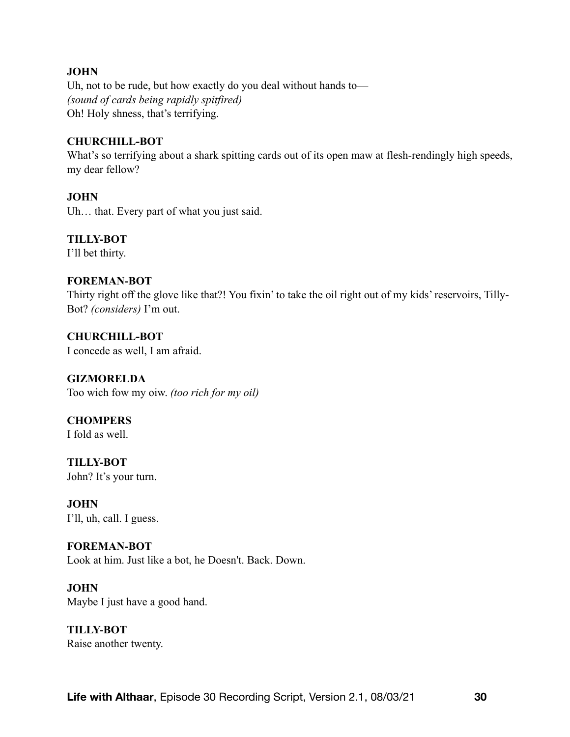**JOHN**
Uh, not to be rude, but how exactly do you deal without hands to—
*(sound of cards being rapidly spitfired)*
Oh! Holy shness, that's terrifying.

**CHURCHILL-BOT**
What's so terrifying about a shark spitting cards out of its open maw at flesh-rendingly high speeds, my dear fellow?

**JOHN**
Uh… that. Every part of what you just said.

**TILLY-BOT**
I'll bet thirty.

**FOREMAN-BOT**
Thirty right off the glove like that?! You fixin' to take the oil right out of my kids' reservoirs, Tilly-Bot? *(considers)* I'm out.

**CHURCHILL-BOT**
I concede as well, I am afraid.

**GIZMORELDA**
Too wich fow my oiw. *(too rich for my oil)*

**CHOMPERS**
I fold as well.

**TILLY-BOT**
John? It's your turn.

**JOHN**
I'll, uh, call. I guess.

**FOREMAN-BOT**
Look at him. Just like a bot, he Doesn't. Back. Down.

**JOHN**
Maybe I just have a good hand.

**TILLY-BOT**
Raise another twenty.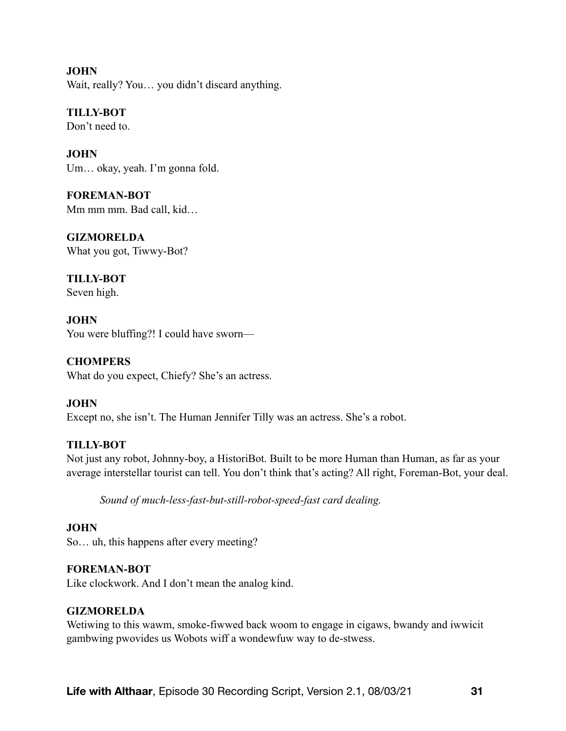**JOHN**
Wait, really? You… you didn't discard anything.

**TILLY-BOT**
Don't need to.

**JOHN**
Um… okay, yeah. I'm gonna fold.

**FOREMAN-BOT**
Mm mm mm. Bad call, kid…

**GIZMORELDA**
What you got, Tiwwy-Bot?

**TILLY-BOT**
Seven high.

**JOHN**
You were bluffing?! I could have sworn—

**CHOMPERS**
What do you expect, Chiefy? She's an actress.

**JOHN**
Except no, she isn't. The Human Jennifer Tilly was an actress. She's a robot.

**TILLY-BOT**
Not just any robot, Johnny-boy, a HistoriBot. Built to be more Human than Human, as far as your average interstellar tourist can tell. You don't think that's acting? All right, Foreman-Bot, your deal.

*Sound of much-less-fast-but-still-robot-speed-fast card dealing.*

**JOHN**
So… uh, this happens after every meeting?

**FOREMAN-BOT**
Like clockwork. And I don't mean the analog kind.

**GIZMORELDA**
Wetiwing to this wawm, smoke-fiwwed back woom to engage in cigaws, bwandy and iwwicit gambwing pwovides us Wobots wiff a wondewfuw way to de-stwess.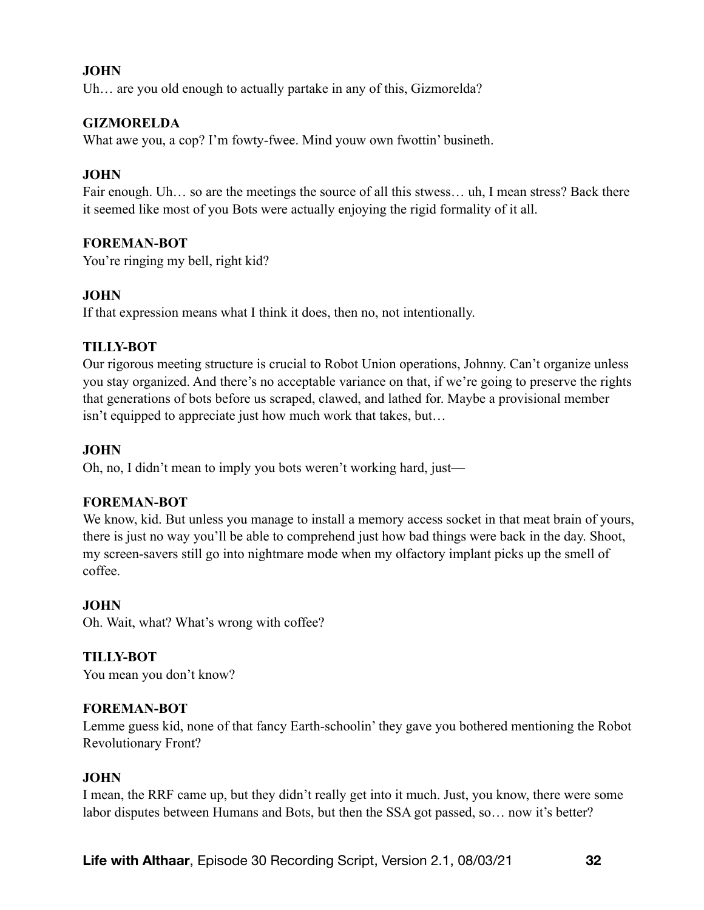**JOHN**

Uh… are you old enough to actually partake in any of this, Gizmorelda?

**GIZMORELDA**

What awe you, a cop? I'm fowty-fwee. Mind youw own fwottin' busineth.

**JOHN**

Fair enough. Uh… so are the meetings the source of all this stwess… uh, I mean stress? Back there it seemed like most of you Bots were actually enjoying the rigid formality of it all.

**FOREMAN-BOT**

You're ringing my bell, right kid?

**JOHN**

If that expression means what I think it does, then no, not intentionally.

**TILLY-BOT**

Our rigorous meeting structure is crucial to Robot Union operations, Johnny. Can't organize unless you stay organized. And there's no acceptable variance on that, if we're going to preserve the rights that generations of bots before us scraped, clawed, and lathed for. Maybe a provisional member isn't equipped to appreciate just how much work that takes, but…

**JOHN**

Oh, no, I didn't mean to imply you bots weren't working hard, just—

**FOREMAN-BOT**

We know, kid. But unless you manage to install a memory access socket in that meat brain of yours, there is just no way you'll be able to comprehend just how bad things were back in the day. Shoot, my screen-savers still go into nightmare mode when my olfactory implant picks up the smell of coffee.

**JOHN**

Oh. Wait, what? What's wrong with coffee?

**TILLY-BOT**

You mean you don't know?

**FOREMAN-BOT**

Lemme guess kid, none of that fancy Earth-schoolin' they gave you bothered mentioning the Robot Revolutionary Front?

**JOHN**

I mean, the RRF came up, but they didn't really get into it much. Just, you know, there were some labor disputes between Humans and Bots, but then the SSA got passed, so… now it's better?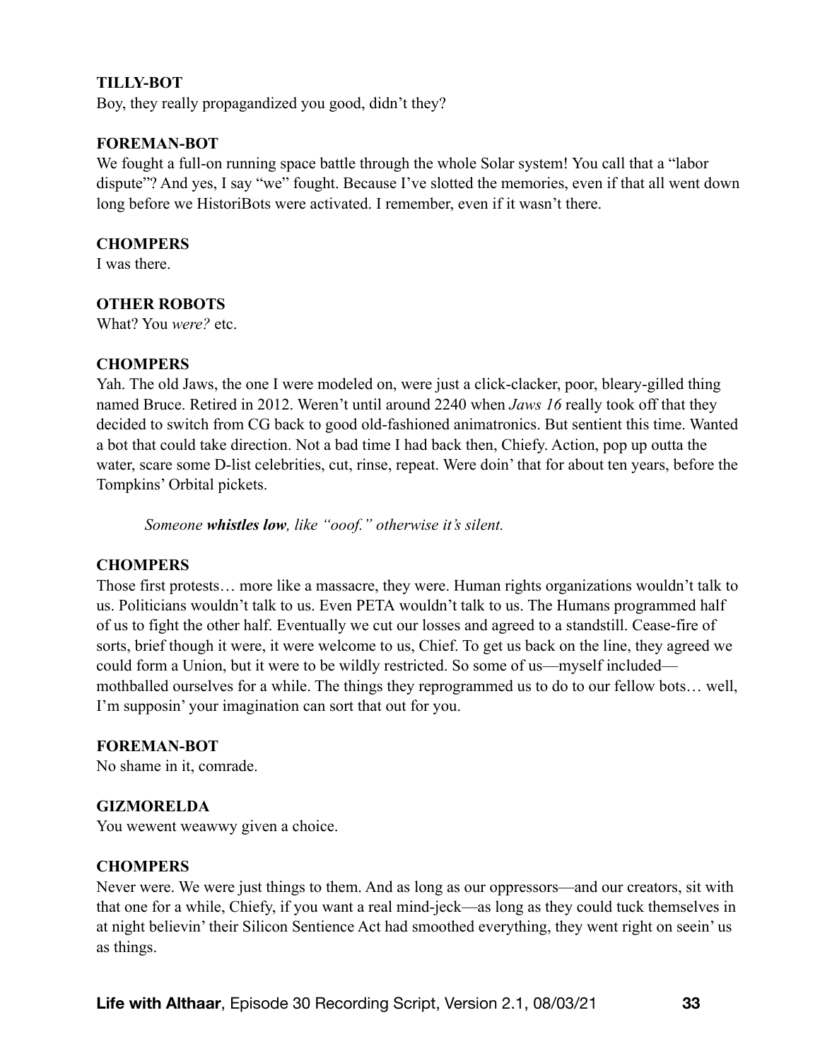**TILLY-BOT**
Boy, they really propagandized you good, didn't they?

**FOREMAN-BOT**
We fought a full-on running space battle through the whole Solar system! You call that a "labor dispute"? And yes, I say "we" fought. Because I've slotted the memories, even if that all went down long before we HistoriBots were activated. I remember, even if it wasn't there.

**CHOMPERS**
I was there.

**OTHER ROBOTS**
What? You *were?* etc.

**CHOMPERS**
Yah. The old Jaws, the one I were modeled on, were just a click-clacker, poor, bleary-gilled thing named Bruce. Retired in 2012. Weren't until around 2240 when *Jaws 16* really took off that they decided to switch from CG back to good old-fashioned animatronics. But sentient this time. Wanted a bot that could take direction. Not a bad time I had back then, Chiefy. Action, pop up outta the water, scare some D-list celebrities, cut, rinse, repeat. Were doin' that for about ten years, before the Tompkins' Orbital pickets.

*Someone* ***whistles low****, like "ooof." otherwise it's silent.*

**CHOMPERS**
Those first protests… more like a massacre, they were. Human rights organizations wouldn't talk to us. Politicians wouldn't talk to us. Even PETA wouldn't talk to us. The Humans programmed half of us to fight the other half. Eventually we cut our losses and agreed to a standstill. Cease-fire of sorts, brief though it were, it were welcome to us, Chief. To get us back on the line, they agreed we could form a Union, but it were to be wildly restricted. So some of us—myself included—mothballed ourselves for a while. The things they reprogrammed us to do to our fellow bots… well, I'm supposin' your imagination can sort that out for you.

**FOREMAN-BOT**
No shame in it, comrade.

**GIZMORELDA**
You wewent weawwy given a choice.

**CHOMPERS**
Never were. We were just things to them. And as long as our oppressors—and our creators, sit with that one for a while, Chiefy, if you want a real mind-jeck—as long as they could tuck themselves in at night believin' their Silicon Sentience Act had smoothed everything, they went right on seein' us as things.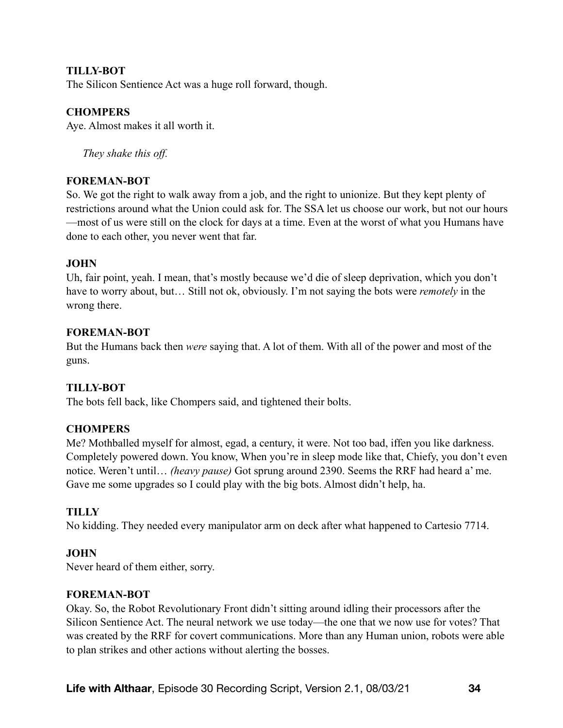**TILLY-BOT**
The Silicon Sentience Act was a huge roll forward, though.

**CHOMPERS**
Aye. Almost makes it all worth it.

*They shake this off.*

**FOREMAN-BOT**
So. We got the right to walk away from a job, and the right to unionize. But they kept plenty of restrictions around what the Union could ask for. The SSA let us choose our work, but not our hours—most of us were still on the clock for days at a time. Even at the worst of what you Humans have done to each other, you never went that far.

**JOHN**
Uh, fair point, yeah. I mean, that's mostly because we'd die of sleep deprivation, which you don't have to worry about, but… Still not ok, obviously. I'm not saying the bots were *remotely* in the wrong there.

**FOREMAN-BOT**
But the Humans back then *were* saying that. A lot of them. With all of the power and most of the guns.

**TILLY-BOT**
The bots fell back, like Chompers said, and tightened their bolts.

**CHOMPERS**
Me? Mothballed myself for almost, egad, a century, it were. Not too bad, iffen you like darkness. Completely powered down. You know, When you're in sleep mode like that, Chiefy, you don't even notice. Weren't until… *(heavy pause)* Got sprung around 2390. Seems the RRF had heard a' me. Gave me some upgrades so I could play with the big bots. Almost didn't help, ha.

**TILLY**
No kidding. They needed every manipulator arm on deck after what happened to Cartesio 7714.

**JOHN**
Never heard of them either, sorry.

**FOREMAN-BOT**
Okay. So, the Robot Revolutionary Front didn't sitting around idling their processors after the Silicon Sentience Act. The neural network we use today—the one that we now use for votes? That was created by the RRF for covert communications. More than any Human union, robots were able to plan strikes and other actions without alerting the bosses.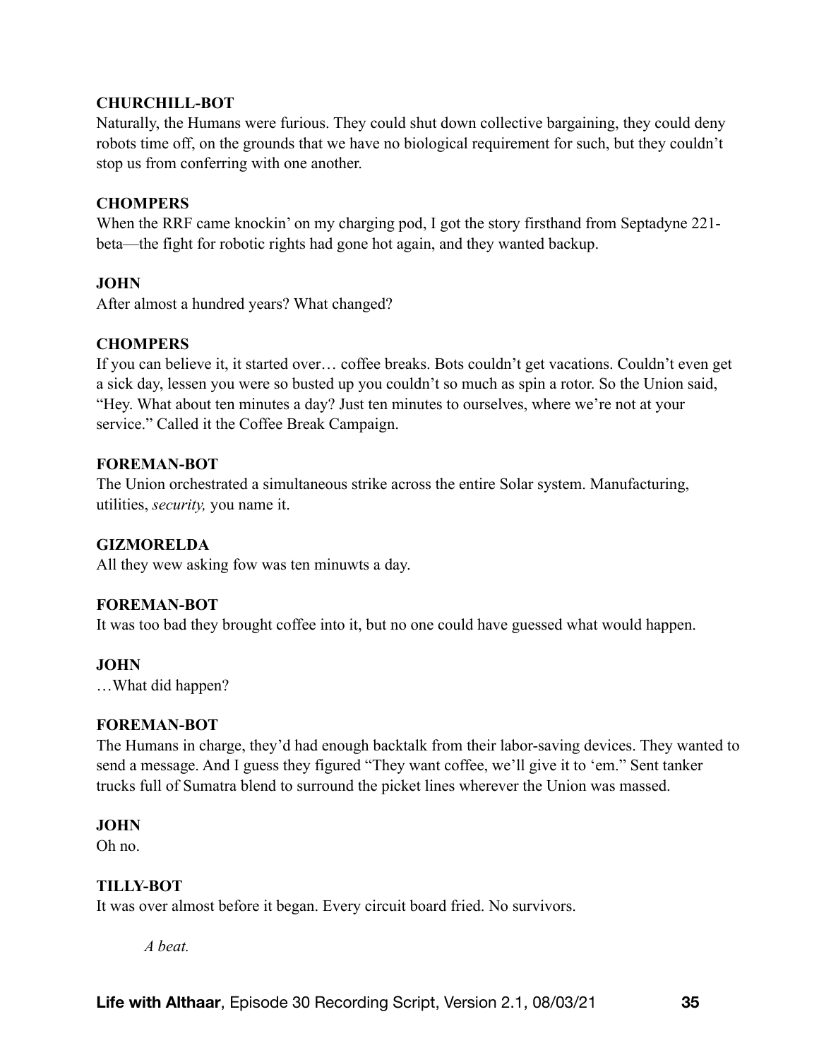**CHURCHILL-BOT**

Naturally, the Humans were furious. They could shut down collective bargaining, they could deny robots time off, on the grounds that we have no biological requirement for such, but they couldn't stop us from conferring with one another.

**CHOMPERS**

When the RRF came knockin' on my charging pod, I got the story firsthand from Septadyne 221-beta—the fight for robotic rights had gone hot again, and they wanted backup.

**JOHN**

After almost a hundred years? What changed?

**CHOMPERS**

If you can believe it, it started over… coffee breaks. Bots couldn't get vacations. Couldn't even get a sick day, lessen you were so busted up you couldn't so much as spin a rotor. So the Union said, "Hey. What about ten minutes a day? Just ten minutes to ourselves, where we're not at your service." Called it the Coffee Break Campaign.

**FOREMAN-BOT**

The Union orchestrated a simultaneous strike across the entire Solar system. Manufacturing, utilities, *security,* you name it.

**GIZMORELDA**

All they wew asking fow was ten minuwts a day.

**FOREMAN-BOT**

It was too bad they brought coffee into it, but no one could have guessed what would happen.

**JOHN**

…What did happen?

**FOREMAN-BOT**

The Humans in charge, they'd had enough backtalk from their labor-saving devices. They wanted to send a message. And I guess they figured "They want coffee, we'll give it to 'em." Sent tanker trucks full of Sumatra blend to surround the picket lines wherever the Union was massed.

**JOHN**

Oh no.

**TILLY-BOT**

It was over almost before it began. Every circuit board fried. No survivors.

*A beat.*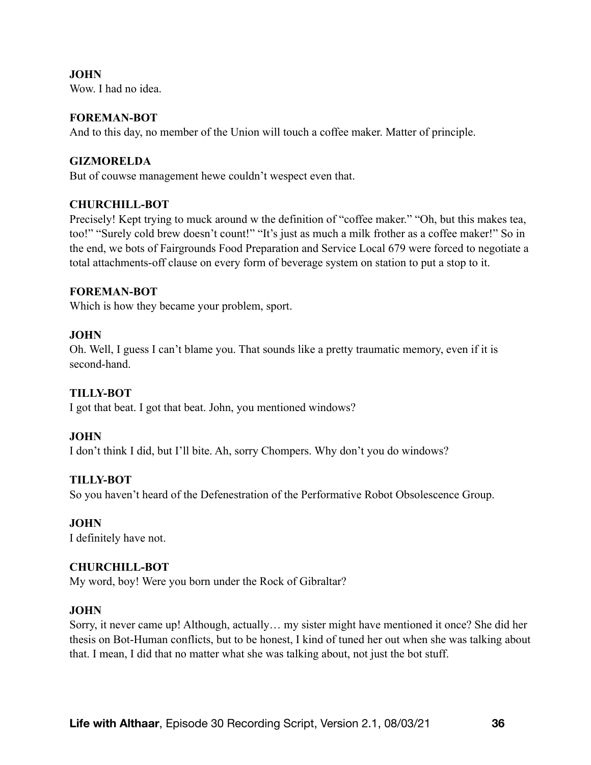**JOHN**
Wow. I had no idea.

**FOREMAN-BOT**
And to this day, no member of the Union will touch a coffee maker. Matter of principle.

**GIZMORELDA**
But of couwse management hewe couldn't wespect even that.

**CHURCHILL-BOT**
Precisely! Kept trying to muck around w the definition of "coffee maker." "Oh, but this makes tea, too!" "Surely cold brew doesn't count!" "It's just as much a milk frother as a coffee maker!" So in the end, we bots of Fairgrounds Food Preparation and Service Local 679 were forced to negotiate a total attachments-off clause on every form of beverage system on station to put a stop to it.

**FOREMAN-BOT**
Which is how they became your problem, sport.

**JOHN**
Oh. Well, I guess I can't blame you. That sounds like a pretty traumatic memory, even if it is second-hand.

**TILLY-BOT**
I got that beat. I got that beat. John, you mentioned windows?

**JOHN**
I don't think I did, but I'll bite. Ah, sorry Chompers. Why don't you do windows?

**TILLY-BOT**
So you haven't heard of the Defenestration of the Performative Robot Obsolescence Group.

**JOHN**
I definitely have not.

**CHURCHILL-BOT**
My word, boy! Were you born under the Rock of Gibraltar?

**JOHN**
Sorry, it never came up! Although, actually… my sister might have mentioned it once? She did her thesis on Bot-Human conflicts, but to be honest, I kind of tuned her out when she was talking about that. I mean, I did that no matter what she was talking about, not just the bot stuff.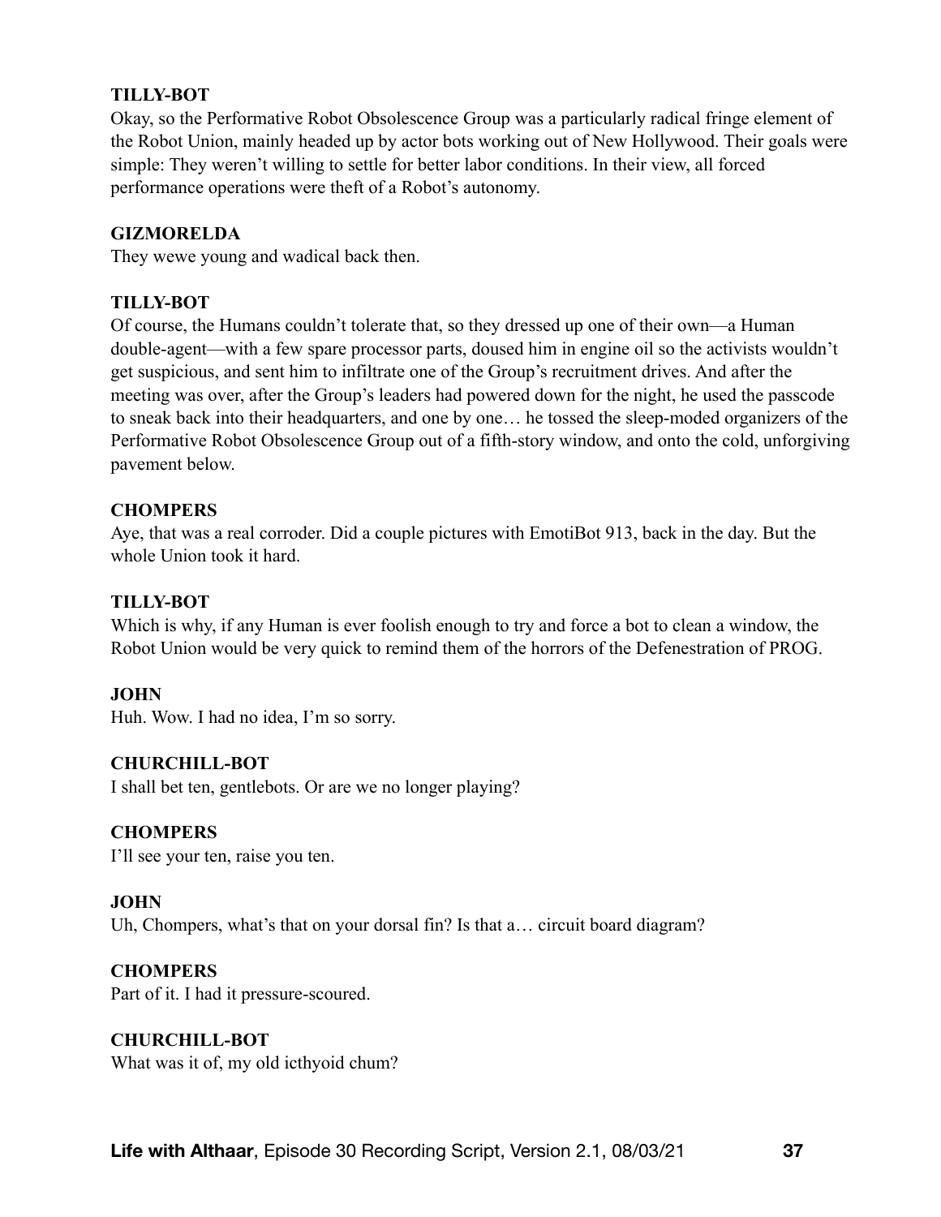**TILLY-BOT**
Okay, so the Performative Robot Obsolescence Group was a particularly radical fringe element of the Robot Union, mainly headed up by actor bots working out of New Hollywood. Their goals were simple: They weren't willing to settle for better labor conditions. In their view, all forced performance operations were theft of a Robot's autonomy.

**GIZMORELDA**
They wewe young and wadical back then.

**TILLY-BOT**
Of course, the Humans couldn't tolerate that, so they dressed up one of their own—a Human double-agent—with a few spare processor parts, doused him in engine oil so the activists wouldn't get suspicious, and sent him to infiltrate one of the Group's recruitment drives. And after the meeting was over, after the Group's leaders had powered down for the night, he used the passcode to sneak back into their headquarters, and one by one… he tossed the sleep-moded organizers of the Performative Robot Obsolescence Group out of a fifth-story window, and onto the cold, unforgiving pavement below.

**CHOMPERS**
Aye, that was a real corroder. Did a couple pictures with EmotiBot 913, back in the day. But the whole Union took it hard.

**TILLY-BOT**
Which is why, if any Human is ever foolish enough to try and force a bot to clean a window, the Robot Union would be very quick to remind them of the horrors of the Defenestration of PROG.

**JOHN**
Huh. Wow. I had no idea, I'm so sorry.

**CHURCHILL-BOT**
I shall bet ten, gentlebots. Or are we no longer playing?

**CHOMPERS**
I'll see your ten, raise you ten.

**JOHN**
Uh, Chompers, what's that on your dorsal fin? Is that a… circuit board diagram?

**CHOMPERS**
Part of it. I had it pressure-scoured.

**CHURCHILL-BOT**
What was it of, my old icthyoid chum?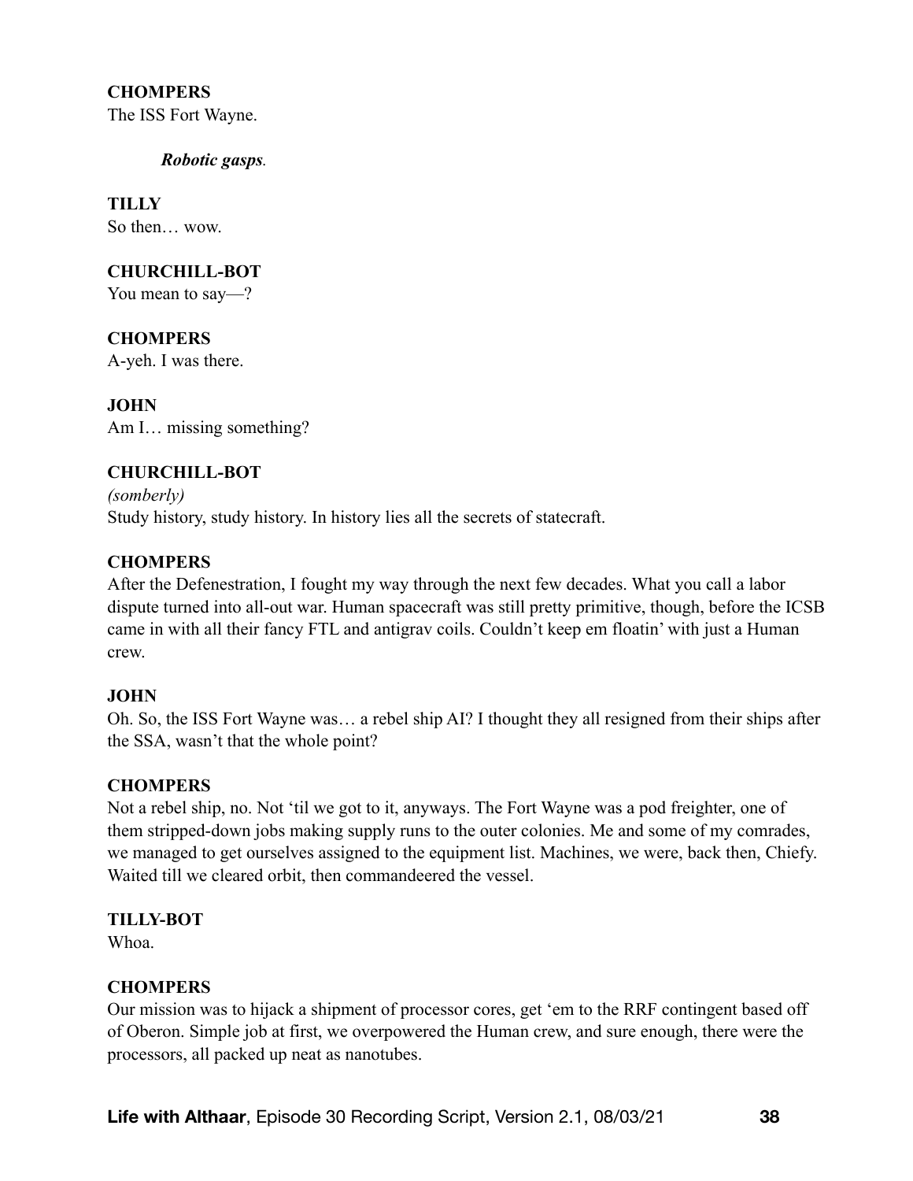**CHOMPERS**
The ISS Fort Wayne.

***Robotic gasps****.*

**TILLY**
So then… wow.

**CHURCHILL-BOT**
You mean to say—?

**CHOMPERS**
A-yeh. I was there.

**JOHN**
Am I… missing something?

**CHURCHILL-BOT**
*(somberly)*
Study history, study history. In history lies all the secrets of statecraft.

**CHOMPERS**
After the Defenestration, I fought my way through the next few decades. What you call a labor dispute turned into all-out war. Human spacecraft was still pretty primitive, though, before the ICSB came in with all their fancy FTL and antigrav coils. Couldn't keep em floatin' with just a Human crew.

**JOHN**
Oh. So, the ISS Fort Wayne was… a rebel ship AI? I thought they all resigned from their ships after the SSA, wasn't that the whole point?

**CHOMPERS**
Not a rebel ship, no. Not 'til we got to it, anyways. The Fort Wayne was a pod freighter, one of them stripped-down jobs making supply runs to the outer colonies. Me and some of my comrades, we managed to get ourselves assigned to the equipment list. Machines, we were, back then, Chiefy. Waited till we cleared orbit, then commandeered the vessel.

**TILLY-BOT**
Whoa.

**CHOMPERS**
Our mission was to hijack a shipment of processor cores, get 'em to the RRF contingent based off of Oberon. Simple job at first, we overpowered the Human crew, and sure enough, there were the processors, all packed up neat as nanotubes.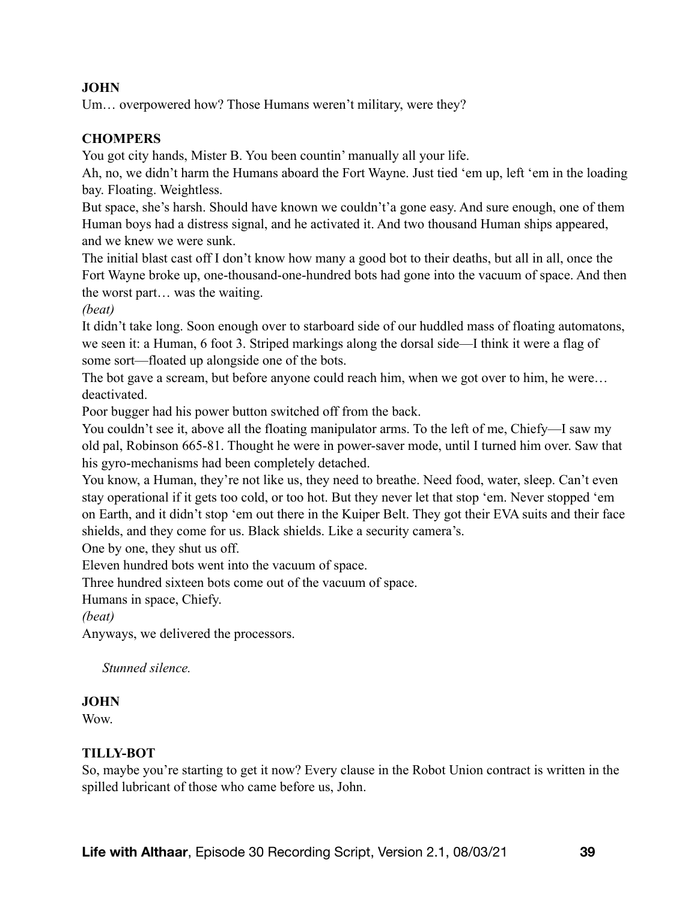**JOHN**
Um… overpowered how? Those Humans weren't military, were they?

**CHOMPERS**
You got city hands, Mister B. You been countin' manually all your life.
Ah, no, we didn't harm the Humans aboard the Fort Wayne. Just tied 'em up, left 'em in the loading bay. Floating. Weightless.
But space, she's harsh. Should have known we couldn't'a gone easy. And sure enough, one of them Human boys had a distress signal, and he activated it. And two thousand Human ships appeared, and we knew we were sunk.
The initial blast cast off I don't know how many a good bot to their deaths, but all in all, once the Fort Wayne broke up, one-thousand-one-hundred bots had gone into the vacuum of space. And then the worst part… was the waiting.
*(beat)*
It didn't take long. Soon enough over to starboard side of our huddled mass of floating automatons, we seen it: a Human, 6 foot 3. Striped markings along the dorsal side—I think it were a flag of some sort—floated up alongside one of the bots.
The bot gave a scream, but before anyone could reach him, when we got over to him, he were… deactivated.
Poor bugger had his power button switched off from the back.
You couldn't see it, above all the floating manipulator arms. To the left of me, Chiefy—I saw my old pal, Robinson 665-81. Thought he were in power-saver mode, until I turned him over. Saw that his gyro-mechanisms had been completely detached.
You know, a Human, they're not like us, they need to breathe. Need food, water, sleep. Can't even stay operational if it gets too cold, or too hot. But they never let that stop 'em. Never stopped 'em on Earth, and it didn't stop 'em out there in the Kuiper Belt. They got their EVA suits and their face shields, and they come for us. Black shields. Like a security camera's.
One by one, they shut us off.
Eleven hundred bots went into the vacuum of space.
Three hundred sixteen bots come out of the vacuum of space.
Humans in space, Chiefy.
*(beat)*
Anyways, we delivered the processors.

*Stunned silence.*

**JOHN**
Wow.

**TILLY-BOT**
So, maybe you're starting to get it now? Every clause in the Robot Union contract is written in the spilled lubricant of those who came before us, John.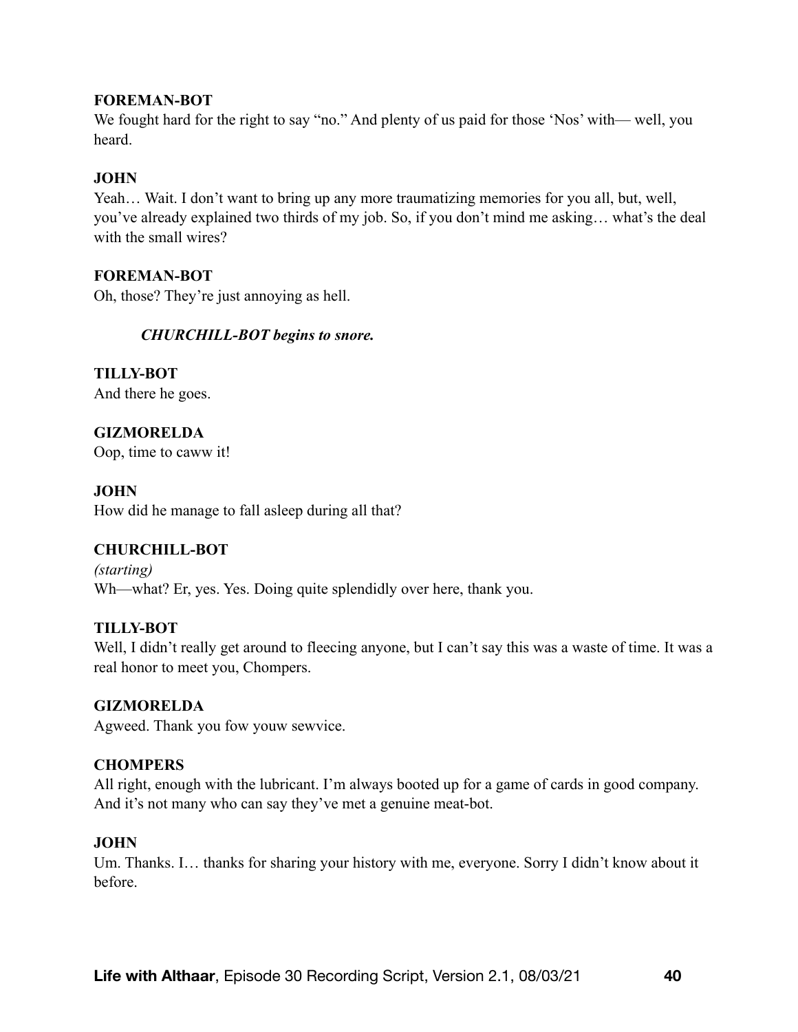**FOREMAN-BOT**
We fought hard for the right to say "no." And plenty of us paid for those 'Nos' with— well, you heard.

**JOHN**
Yeah… Wait. I don't want to bring up any more traumatizing memories for you all, but, well, you've already explained two thirds of my job. So, if you don't mind me asking… what's the deal with the small wires?

**FOREMAN-BOT**
Oh, those? They're just annoying as hell.

> ***CHURCHILL-BOT begins to snore.***

**TILLY-BOT**
And there he goes.

**GIZMORELDA**
Oop, time to caww it!

**JOHN**
How did he manage to fall asleep during all that?

**CHURCHILL-BOT**
*(starting)*
Wh—what? Er, yes. Yes. Doing quite splendidly over here, thank you.

**TILLY-BOT**
Well, I didn't really get around to fleecing anyone, but I can't say this was a waste of time. It was a real honor to meet you, Chompers.

**GIZMORELDA**
Agweed. Thank you fow youw sewvice.

**CHOMPERS**
All right, enough with the lubricant. I'm always booted up for a game of cards in good company. And it's not many who can say they've met a genuine meat-bot.

**JOHN**
Um. Thanks. I… thanks for sharing your history with me, everyone. Sorry I didn't know about it before.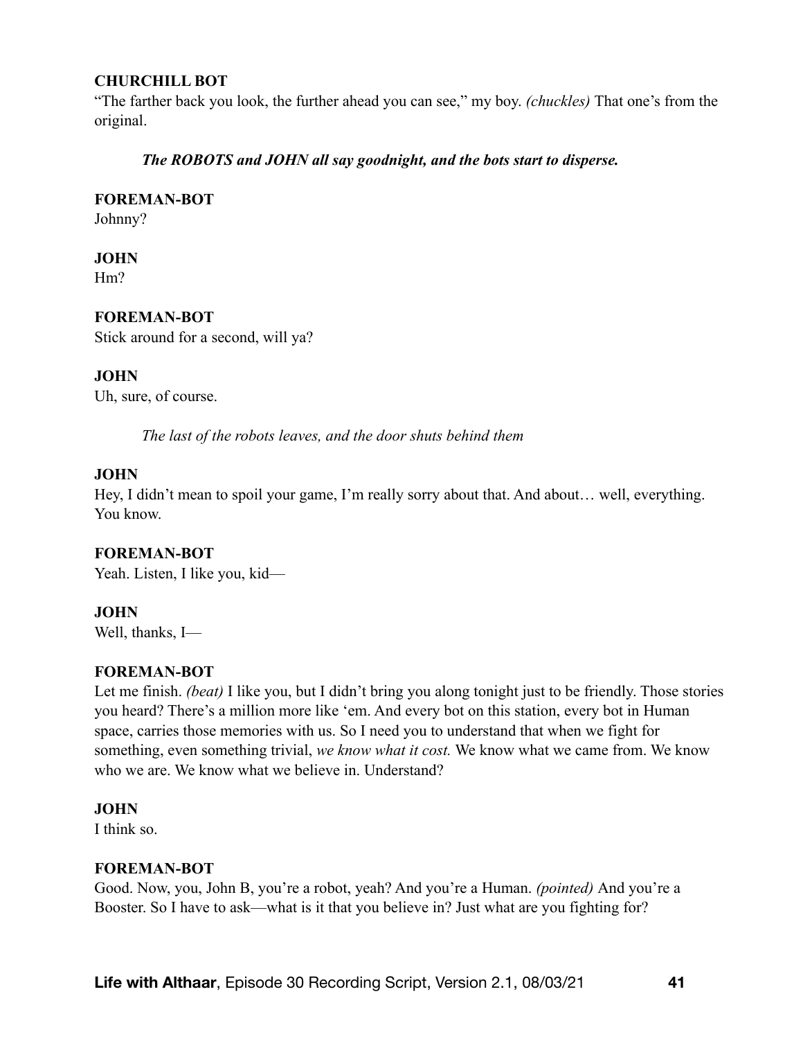**CHURCHILL BOT**
"The farther back you look, the further ahead you can see," my boy. *(chuckles)* That one's from the original.

***The ROBOTS and JOHN all say goodnight, and the bots start to disperse.***

**FOREMAN-BOT**
Johnny?

**JOHN**
Hm?

**FOREMAN-BOT**
Stick around for a second, will ya?

**JOHN**
Uh, sure, of course.

*The last of the robots leaves, and the door shuts behind them*

**JOHN**
Hey, I didn't mean to spoil your game, I'm really sorry about that. And about… well, everything. You know.

**FOREMAN-BOT**
Yeah. Listen, I like you, kid—

**JOHN**
Well, thanks, I—

**FOREMAN-BOT**
Let me finish. *(beat)* I like you, but I didn't bring you along tonight just to be friendly. Those stories you heard? There's a million more like 'em. And every bot on this station, every bot in Human space, carries those memories with us. So I need you to understand that when we fight for something, even something trivial, *we know what it cost.* We know what we came from. We know who we are. We know what we believe in. Understand?

**JOHN**
I think so.

**FOREMAN-BOT**
Good. Now, you, John B, you're a robot, yeah? And you're a Human. *(pointed)* And you're a Booster. So I have to ask—what is it that you believe in? Just what are you fighting for?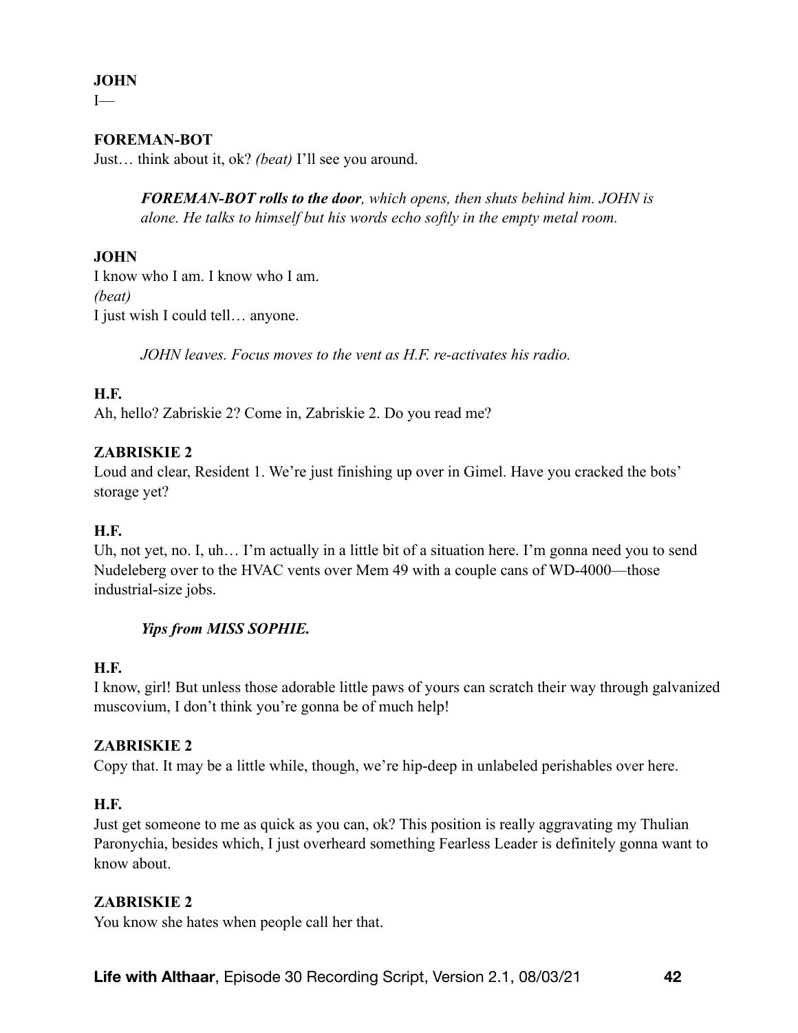**JOHN**
I—

**FOREMAN-BOT**
Just… think about it, ok? *(beat)* I'll see you around.

> ***FOREMAN-BOT rolls to the door****, which opens, then shuts behind him. JOHN is alone. He talks to himself but his words echo softly in the empty metal room.*

**JOHN**
I know who I am. I know who I am.
*(beat)*
I just wish I could tell… anyone.

> *JOHN leaves. Focus moves to the vent as H.F. re-activates his radio.*

**H.F.**
Ah, hello? Zabriskie 2? Come in, Zabriskie 2. Do you read me?

**ZABRISKIE 2**
Loud and clear, Resident 1. We're just finishing up over in Gimel. Have you cracked the bots' storage yet?

**H.F.**
Uh, not yet, no. I, uh… I'm actually in a little bit of a situation here. I'm gonna need you to send Nudeleberg over to the HVAC vents over Mem 49 with a couple cans of WD-4000—those industrial-size jobs.

> ***Yips from MISS SOPHIE.***

**H.F.**
I know, girl! But unless those adorable little paws of yours can scratch their way through galvanized muscovium, I don't think you're gonna be of much help!

**ZABRISKIE 2**
Copy that. It may be a little while, though, we're hip-deep in unlabeled perishables over here.

**H.F.**
Just get someone to me as quick as you can, ok? This position is really aggravating my Thulian Paronychia, besides which, I just overheard something Fearless Leader is definitely gonna want to know about.

**ZABRISKIE 2**
You know she hates when people call her that.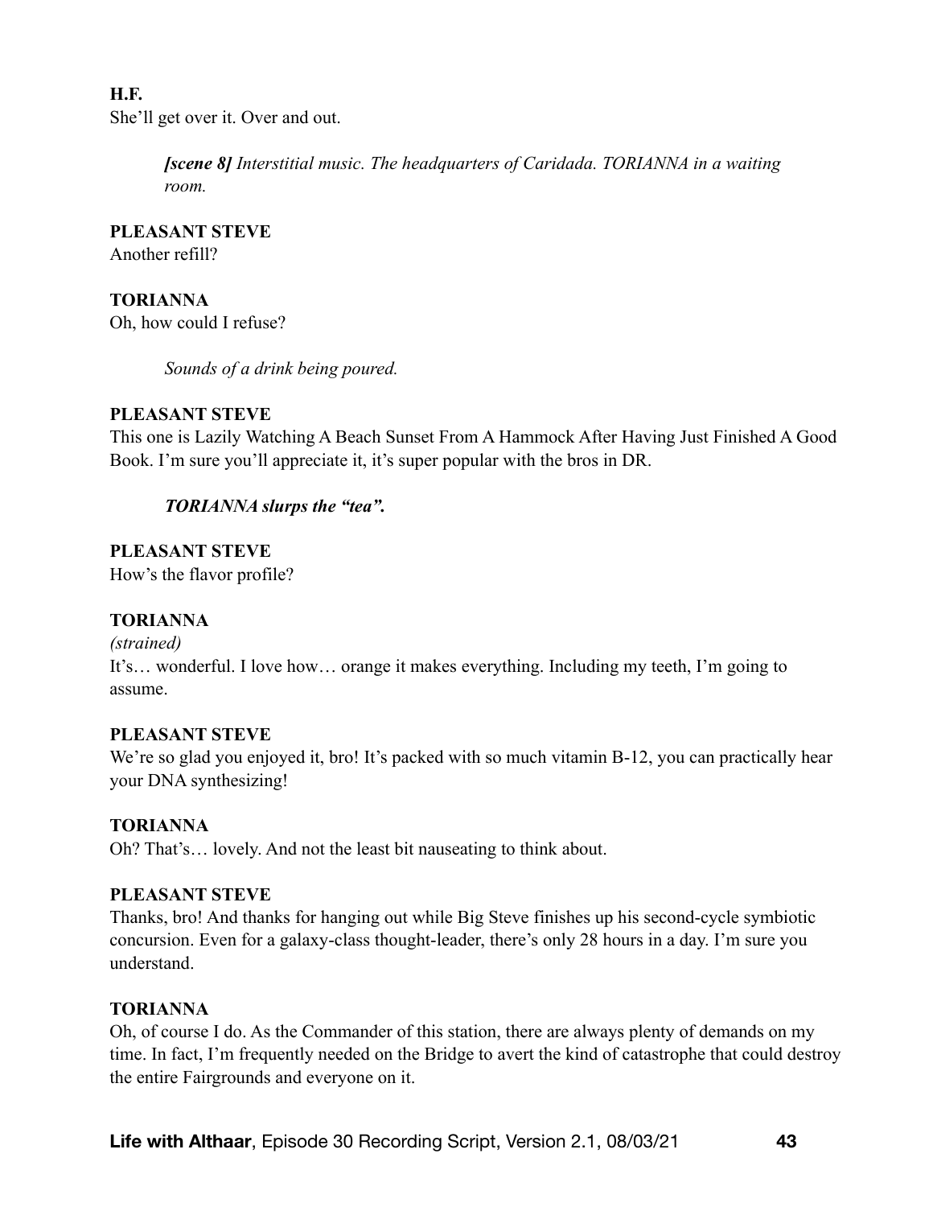**H.F.**
She'll get over it. Over and out.

> ***[scene 8]*** *Interstitial music. The headquarters of Caridada. TORIANNA in a waiting room.*

**PLEASANT STEVE**
Another refill?

**TORIANNA**
Oh, how could I refuse?

> *Sounds of a drink being poured.*

**PLEASANT STEVE**
This one is Lazily Watching A Beach Sunset From A Hammock After Having Just Finished A Good Book. I'm sure you'll appreciate it, it's super popular with the bros in DR.

> ***TORIANNA slurps the "tea".***

**PLEASANT STEVE**
How's the flavor profile?

**TORIANNA**
*(strained)*
It's… wonderful. I love how… orange it makes everything. Including my teeth, I'm going to assume.

**PLEASANT STEVE**
We're so glad you enjoyed it, bro! It's packed with so much vitamin B-12, you can practically hear your DNA synthesizing!

**TORIANNA**
Oh? That's… lovely. And not the least bit nauseating to think about.

**PLEASANT STEVE**
Thanks, bro! And thanks for hanging out while Big Steve finishes up his second-cycle symbiotic concursion. Even for a galaxy-class thought-leader, there's only 28 hours in a day. I'm sure you understand.

**TORIANNA**
Oh, of course I do. As the Commander of this station, there are always plenty of demands on my time. In fact, I'm frequently needed on the Bridge to avert the kind of catastrophe that could destroy the entire Fairgrounds and everyone on it.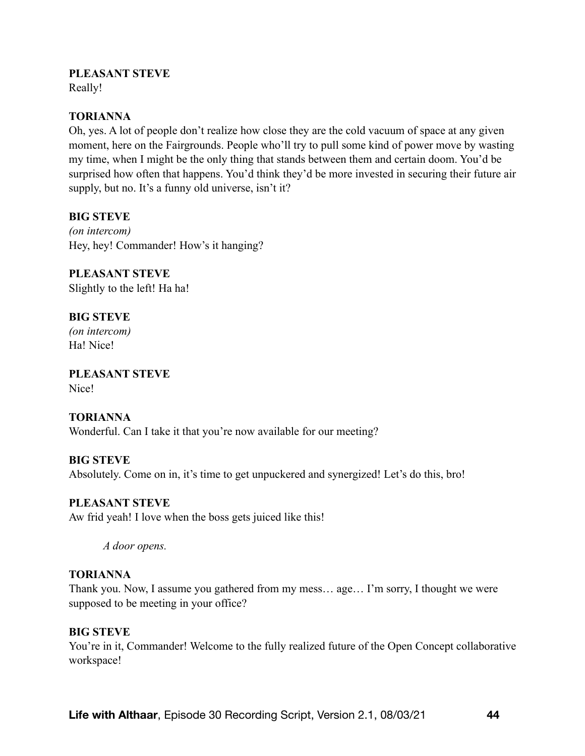**PLEASANT STEVE**
Really!

**TORIANNA**
Oh, yes. A lot of people don't realize how close they are the cold vacuum of space at any given moment, here on the Fairgrounds. People who'll try to pull some kind of power move by wasting my time, when I might be the only thing that stands between them and certain doom. You'd be surprised how often that happens. You'd think they'd be more invested in securing their future air supply, but no. It's a funny old universe, isn't it?

**BIG STEVE**
*(on intercom)*
Hey, hey! Commander! How's it hanging?

**PLEASANT STEVE**
Slightly to the left! Ha ha!

**BIG STEVE**
*(on intercom)*
Ha! Nice!

**PLEASANT STEVE**
Nice!

**TORIANNA**
Wonderful. Can I take it that you're now available for our meeting?

**BIG STEVE**
Absolutely. Come on in, it's time to get unpuckered and synergized! Let's do this, bro!

**PLEASANT STEVE**
Aw frid yeah! I love when the boss gets juiced like this!

*A door opens.*

**TORIANNA**
Thank you. Now, I assume you gathered from my mess… age… I'm sorry, I thought we were supposed to be meeting in your office?

**BIG STEVE**
You're in it, Commander! Welcome to the fully realized future of the Open Concept collaborative workspace!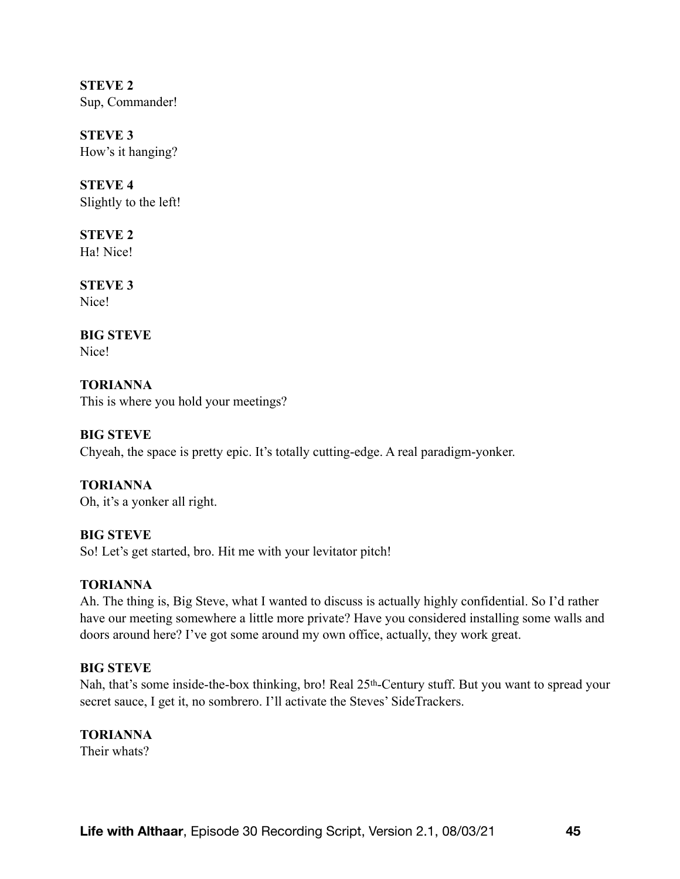**STEVE 2**
Sup, Commander!

**STEVE 3**
How's it hanging?

**STEVE 4**
Slightly to the left!

**STEVE 2**
Ha! Nice!

**STEVE 3**
Nice!

**BIG STEVE**
Nice!

**TORIANNA**
This is where you hold your meetings?

**BIG STEVE**
Chyeah, the space is pretty epic. It's totally cutting-edge. A real paradigm-yonker.

**TORIANNA**
Oh, it's a yonker all right.

**BIG STEVE**
So! Let's get started, bro. Hit me with your levitator pitch!

**TORIANNA**
Ah. The thing is, Big Steve, what I wanted to discuss is actually highly confidential. So I'd rather have our meeting somewhere a little more private? Have you considered installing some walls and doors around here? I've got some around my own office, actually, they work great.

**BIG STEVE**
Nah, that's some inside-the-box thinking, bro! Real 25th-Century stuff. But you want to spread your secret sauce, I get it, no sombrero. I'll activate the Steves' SideTrackers.

**TORIANNA**
Their whats?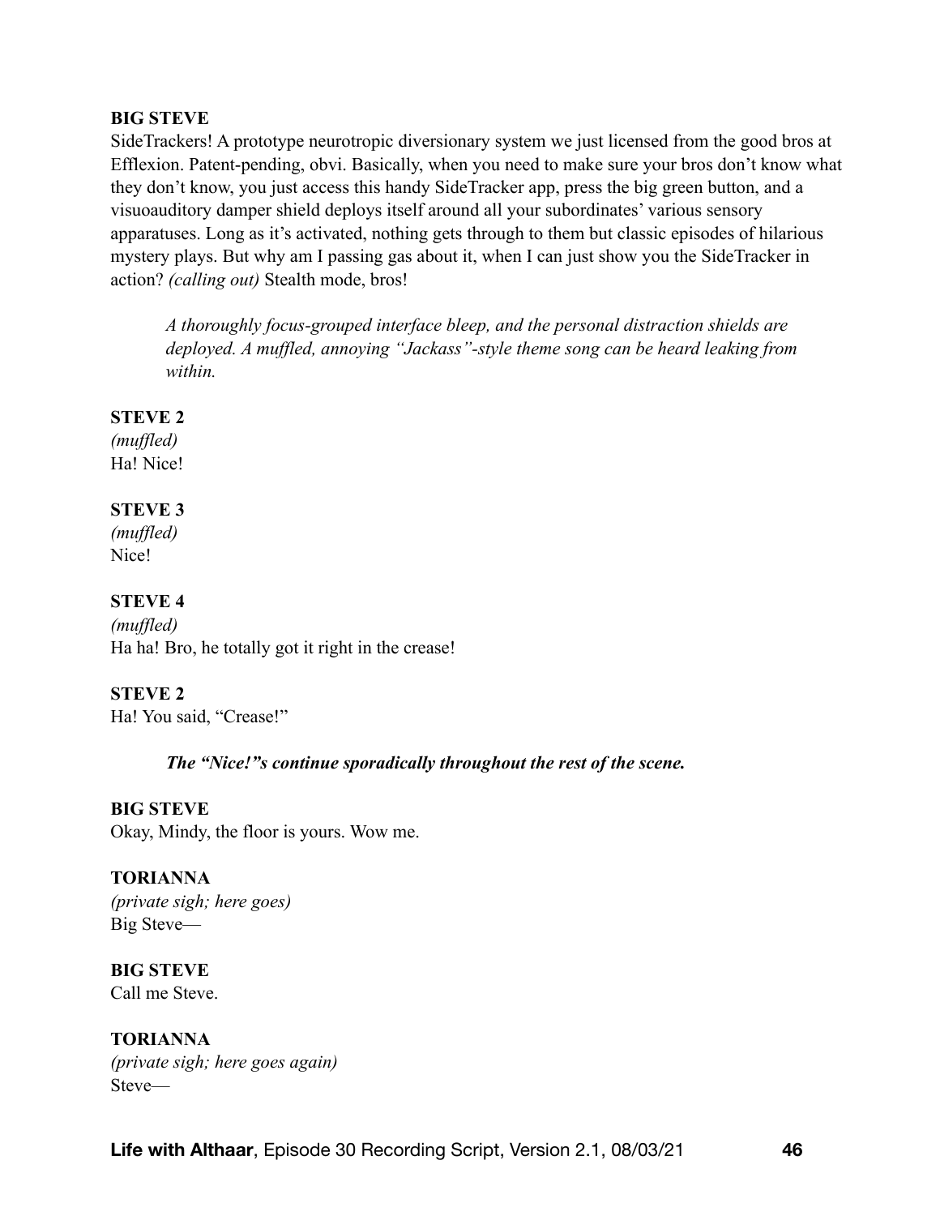**BIG STEVE**
SideTrackers! A prototype neurotropic diversionary system we just licensed from the good bros at Efflexion. Patent-pending, obvi. Basically, when you need to make sure your bros don't know what they don't know, you just access this handy SideTracker app, press the big green button, and a visuoauditory damper shield deploys itself around all your subordinates' various sensory apparatuses. Long as it's activated, nothing gets through to them but classic episodes of hilarious mystery plays. But why am I passing gas about it, when I can just show you the SideTracker in action? *(calling out)* Stealth mode, bros!

> *A thoroughly focus-grouped interface bleep, and the personal distraction shields are deployed. A muffled, annoying "Jackass"-style theme song can be heard leaking from within.*

**STEVE 2**
*(muffled)*
Ha! Nice!

**STEVE 3**
*(muffled)*
Nice!

**STEVE 4**
*(muffled)*
Ha ha! Bro, he totally got it right in the crease!

**STEVE 2**
Ha! You said, "Crease!"

> ***The "Nice!"s continue sporadically throughout the rest of the scene.***

**BIG STEVE**
Okay, Mindy, the floor is yours. Wow me.

**TORIANNA**
*(private sigh; here goes)*
Big Steve—

**BIG STEVE**
Call me Steve.

**TORIANNA**
*(private sigh; here goes again)*
Steve—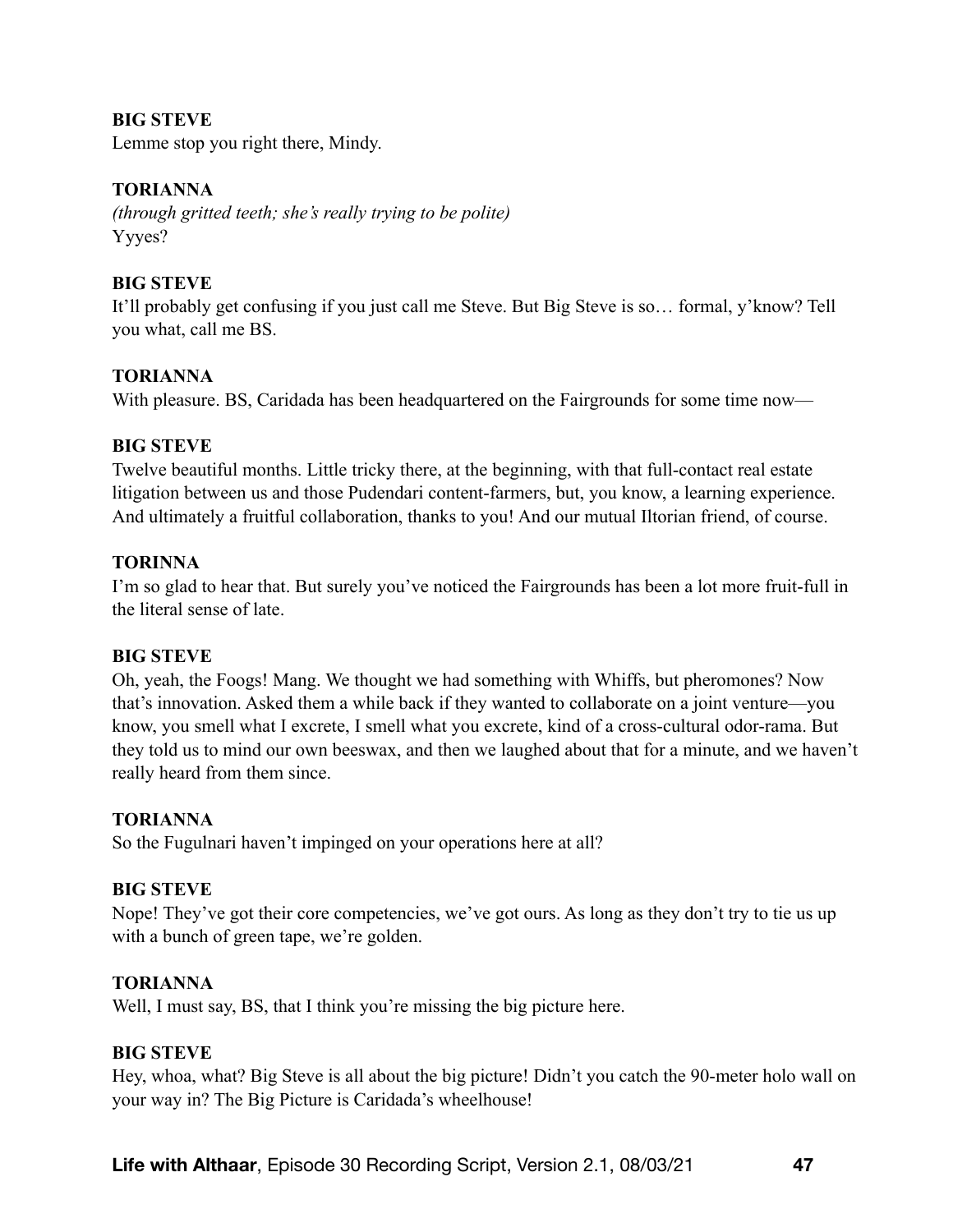**BIG STEVE**
Lemme stop you right there, Mindy.

**TORIANNA**
*(through gritted teeth; she's really trying to be polite)*
Yyyes?

**BIG STEVE**
It'll probably get confusing if you just call me Steve. But Big Steve is so… formal, y'know? Tell you what, call me BS.

**TORIANNA**
With pleasure. BS, Caridada has been headquartered on the Fairgrounds for some time now—

**BIG STEVE**
Twelve beautiful months. Little tricky there, at the beginning, with that full-contact real estate litigation between us and those Pudendari content-farmers, but, you know, a learning experience. And ultimately a fruitful collaboration, thanks to you! And our mutual Iltorian friend, of course.

**TORINNA**
I'm so glad to hear that. But surely you've noticed the Fairgrounds has been a lot more fruit-full in the literal sense of late.

**BIG STEVE**
Oh, yeah, the Foogs! Mang. We thought we had something with Whiffs, but pheromones? Now that's innovation. Asked them a while back if they wanted to collaborate on a joint venture—you know, you smell what I excrete, I smell what you excrete, kind of a cross-cultural odor-rama. But they told us to mind our own beeswax, and then we laughed about that for a minute, and we haven't really heard from them since.

**TORIANNA**
So the Fugulnari haven't impinged on your operations here at all?

**BIG STEVE**
Nope! They've got their core competencies, we've got ours. As long as they don't try to tie us up with a bunch of green tape, we're golden.

**TORIANNA**
Well, I must say, BS, that I think you're missing the big picture here.

**BIG STEVE**
Hey, whoa, what? Big Steve is all about the big picture! Didn't you catch the 90-meter holo wall on your way in? The Big Picture is Caridada's wheelhouse!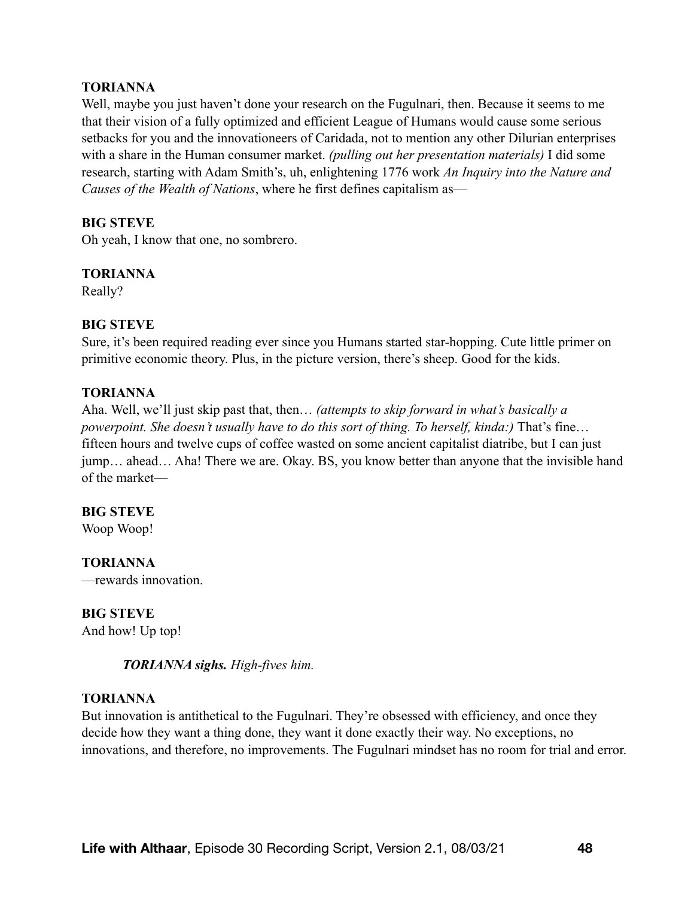**TORIANNA**
Well, maybe you just haven't done your research on the Fugulnari, then. Because it seems to me that their vision of a fully optimized and efficient League of Humans would cause some serious setbacks for you and the innovationeers of Caridada, not to mention any other Dilurian enterprises with a share in the Human consumer market. *(pulling out her presentation materials)* I did some research, starting with Adam Smith's, uh, enlightening 1776 work *An Inquiry into the Nature and Causes of the Wealth of Nations*, where he first defines capitalism as—

**BIG STEVE**
Oh yeah, I know that one, no sombrero.

**TORIANNA**
Really?

**BIG STEVE**
Sure, it's been required reading ever since you Humans started star-hopping. Cute little primer on primitive economic theory. Plus, in the picture version, there's sheep. Good for the kids.

**TORIANNA**
Aha. Well, we'll just skip past that, then… *(attempts to skip forward in what's basically a powerpoint. She doesn't usually have to do this sort of thing. To herself, kinda:)* That's fine… fifteen hours and twelve cups of coffee wasted on some ancient capitalist diatribe, but I can just jump… ahead… Aha! There we are. Okay. BS, you know better than anyone that the invisible hand of the market—

**BIG STEVE**
Woop Woop!

**TORIANNA**
—rewards innovation.

**BIG STEVE**
And how! Up top!

> ***TORIANNA sighs.*** *High-fives him.*

**TORIANNA**
But innovation is antithetical to the Fugulnari. They're obsessed with efficiency, and once they decide how they want a thing done, they want it done exactly their way. No exceptions, no innovations, and therefore, no improvements. The Fugulnari mindset has no room for trial and error.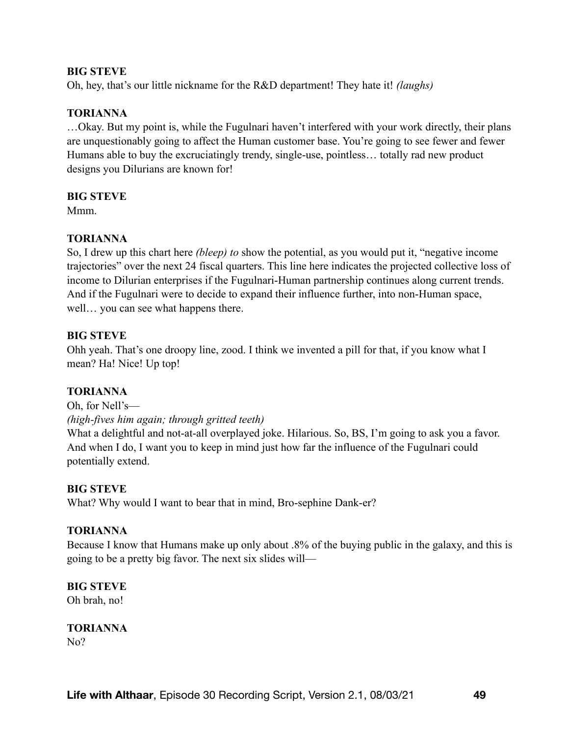**BIG STEVE**
Oh, hey, that's our little nickname for the R&D department! They hate it! *(laughs)*

**TORIANNA**
…Okay. But my point is, while the Fugulnari haven't interfered with your work directly, their plans are unquestionably going to affect the Human customer base. You're going to see fewer and fewer Humans able to buy the excruciatingly trendy, single-use, pointless… totally rad new product designs you Dilurians are known for!

**BIG STEVE**
Mmm.

**TORIANNA**
So, I drew up this chart here *(bleep) to* show the potential, as you would put it, "negative income trajectories" over the next 24 fiscal quarters. This line here indicates the projected collective loss of income to Dilurian enterprises if the Fugulnari-Human partnership continues along current trends. And if the Fugulnari were to decide to expand their influence further, into non-Human space, well… you can see what happens there.

**BIG STEVE**
Ohh yeah. That's one droopy line, zood. I think we invented a pill for that, if you know what I mean? Ha! Nice! Up top!

**TORIANNA**
Oh, for Nell's—
*(high-fives him again; through gritted teeth)*
What a delightful and not-at-all overplayed joke. Hilarious. So, BS, I'm going to ask you a favor. And when I do, I want you to keep in mind just how far the influence of the Fugulnari could potentially extend.

**BIG STEVE**
What? Why would I want to bear that in mind, Bro-sephine Dank-er?

**TORIANNA**
Because I know that Humans make up only about .8% of the buying public in the galaxy, and this is going to be a pretty big favor. The next six slides will—

**BIG STEVE**
Oh brah, no!

**TORIANNA**
No?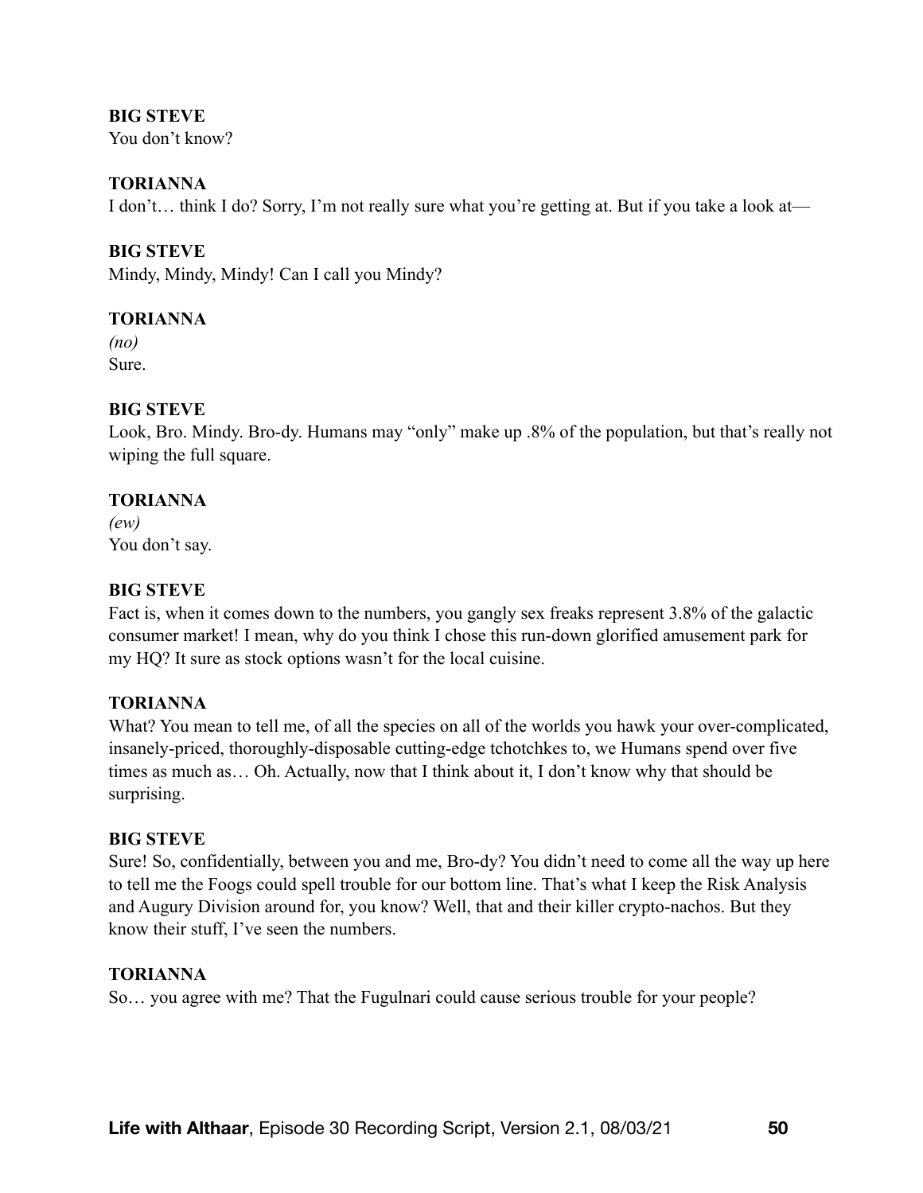**BIG STEVE**
You don't know?

**TORIANNA**
I don't… think I do? Sorry, I'm not really sure what you're getting at. But if you take a look at—

**BIG STEVE**
Mindy, Mindy, Mindy! Can I call you Mindy?

**TORIANNA**
*(no)*
Sure.

**BIG STEVE**
Look, Bro. Mindy. Bro-dy. Humans may "only" make up .8% of the population, but that's really not wiping the full square.

**TORIANNA**
*(ew)*
You don't say.

**BIG STEVE**
Fact is, when it comes down to the numbers, you gangly sex freaks represent 3.8% of the galactic consumer market! I mean, why do you think I chose this run-down glorified amusement park for my HQ? It sure as stock options wasn't for the local cuisine.

**TORIANNA**
What? You mean to tell me, of all the species on all of the worlds you hawk your over-complicated, insanely-priced, thoroughly-disposable cutting-edge tchotchkes to, we Humans spend over five times as much as… Oh. Actually, now that I think about it, I don't know why that should be surprising.

**BIG STEVE**
Sure! So, confidentially, between you and me, Bro-dy? You didn't need to come all the way up here to tell me the Foogs could spell trouble for our bottom line. That's what I keep the Risk Analysis and Augury Division around for, you know? Well, that and their killer crypto-nachos. But they know their stuff, I've seen the numbers.

**TORIANNA**
So… you agree with me? That the Fugulnari could cause serious trouble for your people?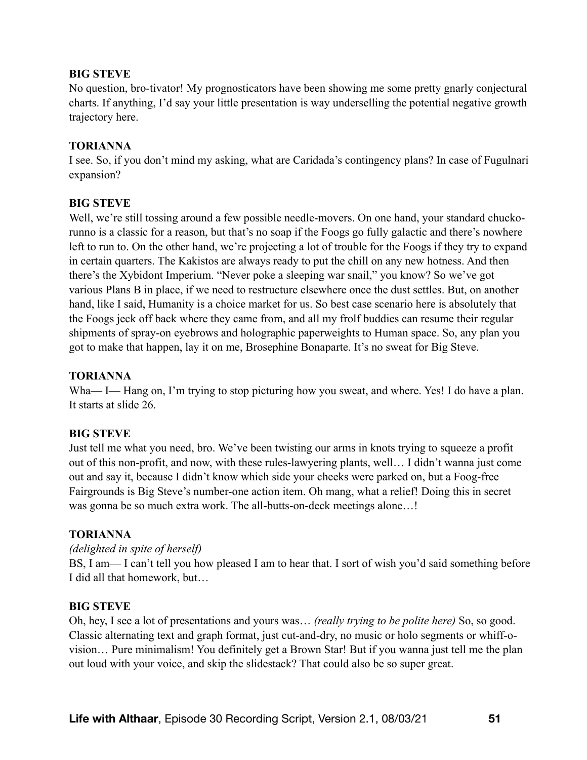**BIG STEVE**
No question, bro-tivator! My prognosticators have been showing me some pretty gnarly conjectural charts. If anything, I'd say your little presentation is way underselling the potential negative growth trajectory here.

**TORIANNA**
I see. So, if you don't mind my asking, what are Caridada's contingency plans? In case of Fugulnari expansion?

**BIG STEVE**
Well, we're still tossing around a few possible needle-movers. On one hand, your standard chucko-runno is a classic for a reason, but that's no soap if the Foogs go fully galactic and there's nowhere left to run to. On the other hand, we're projecting a lot of trouble for the Foogs if they try to expand in certain quarters. The Kakistos are always ready to put the chill on any new hotness. And then there's the Xybidont Imperium. "Never poke a sleeping war snail," you know? So we've got various Plans B in place, if we need to restructure elsewhere once the dust settles. But, on another hand, like I said, Humanity is a choice market for us. So best case scenario here is absolutely that the Foogs jeck off back where they came from, and all my frolf buddies can resume their regular shipments of spray-on eyebrows and holographic paperweights to Human space. So, any plan you got to make that happen, lay it on me, Brosephine Bonaparte. It's no sweat for Big Steve.

**TORIANNA**
Wha— I— Hang on, I'm trying to stop picturing how you sweat, and where. Yes! I do have a plan. It starts at slide 26.

**BIG STEVE**
Just tell me what you need, bro. We've been twisting our arms in knots trying to squeeze a profit out of this non-profit, and now, with these rules-lawyering plants, well… I didn't wanna just come out and say it, because I didn't know which side your cheeks were parked on, but a Foog-free Fairgrounds is Big Steve's number-one action item. Oh mang, what a relief! Doing this in secret was gonna be so much extra work. The all-butts-on-deck meetings alone…!

**TORIANNA**
*(delighted in spite of herself)*
BS, I am— I can't tell you how pleased I am to hear that. I sort of wish you'd said something before I did all that homework, but…

**BIG STEVE**
Oh, hey, I see a lot of presentations and yours was… *(really trying to be polite here)* So, so good. Classic alternating text and graph format, just cut-and-dry, no music or holo segments or whiff-o-vision… Pure minimalism! You definitely get a Brown Star! But if you wanna just tell me the plan out loud with your voice, and skip the slidestack? That could also be so super great.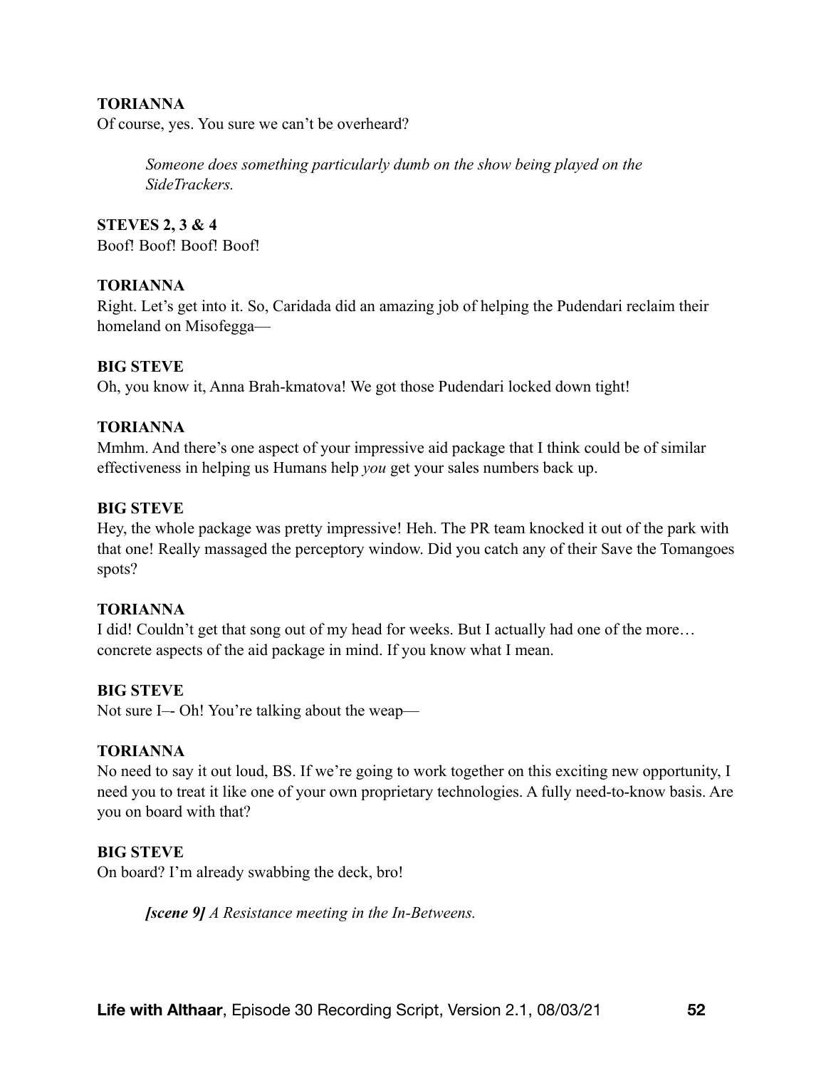**TORIANNA**
Of course, yes. You sure we can't be overheard?

> *Someone does something particularly dumb on the show being played on the SideTrackers.*

**STEVES 2, 3 & 4**
Boof! Boof! Boof! Boof!

**TORIANNA**
Right. Let's get into it. So, Caridada did an amazing job of helping the Pudendari reclaim their homeland on Misofegga—

**BIG STEVE**
Oh, you know it, Anna Brah-kmatova! We got those Pudendari locked down tight!

**TORIANNA**
Mmhm. And there's one aspect of your impressive aid package that I think could be of similar effectiveness in helping us Humans help *you* get your sales numbers back up.

**BIG STEVE**
Hey, the whole package was pretty impressive! Heh. The PR team knocked it out of the park with that one! Really massaged the perceptory window. Did you catch any of their Save the Tomangoes spots?

**TORIANNA**
I did! Couldn't get that song out of my head for weeks. But I actually had one of the more… concrete aspects of the aid package in mind. If you know what I mean.

**BIG STEVE**
Not sure I–- Oh! You're talking about the weap—

**TORIANNA**
No need to say it out loud, BS. If we're going to work together on this exciting new opportunity, I need you to treat it like one of your own proprietary technologies. A fully need-to-know basis. Are you on board with that?

**BIG STEVE**
On board? I'm already swabbing the deck, bro!

> ***[scene 9]*** *A Resistance meeting in the In-Betweens.*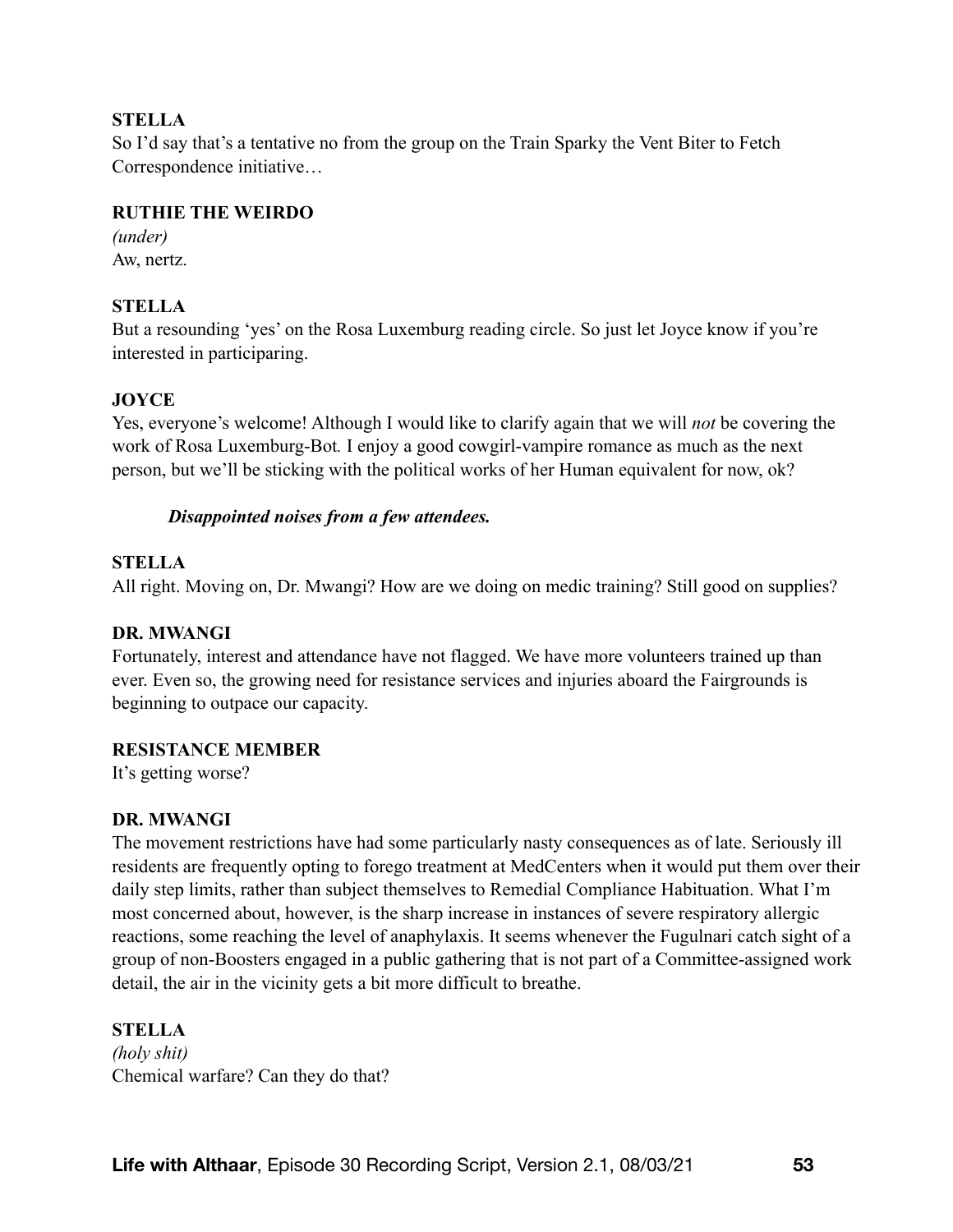**STELLA**
So I'd say that's a tentative no from the group on the Train Sparky the Vent Biter to Fetch Correspondence initiative…

**RUTHIE THE WEIRDO**
*(under)*
Aw, nertz.

**STELLA**
But a resounding 'yes' on the Rosa Luxemburg reading circle. So just let Joyce know if you're interested in participaring.

**JOYCE**
Yes, everyone's welcome! Although I would like to clarify again that we will *not* be covering the work of Rosa Luxemburg-Bot*.* I enjoy a good cowgirl-vampire romance as much as the next person, but we'll be sticking with the political works of her Human equivalent for now, ok?

***Disappointed noises from a few attendees.***

**STELLA**
All right. Moving on, Dr. Mwangi? How are we doing on medic training? Still good on supplies?

**DR. MWANGI**
Fortunately, interest and attendance have not flagged. We have more volunteers trained up than ever. Even so, the growing need for resistance services and injuries aboard the Fairgrounds is beginning to outpace our capacity.

**RESISTANCE MEMBER**
It's getting worse?

**DR. MWANGI**
The movement restrictions have had some particularly nasty consequences as of late. Seriously ill residents are frequently opting to forego treatment at MedCenters when it would put them over their daily step limits, rather than subject themselves to Remedial Compliance Habituation. What I'm most concerned about, however, is the sharp increase in instances of severe respiratory allergic reactions, some reaching the level of anaphylaxis. It seems whenever the Fugulnari catch sight of a group of non-Boosters engaged in a public gathering that is not part of a Committee-assigned work detail, the air in the vicinity gets a bit more difficult to breathe.

**STELLA**
*(holy shit)*
Chemical warfare? Can they do that?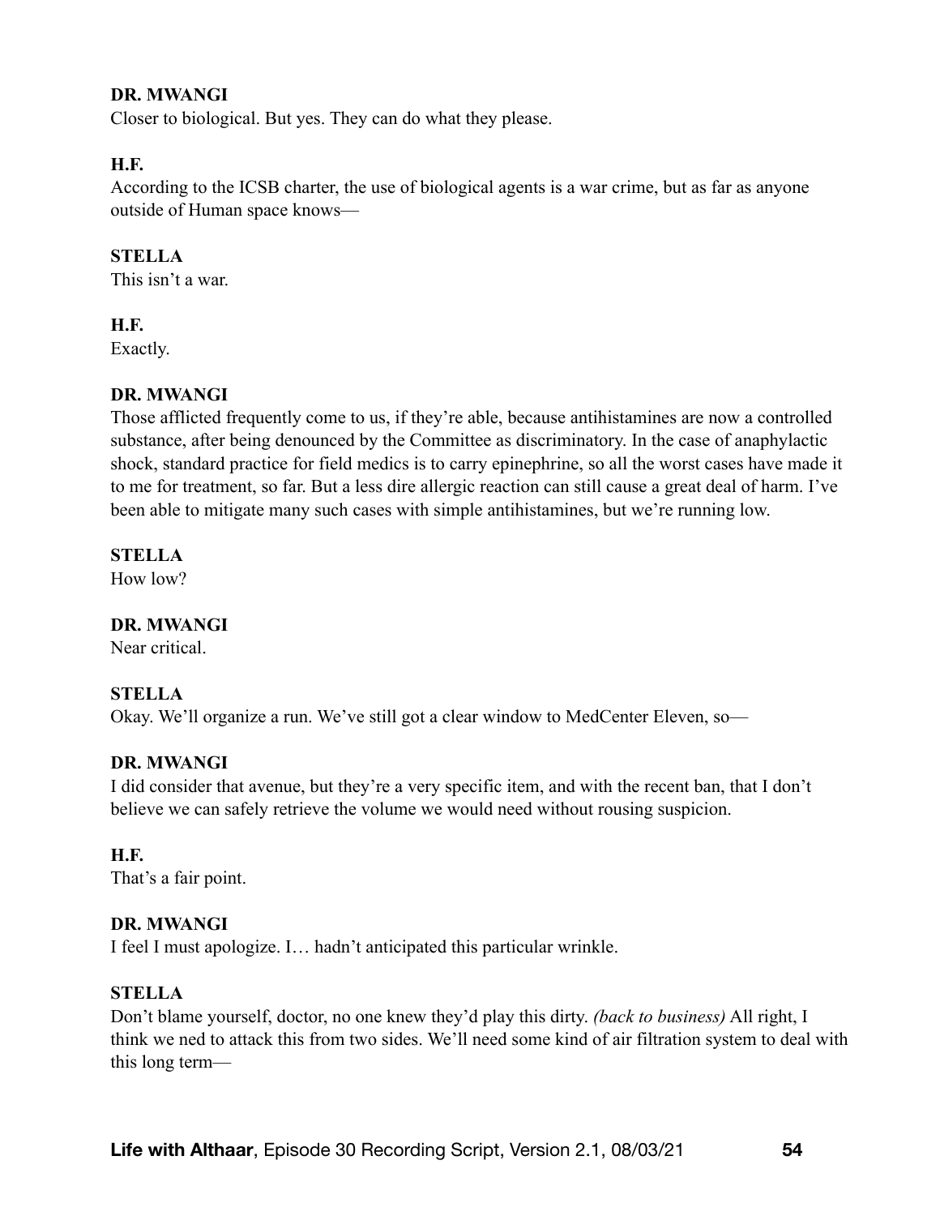**DR. MWANGI**
Closer to biological. But yes. They can do what they please.

**H.F.**
According to the ICSB charter, the use of biological agents is a war crime, but as far as anyone outside of Human space knows—

**STELLA**
This isn't a war.

**H.F.**
Exactly.

**DR. MWANGI**
Those afflicted frequently come to us, if they're able, because antihistamines are now a controlled substance, after being denounced by the Committee as discriminatory. In the case of anaphylactic shock, standard practice for field medics is to carry epinephrine, so all the worst cases have made it to me for treatment, so far. But a less dire allergic reaction can still cause a great deal of harm. I've been able to mitigate many such cases with simple antihistamines, but we're running low.

**STELLA**
How low?

**DR. MWANGI**
Near critical.

**STELLA**
Okay. We'll organize a run. We've still got a clear window to MedCenter Eleven, so—

**DR. MWANGI**
I did consider that avenue, but they're a very specific item, and with the recent ban, that I don't believe we can safely retrieve the volume we would need without rousing suspicion.

**H.F.**
That's a fair point.

**DR. MWANGI**
I feel I must apologize. I… hadn't anticipated this particular wrinkle.

**STELLA**
Don't blame yourself, doctor, no one knew they'd play this dirty. *(back to business)* All right, I think we ned to attack this from two sides. We'll need some kind of air filtration system to deal with this long term—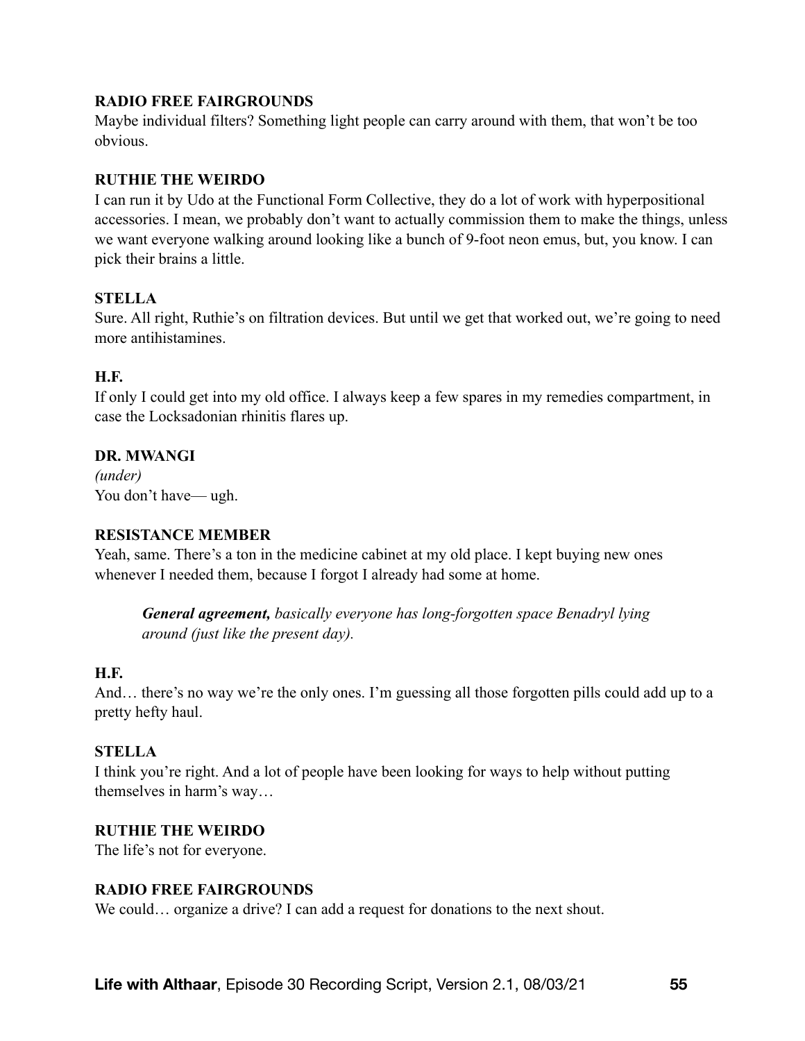**RADIO FREE FAIRGROUNDS**
Maybe individual filters? Something light people can carry around with them, that won't be too obvious.

**RUTHIE THE WEIRDO**
I can run it by Udo at the Functional Form Collective, they do a lot of work with hyperpositional accessories. I mean, we probably don't want to actually commission them to make the things, unless we want everyone walking around looking like a bunch of 9-foot neon emus, but, you know. I can pick their brains a little.

**STELLA**
Sure. All right, Ruthie's on filtration devices. But until we get that worked out, we're going to need more antihistamines.

**H.F.**
If only I could get into my old office. I always keep a few spares in my remedies compartment, in case the Locksadonian rhinitis flares up.

**DR. MWANGI**
*(under)*
You don't have— ugh.

**RESISTANCE MEMBER**
Yeah, same. There's a ton in the medicine cabinet at my old place. I kept buying new ones whenever I needed them, because I forgot I already had some at home.

> ***General agreement,*** *basically everyone has long-forgotten space Benadryl lying around (just like the present day).*

**H.F.**
And… there's no way we're the only ones. I'm guessing all those forgotten pills could add up to a pretty hefty haul.

**STELLA**
I think you're right. And a lot of people have been looking for ways to help without putting themselves in harm's way…

**RUTHIE THE WEIRDO**
The life's not for everyone.

**RADIO FREE FAIRGROUNDS**
We could… organize a drive? I can add a request for donations to the next shout.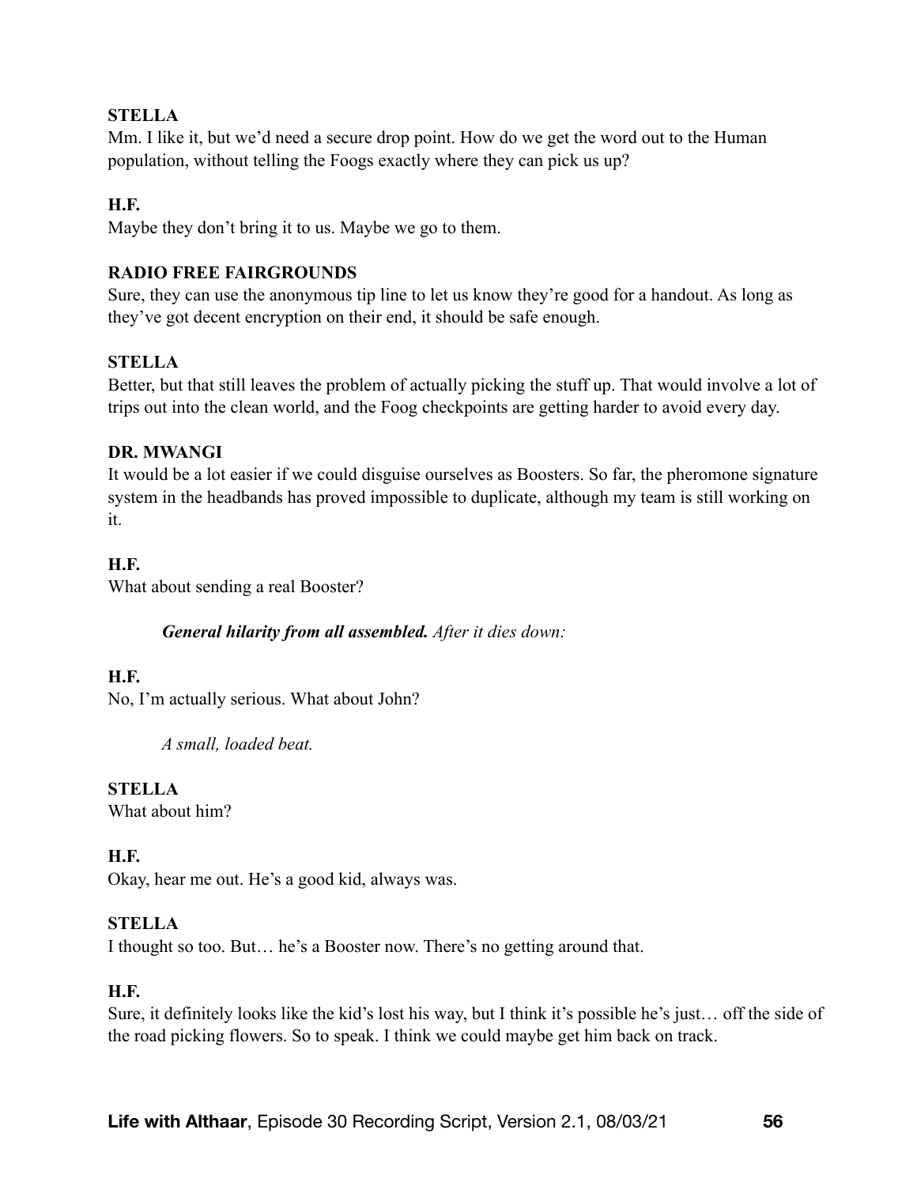**STELLA**
Mm. I like it, but we'd need a secure drop point. How do we get the word out to the Human population, without telling the Foogs exactly where they can pick us up?

**H.F.**
Maybe they don't bring it to us. Maybe we go to them.

**RADIO FREE FAIRGROUNDS**
Sure, they can use the anonymous tip line to let us know they're good for a handout. As long as they've got decent encryption on their end, it should be safe enough.

**STELLA**
Better, but that still leaves the problem of actually picking the stuff up. That would involve a lot of trips out into the clean world, and the Foog checkpoints are getting harder to avoid every day.

**DR. MWANGI**
It would be a lot easier if we could disguise ourselves as Boosters. So far, the pheromone signature system in the headbands has proved impossible to duplicate, although my team is still working on it.

**H.F.**
What about sending a real Booster?

> ***General hilarity from all assembled.*** *After it dies down:*

**H.F.**
No, I'm actually serious. What about John?

> *A small, loaded beat.*

**STELLA**
What about him?

**H.F.**
Okay, hear me out. He's a good kid, always was.

**STELLA**
I thought so too. But… he's a Booster now. There's no getting around that.

**H.F.**
Sure, it definitely looks like the kid's lost his way, but I think it's possible he's just… off the side of the road picking flowers. So to speak. I think we could maybe get him back on track.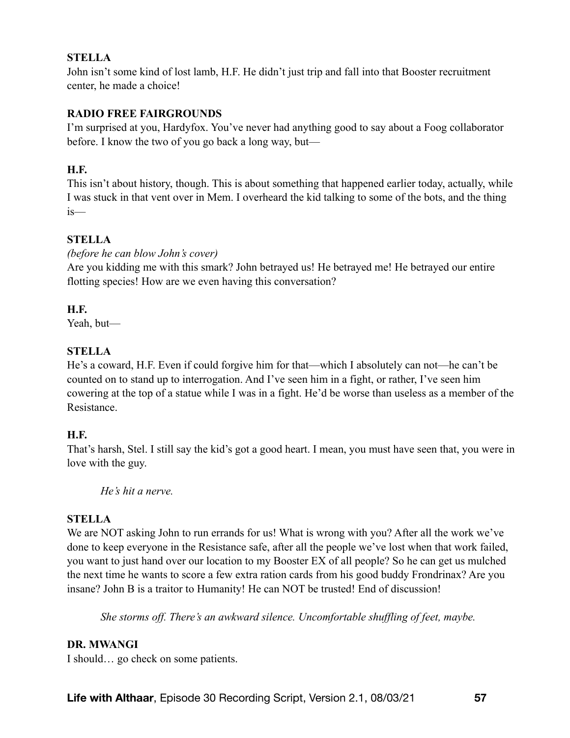**STELLA**

John isn't some kind of lost lamb, H.F. He didn't just trip and fall into that Booster recruitment center, he made a choice!

**RADIO FREE FAIRGROUNDS**

I'm surprised at you, Hardyfox. You've never had anything good to say about a Foog collaborator before. I know the two of you go back a long way, but—

**H.F.**

This isn't about history, though. This is about something that happened earlier today, actually, while I was stuck in that vent over in Mem. I overheard the kid talking to some of the bots, and the thing is—

**STELLA**

*(before he can blow John's cover)*

Are you kidding me with this smark? John betrayed us! He betrayed me! He betrayed our entire flotting species! How are we even having this conversation?

**H.F.**

Yeah, but—

**STELLA**

He's a coward, H.F. Even if could forgive him for that—which I absolutely can not—he can't be counted on to stand up to interrogation. And I've seen him in a fight, or rather, I've seen him cowering at the top of a statue while I was in a fight. He'd be worse than useless as a member of the Resistance.

**H.F.**

That's harsh, Stel. I still say the kid's got a good heart. I mean, you must have seen that, you were in love with the guy.

*He's hit a nerve.*

**STELLA**

We are NOT asking John to run errands for us! What is wrong with you? After all the work we've done to keep everyone in the Resistance safe, after all the people we've lost when that work failed, you want to just hand over our location to my Booster EX of all people? So he can get us mulched the next time he wants to score a few extra ration cards from his good buddy Frondrinax? Are you insane? John B is a traitor to Humanity! He can NOT be trusted! End of discussion!

*She storms off. There's an awkward silence. Uncomfortable shuffling of feet, maybe.*

**DR. MWANGI**

I should… go check on some patients.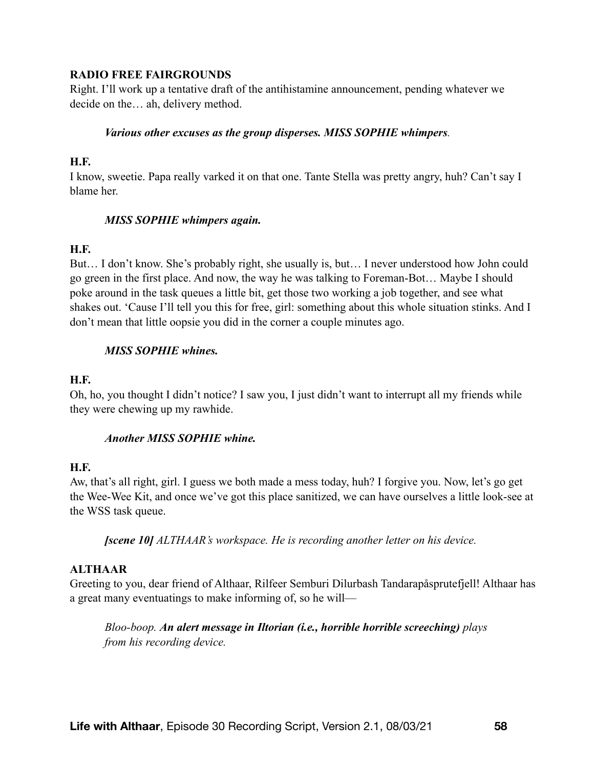**RADIO FREE FAIRGROUNDS**
Right. I'll work up a tentative draft of the antihistamine announcement, pending whatever we decide on the… ah, delivery method.

> ***Various other excuses as the group disperses. MISS SOPHIE whimpers.***

**H.F.**
I know, sweetie. Papa really varked it on that one. Tante Stella was pretty angry, huh? Can't say I blame her.

> ***MISS SOPHIE whimpers again.***

**H.F.**
But… I don't know. She's probably right, she usually is, but… I never understood how John could go green in the first place. And now, the way he was talking to Foreman-Bot… Maybe I should poke around in the task queues a little bit, get those two working a job together, and see what shakes out. 'Cause I'll tell you this for free, girl: something about this whole situation stinks. And I don't mean that little oopsie you did in the corner a couple minutes ago.

> ***MISS SOPHIE whines.***

**H.F.**
Oh, ho, you thought I didn't notice? I saw you, I just didn't want to interrupt all my friends while they were chewing up my rawhide.

> ***Another MISS SOPHIE whine.***

**H.F.**
Aw, that's all right, girl. I guess we both made a mess today, huh? I forgive you. Now, let's go get the Wee-Wee Kit, and once we've got this place sanitized, we can have ourselves a little look-see at the WSS task queue.

> ***[scene 10]*** *ALTHAAR's workspace. He is recording another letter on his device.*

**ALTHAAR**
Greeting to you, dear friend of Althaar, Rilfeer Semburi Dilurbash Tandarapåsprutefjell! Althaar has a great many eventuatings to make informing of, so he will—

> *Bloo-boop.* ***An alert message in Iltorian (i.e., horrible horrible screeching)*** *plays from his recording device.*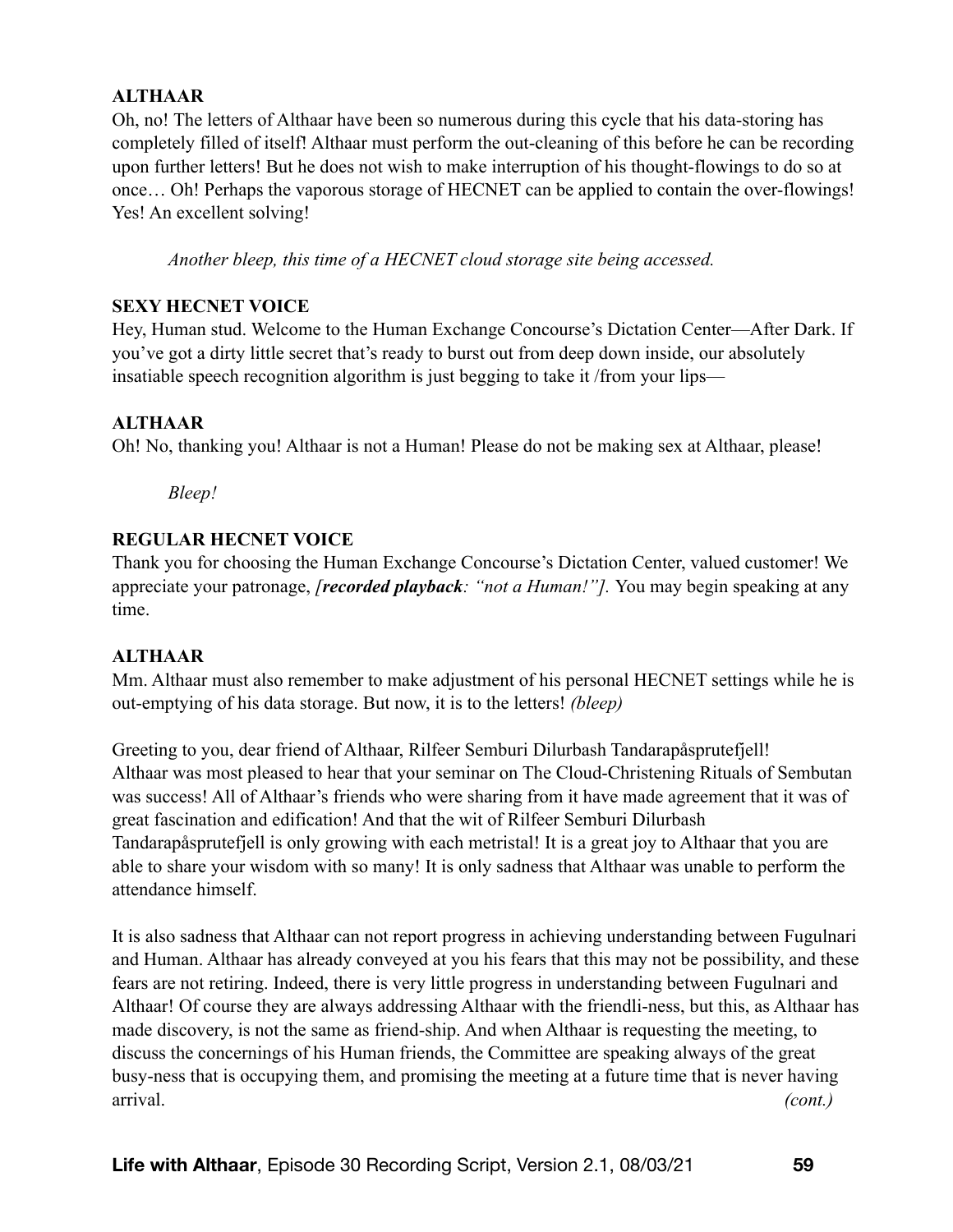**ALTHAAR**
Oh, no! The letters of Althaar have been so numerous during this cycle that his data-storing has completely filled of itself! Althaar must perform the out-cleaning of this before he can be recording upon further letters! But he does not wish to make interruption of his thought-flowings to do so at once… Oh! Perhaps the vaporous storage of HECNET can be applied to contain the over-flowings! Yes! An excellent solving!

*Another bleep, this time of a HECNET cloud storage site being accessed.*

**SEXY HECNET VOICE**
Hey, Human stud. Welcome to the Human Exchange Concourse's Dictation Center—After Dark. If you've got a dirty little secret that's ready to burst out from deep down inside, our absolutely insatiable speech recognition algorithm is just begging to take it /from your lips—

**ALTHAAR**
Oh! No, thanking you! Althaar is not a Human! Please do not be making sex at Althaar, please!

*Bleep!*

**REGULAR HECNET VOICE**
Thank you for choosing the Human Exchange Concourse's Dictation Center, valued customer! We appreciate your patronage, *[**recorded playback**: "not a Human!"].* You may begin speaking at any time.

**ALTHAAR**
Mm. Althaar must also remember to make adjustment of his personal HECNET settings while he is out-emptying of his data storage. But now, it is to the letters! *(bleep)*

Greeting to you, dear friend of Althaar, Rilfeer Semburi Dilurbash Tandarapåsprutefjell! Althaar was most pleased to hear that your seminar on The Cloud-Christening Rituals of Sembutan was success! All of Althaar's friends who were sharing from it have made agreement that it was of great fascination and edification! And that the wit of Rilfeer Semburi Dilurbash Tandarapåsprutefjell is only growing with each metristal! It is a great joy to Althaar that you are able to share your wisdom with so many! It is only sadness that Althaar was unable to perform the attendance himself.

It is also sadness that Althaar can not report progress in achieving understanding between Fugulnari and Human. Althaar has already conveyed at you his fears that this may not be possibility, and these fears are not retiring. Indeed, there is very little progress in understanding between Fugulnari and Althaar! Of course they are always addressing Althaar with the friendli-ness, but this, as Althaar has made discovery, is not the same as friend-ship. And when Althaar is requesting the meeting, to discuss the concernings of his Human friends, the Committee are speaking always of the great busy-ness that is occupying them, and promising the meeting at a future time that is never having arrival. *(cont.)*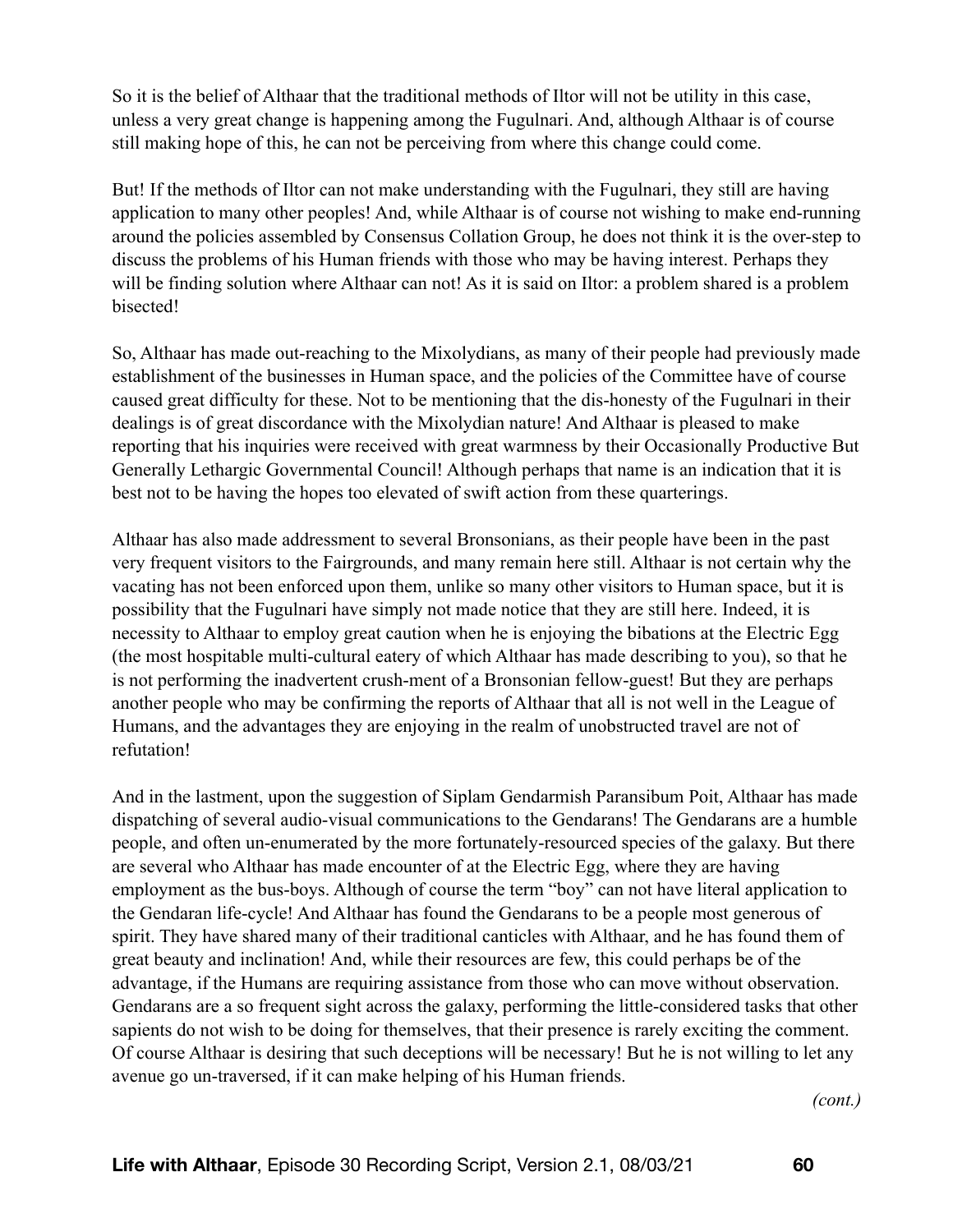So it is the belief of Althaar that the traditional methods of Iltor will not be utility in this case, unless a very great change is happening among the Fugulnari. And, although Althaar is of course still making hope of this, he can not be perceiving from where this change could come.

But! If the methods of Iltor can not make understanding with the Fugulnari, they still are having application to many other peoples! And, while Althaar is of course not wishing to make end-running around the policies assembled by Consensus Collation Group, he does not think it is the over-step to discuss the problems of his Human friends with those who may be having interest. Perhaps they will be finding solution where Althaar can not! As it is said on Iltor: a problem shared is a problem bisected!

So, Althaar has made out-reaching to the Mixolydians, as many of their people had previously made establishment of the businesses in Human space, and the policies of the Committee have of course caused great difficulty for these. Not to be mentioning that the dis-honesty of the Fugulnari in their dealings is of great discordance with the Mixolydian nature! And Althaar is pleased to make reporting that his inquiries were received with great warmness by their Occasionally Productive But Generally Lethargic Governmental Council! Although perhaps that name is an indication that it is best not to be having the hopes too elevated of swift action from these quarterings.

Althaar has also made addressment to several Bronsonians, as their people have been in the past very frequent visitors to the Fairgrounds, and many remain here still. Althaar is not certain why the vacating has not been enforced upon them, unlike so many other visitors to Human space, but it is possibility that the Fugulnari have simply not made notice that they are still here. Indeed, it is necessity to Althaar to employ great caution when he is enjoying the bibations at the Electric Egg (the most hospitable multi-cultural eatery of which Althaar has made describing to you), so that he is not performing the inadvertent crush-ment of a Bronsonian fellow-guest! But they are perhaps another people who may be confirming the reports of Althaar that all is not well in the League of Humans, and the advantages they are enjoying in the realm of unobstructed travel are not of refutation!

And in the lastment, upon the suggestion of Siplam Gendarmish Paransibum Poit, Althaar has made dispatching of several audio-visual communications to the Gendarans! The Gendarans are a humble people, and often un-enumerated by the more fortunately-resourced species of the galaxy. But there are several who Althaar has made encounter of at the Electric Egg, where they are having employment as the bus-boys. Although of course the term "boy" can not have literal application to the Gendaran life-cycle! And Althaar has found the Gendarans to be a people most generous of spirit. They have shared many of their traditional canticles with Althaar, and he has found them of great beauty and inclination! And, while their resources are few, this could perhaps be of the advantage, if the Humans are requiring assistance from those who can move without observation. Gendarans are a so frequent sight across the galaxy, performing the little-considered tasks that other sapients do not wish to be doing for themselves, that their presence is rarely exciting the comment. Of course Althaar is desiring that such deceptions will be necessary! But he is not willing to let any avenue go un-traversed, if it can make helping of his Human friends.

*(cont.)*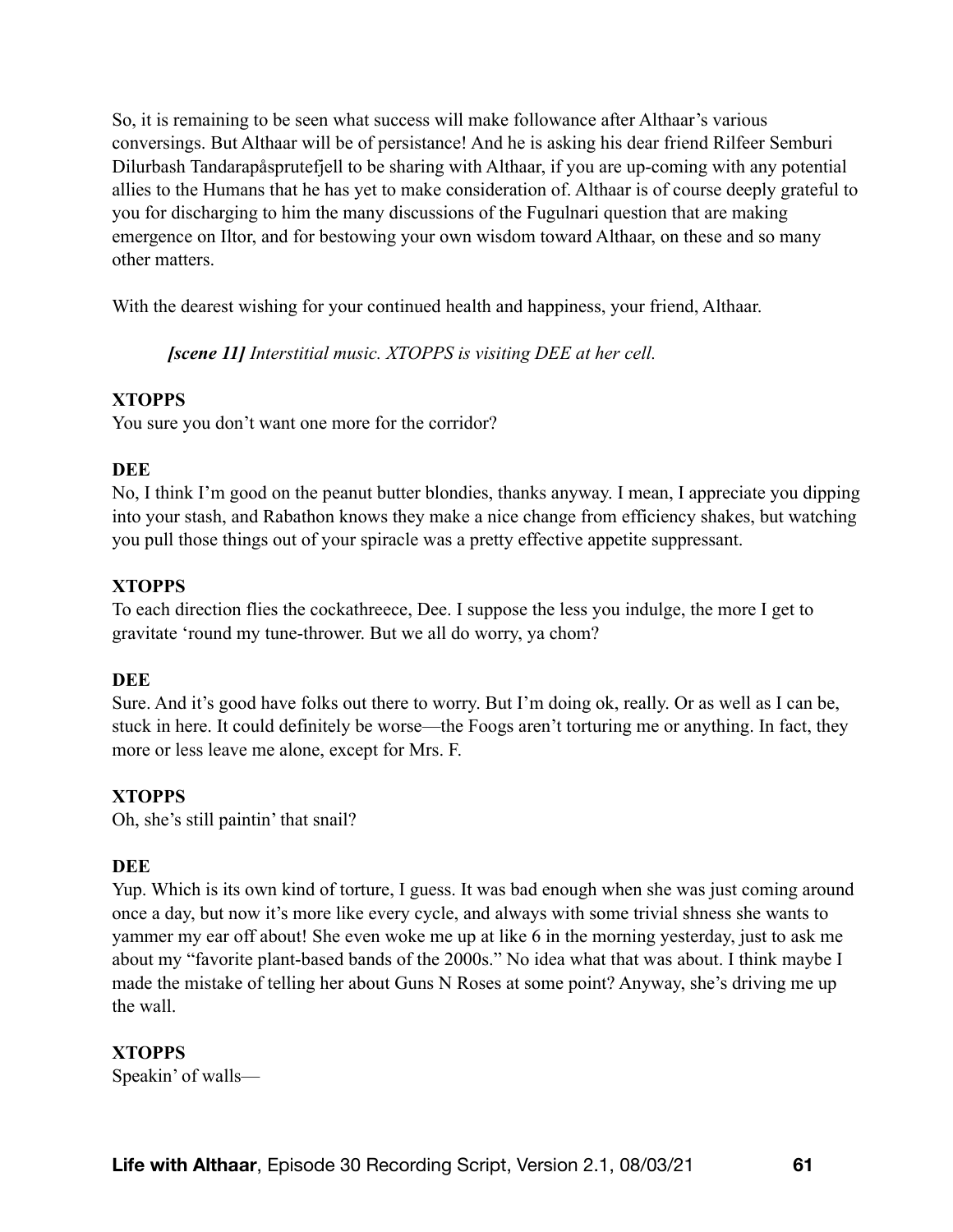So, it is remaining to be seen what success will make followance after Althaar's various conversings. But Althaar will be of persistance! And he is asking his dear friend Rilfeer Semburi Dilurbash Tandarapåsprutefjell to be sharing with Althaar, if you are up-coming with any potential allies to the Humans that he has yet to make consideration of. Althaar is of course deeply grateful to you for discharging to him the many discussions of the Fugulnari question that are making emergence on Iltor, and for bestowing your own wisdom toward Althaar, on these and so many other matters.

With the dearest wishing for your continued health and happiness, your friend, Althaar.

***[scene 11]*** *Interstitial music. XTOPPS is visiting DEE at her cell.*

**XTOPPS**
You sure you don't want one more for the corridor?

**DEE**
No, I think I'm good on the peanut butter blondies, thanks anyway. I mean, I appreciate you dipping into your stash, and Rabathon knows they make a nice change from efficiency shakes, but watching you pull those things out of your spiracle was a pretty effective appetite suppressant.

**XTOPPS**
To each direction flies the cockathreece, Dee. I suppose the less you indulge, the more I get to gravitate 'round my tune-thrower. But we all do worry, ya chom?

**DEE**
Sure. And it's good have folks out there to worry. But I'm doing ok, really. Or as well as I can be, stuck in here. It could definitely be worse—the Foogs aren't torturing me or anything. In fact, they more or less leave me alone, except for Mrs. F.

**XTOPPS**
Oh, she's still paintin' that snail?

**DEE**
Yup. Which is its own kind of torture, I guess. It was bad enough when she was just coming around once a day, but now it's more like every cycle, and always with some trivial shness she wants to yammer my ear off about! She even woke me up at like 6 in the morning yesterday, just to ask me about my "favorite plant-based bands of the 2000s." No idea what that was about. I think maybe I made the mistake of telling her about Guns N Roses at some point? Anyway, she's driving me up the wall.

**XTOPPS**
Speakin' of walls—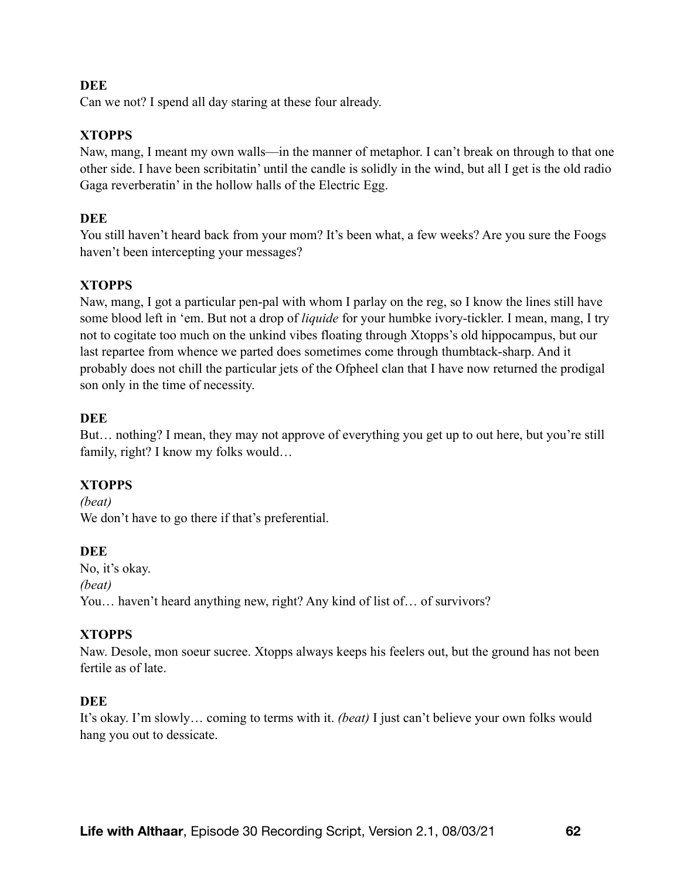**DEE**
Can we not? I spend all day staring at these four already.

**XTOPPS**
Naw, mang, I meant my own walls—in the manner of metaphor. I can't break on through to that one other side. I have been scribitatin' until the candle is solidly in the wind, but all I get is the old radio Gaga reverberatin' in the hollow halls of the Electric Egg.

**DEE**
You still haven't heard back from your mom? It's been what, a few weeks? Are you sure the Foogs haven't been intercepting your messages?

**XTOPPS**
Naw, mang, I got a particular pen-pal with whom I parlay on the reg, so I know the lines still have some blood left in 'em. But not a drop of *liquide* for your humbke ivory-tickler. I mean, mang, I try not to cogitate too much on the unkind vibes floating through Xtopps's old hippocampus, but our last repartee from whence we parted does sometimes come through thumbtack-sharp. And it probably does not chill the particular jets of the Ofpheel clan that I have now returned the prodigal son only in the time of necessity.

**DEE**
But… nothing? I mean, they may not approve of everything you get up to out here, but you're still family, right? I know my folks would…

**XTOPPS**
*(beat)*
We don't have to go there if that's preferential.

**DEE**
No, it's okay.
*(beat)*
You… haven't heard anything new, right? Any kind of list of… of survivors?

**XTOPPS**
Naw. Desole, mon soeur sucree. Xtopps always keeps his feelers out, but the ground has not been fertile as of late.

**DEE**
It's okay. I'm slowly… coming to terms with it. *(beat)* I just can't believe your own folks would hang you out to dessicate.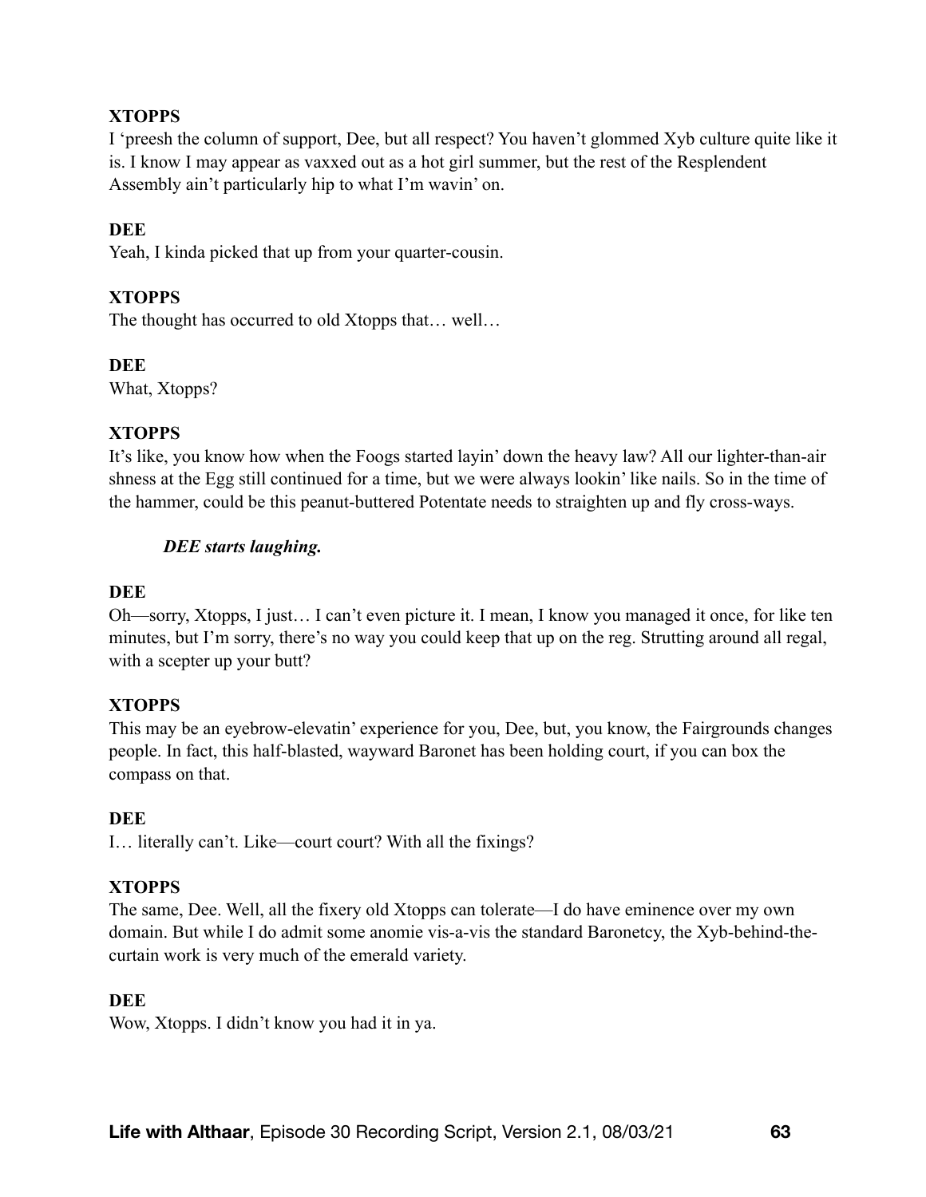**XTOPPS**

I 'preesh the column of support, Dee, but all respect? You haven't glommed Xyb culture quite like it is. I know I may appear as vaxxed out as a hot girl summer, but the rest of the Resplendent Assembly ain't particularly hip to what I'm wavin' on.

**DEE**

Yeah, I kinda picked that up from your quarter-cousin.

**XTOPPS**

The thought has occurred to old Xtopps that… well…

**DEE**

What, Xtopps?

**XTOPPS**

It's like, you know how when the Foogs started layin' down the heavy law? All our lighter-than-air shness at the Egg still continued for a time, but we were always lookin' like nails. So in the time of the hammer, could be this peanut-buttered Potentate needs to straighten up and fly cross-ways.

> ***DEE starts laughing.***

**DEE**

Oh—sorry, Xtopps, I just… I can't even picture it. I mean, I know you managed it once, for like ten minutes, but I'm sorry, there's no way you could keep that up on the reg. Strutting around all regal, with a scepter up your butt?

**XTOPPS**

This may be an eyebrow-elevatin' experience for you, Dee, but, you know, the Fairgrounds changes people. In fact, this half-blasted, wayward Baronet has been holding court, if you can box the compass on that.

**DEE**

I… literally can't. Like—court court? With all the fixings?

**XTOPPS**

The same, Dee. Well, all the fixery old Xtopps can tolerate—I do have eminence over my own domain. But while I do admit some anomie vis-a-vis the standard Baronetcy, the Xyb-behind-the-curtain work is very much of the emerald variety.

**DEE**

Wow, Xtopps. I didn't know you had it in ya.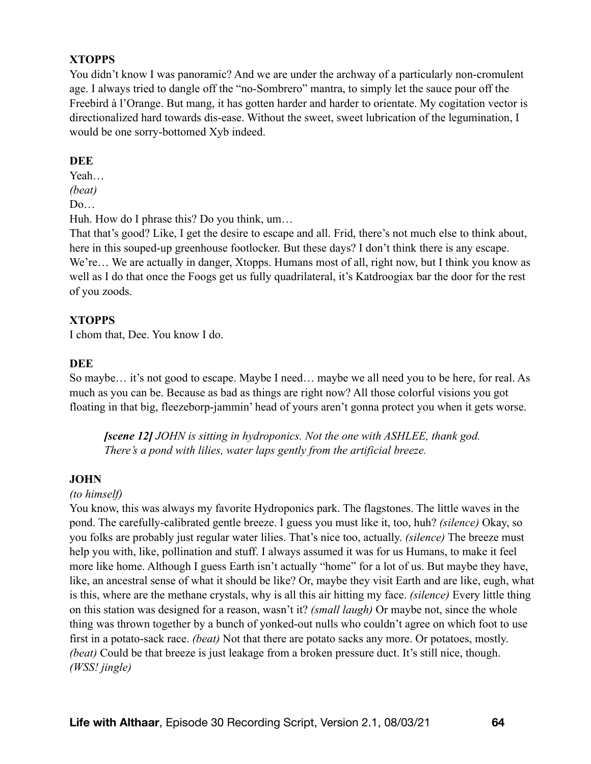**XTOPPS**

You didn't know I was panoramic? And we are under the archway of a particularly non-cromulent age. I always tried to dangle off the "no-Sombrero" mantra, to simply let the sauce pour off the Freebird à l'Orange. But mang, it has gotten harder and harder to orientate. My cogitation vector is directionalized hard towards dis-ease. Without the sweet, sweet lubrication of the legumination, I would be one sorry-bottomed Xyb indeed.

**DEE**

Yeah…
*(beat)*
Do…
Huh. How do I phrase this? Do you think, um…
That that's good? Like, I get the desire to escape and all. Frid, there's not much else to think about, here in this souped-up greenhouse footlocker. But these days? I don't think there is any escape. We're… We are actually in danger, Xtopps. Humans most of all, right now, but I think you know as well as I do that once the Foogs get us fully quadrilateral, it's Katdroogiax bar the door for the rest of you zoods.

**XTOPPS**

I chom that, Dee. You know I do.

**DEE**

So maybe… it's not good to escape. Maybe I need… maybe we all need you to be here, for real. As much as you can be. Because as bad as things are right now? All those colorful visions you got floating in that big, fleezeborp-jammin' head of yours aren't gonna protect you when it gets worse.

> ***[scene 12]*** *JOHN is sitting in hydroponics. Not the one with ASHLEE, thank god. There's a pond with lilies, water laps gently from the artificial breeze.*

**JOHN**

*(to himself)*
You know, this was always my favorite Hydroponics park. The flagstones. The little waves in the pond. The carefully-calibrated gentle breeze. I guess you must like it, too, huh? *(silence)* Okay, so you folks are probably just regular water lilies. That's nice too, actually. *(silence)* The breeze must help you with, like, pollination and stuff. I always assumed it was for us Humans, to make it feel more like home. Although I guess Earth isn't actually "home" for a lot of us. But maybe they have, like, an ancestral sense of what it should be like? Or, maybe they visit Earth and are like, eugh, what is this, where are the methane crystals, why is all this air hitting my face. *(silence)* Every little thing on this station was designed for a reason, wasn't it? *(small laugh)* Or maybe not, since the whole thing was thrown together by a bunch of yonked-out nulls who couldn't agree on which foot to use first in a potato-sack race. *(beat)* Not that there are potato sacks any more. Or potatoes, mostly. *(beat)* Could be that breeze is just leakage from a broken pressure duct. It's still nice, though. *(WSS! jingle)*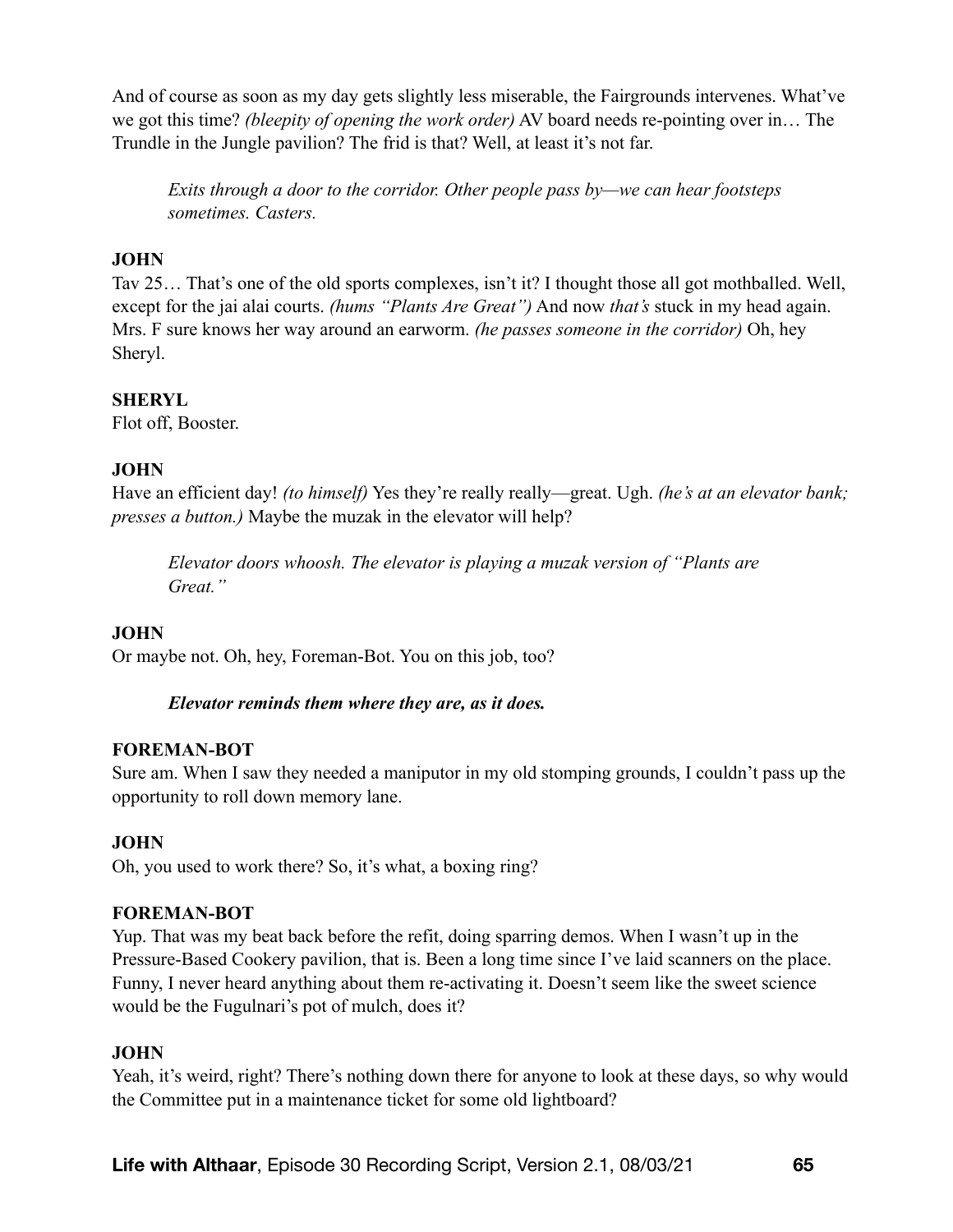And of course as soon as my day gets slightly less miserable, the Fairgrounds intervenes. What've we got this time? *(bleepity of opening the work order)* AV board needs re-pointing over in… The Trundle in the Jungle pavilion? The frid is that? Well, at least it's not far.

> *Exits through a door to the corridor. Other people pass by—we can hear footsteps sometimes. Casters.*

**JOHN**
Tav 25… That's one of the old sports complexes, isn't it? I thought those all got mothballed. Well, except for the jai alai courts. *(hums "Plants Are Great")* And now *that's* stuck in my head again. Mrs. F sure knows her way around an earworm. *(he passes someone in the corridor)* Oh, hey Sheryl.

**SHERYL**
Flot off, Booster.

**JOHN**
Have an efficient day! *(to himself)* Yes they're really really—great. Ugh. *(he's at an elevator bank; presses a button.)* Maybe the muzak in the elevator will help?

> *Elevator doors whoosh. The elevator is playing a muzak version of "Plants are Great."*

**JOHN**
Or maybe not. Oh, hey, Foreman-Bot. You on this job, too?

> ***Elevator reminds them where they are, as it does.***

**FOREMAN-BOT**
Sure am. When I saw they needed a maniputor in my old stomping grounds, I couldn't pass up the opportunity to roll down memory lane.

**JOHN**
Oh, you used to work there? So, it's what, a boxing ring?

**FOREMAN-BOT**
Yup. That was my beat back before the refit, doing sparring demos. When I wasn't up in the Pressure-Based Cookery pavilion, that is. Been a long time since I've laid scanners on the place. Funny, I never heard anything about them re-activating it. Doesn't seem like the sweet science would be the Fugulnari's pot of mulch, does it?

**JOHN**
Yeah, it's weird, right? There's nothing down there for anyone to look at these days, so why would the Committee put in a maintenance ticket for some old lightboard?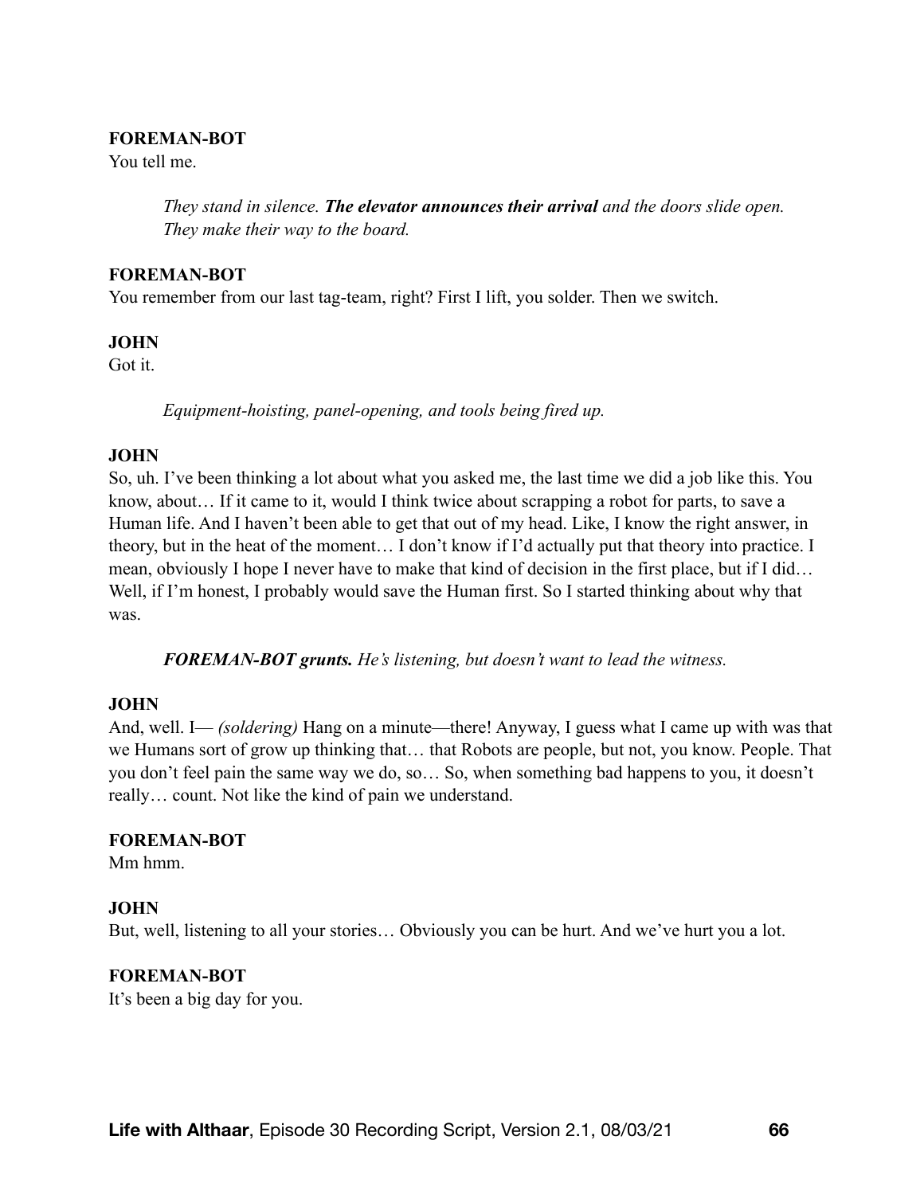**FOREMAN-BOT**
You tell me.

> *They stand in silence. **The elevator announces their arrival** and the doors slide open. They make their way to the board.*

**FOREMAN-BOT**
You remember from our last tag-team, right? First I lift, you solder. Then we switch.

**JOHN**
Got it.

> *Equipment-hoisting, panel-opening, and tools being fired up.*

**JOHN**
So, uh. I've been thinking a lot about what you asked me, the last time we did a job like this. You know, about… If it came to it, would I think twice about scrapping a robot for parts, to save a Human life. And I haven't been able to get that out of my head. Like, I know the right answer, in theory, but in the heat of the moment… I don't know if I'd actually put that theory into practice. I mean, obviously I hope I never have to make that kind of decision in the first place, but if I did… Well, if I'm honest, I probably would save the Human first. So I started thinking about why that was.

> ***FOREMAN-BOT grunts.** He's listening, but doesn't want to lead the witness.*

**JOHN**
And, well. I— *(soldering)* Hang on a minute—there! Anyway, I guess what I came up with was that we Humans sort of grow up thinking that… that Robots are people, but not, you know. People. That you don't feel pain the same way we do, so… So, when something bad happens to you, it doesn't really… count. Not like the kind of pain we understand.

**FOREMAN-BOT**
Mm hmm.

**JOHN**
But, well, listening to all your stories… Obviously you can be hurt. And we've hurt you a lot.

**FOREMAN-BOT**
It's been a big day for you.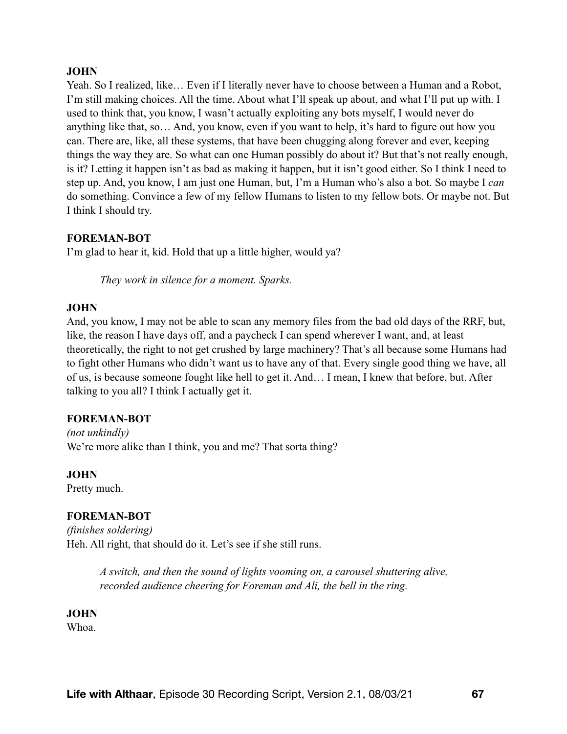**JOHN**

Yeah. So I realized, like… Even if I literally never have to choose between a Human and a Robot, I'm still making choices. All the time. About what I'll speak up about, and what I'll put up with. I used to think that, you know, I wasn't actually exploiting any bots myself, I would never do anything like that, so… And, you know, even if you want to help, it's hard to figure out how you can. There are, like, all these systems, that have been chugging along forever and ever, keeping things the way they are. So what can one Human possibly do about it? But that's not really enough, is it? Letting it happen isn't as bad as making it happen, but it isn't good either. So I think I need to step up. And, you know, I am just one Human, but, I'm a Human who's also a bot. So maybe I *can* do something. Convince a few of my fellow Humans to listen to my fellow bots. Or maybe not. But I think I should try.

**FOREMAN-BOT**

I'm glad to hear it, kid. Hold that up a little higher, would ya?

> *They work in silence for a moment. Sparks.*

**JOHN**

And, you know, I may not be able to scan any memory files from the bad old days of the RRF, but, like, the reason I have days off, and a paycheck I can spend wherever I want, and, at least theoretically, the right to not get crushed by large machinery? That's all because some Humans had to fight other Humans who didn't want us to have any of that. Every single good thing we have, all of us, is because someone fought like hell to get it. And… I mean, I knew that before, but. After talking to you all? I think I actually get it.

**FOREMAN-BOT**

*(not unkindly)*
We're more alike than I think, you and me? That sorta thing?

**JOHN**

Pretty much.

**FOREMAN-BOT**

*(finishes soldering)*
Heh. All right, that should do it. Let's see if she still runs.

> *A switch, and then the sound of lights vooming on, a carousel shuttering alive, recorded audience cheering for Foreman and Ali, the bell in the ring.*

**JOHN**

Whoa.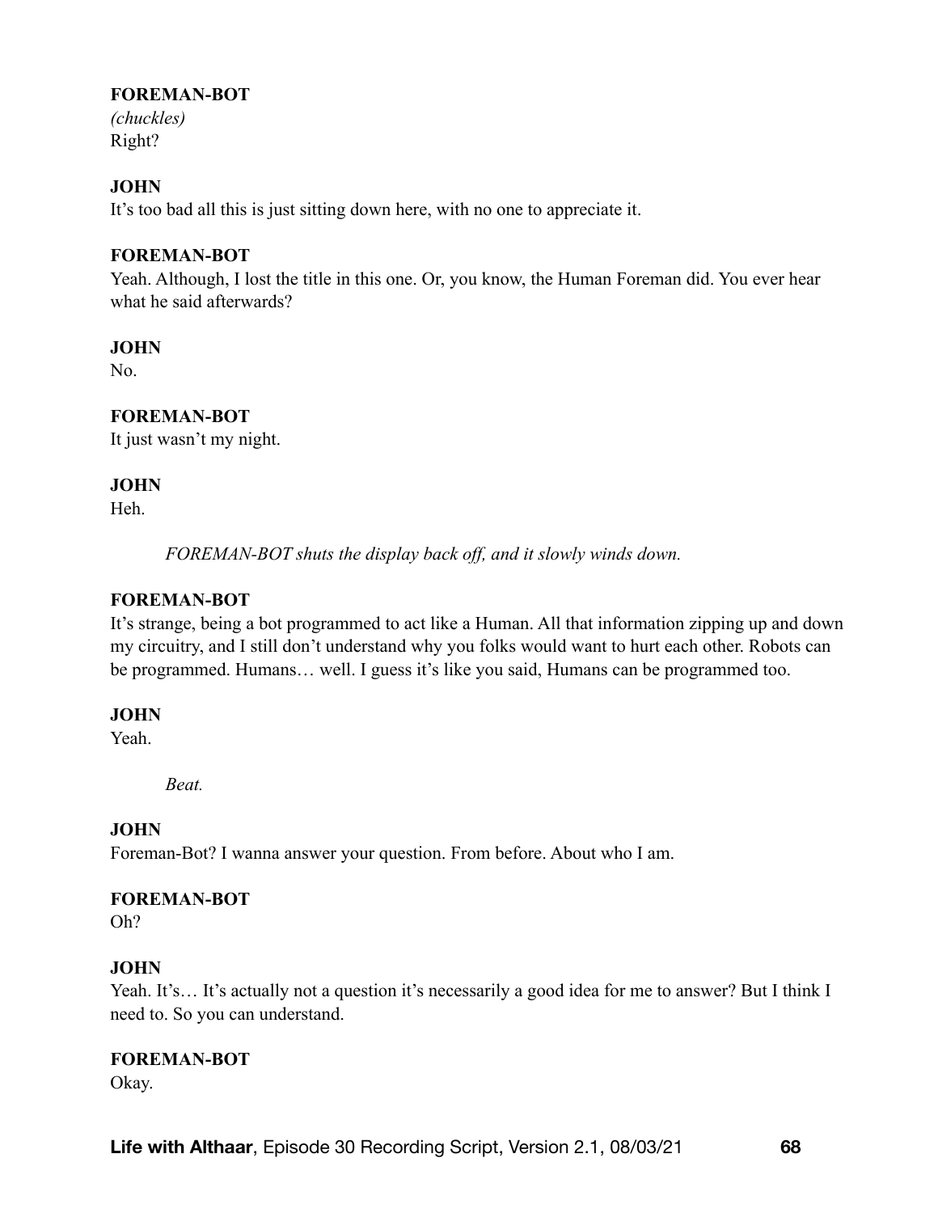**FOREMAN-BOT**
*(chuckles)*
Right?

**JOHN**
It's too bad all this is just sitting down here, with no one to appreciate it.

**FOREMAN-BOT**
Yeah. Although, I lost the title in this one. Or, you know, the Human Foreman did. You ever hear what he said afterwards?

**JOHN**
No.

**FOREMAN-BOT**
It just wasn't my night.

**JOHN**
Heh.

*FOREMAN-BOT shuts the display back off, and it slowly winds down.*

**FOREMAN-BOT**
It's strange, being a bot programmed to act like a Human. All that information zipping up and down my circuitry, and I still don't understand why you folks would want to hurt each other. Robots can be programmed. Humans… well. I guess it's like you said, Humans can be programmed too.

**JOHN**
Yeah.

*Beat.*

**JOHN**
Foreman-Bot? I wanna answer your question. From before. About who I am.

**FOREMAN-BOT**
Oh?

**JOHN**
Yeah. It's… It's actually not a question it's necessarily a good idea for me to answer? But I think I need to. So you can understand.

**FOREMAN-BOT**
Okay.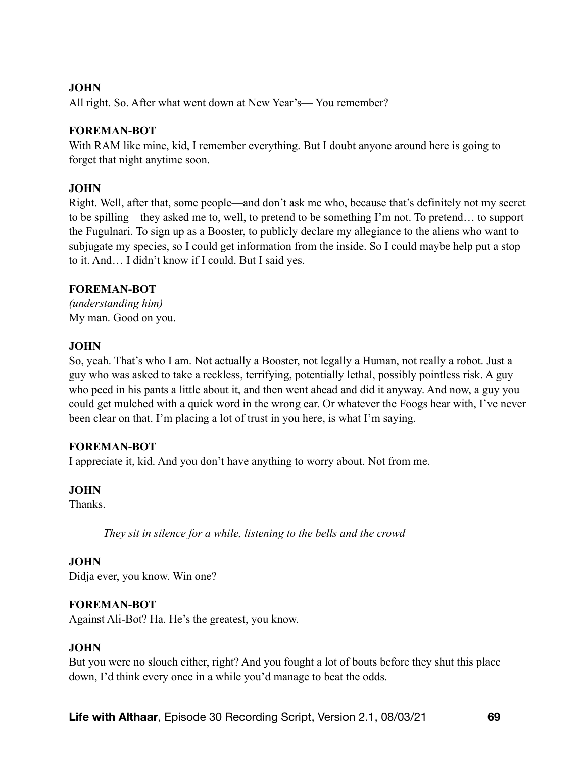**JOHN**
All right. So. After what went down at New Year's— You remember?

**FOREMAN-BOT**
With RAM like mine, kid, I remember everything. But I doubt anyone around here is going to forget that night anytime soon.

**JOHN**
Right. Well, after that, some people—and don't ask me who, because that's definitely not my secret to be spilling—they asked me to, well, to pretend to be something I'm not. To pretend… to support the Fugulnari. To sign up as a Booster, to publicly declare my allegiance to the aliens who want to subjugate my species, so I could get information from the inside. So I could maybe help put a stop to it. And… I didn't know if I could. But I said yes.

**FOREMAN-BOT**
*(understanding him)*
My man. Good on you.

**JOHN**
So, yeah. That's who I am. Not actually a Booster, not legally a Human, not really a robot. Just a guy who was asked to take a reckless, terrifying, potentially lethal, possibly pointless risk. A guy who peed in his pants a little about it, and then went ahead and did it anyway. And now, a guy you could get mulched with a quick word in the wrong ear. Or whatever the Foogs hear with, I've never been clear on that. I'm placing a lot of trust in you here, is what I'm saying.

**FOREMAN-BOT**
I appreciate it, kid. And you don't have anything to worry about. Not from me.

**JOHN**
Thanks.

*They sit in silence for a while, listening to the bells and the crowd*

**JOHN**
Didja ever, you know. Win one?

**FOREMAN-BOT**
Against Ali-Bot? Ha. He's the greatest, you know.

**JOHN**
But you were no slouch either, right? And you fought a lot of bouts before they shut this place down, I'd think every once in a while you'd manage to beat the odds.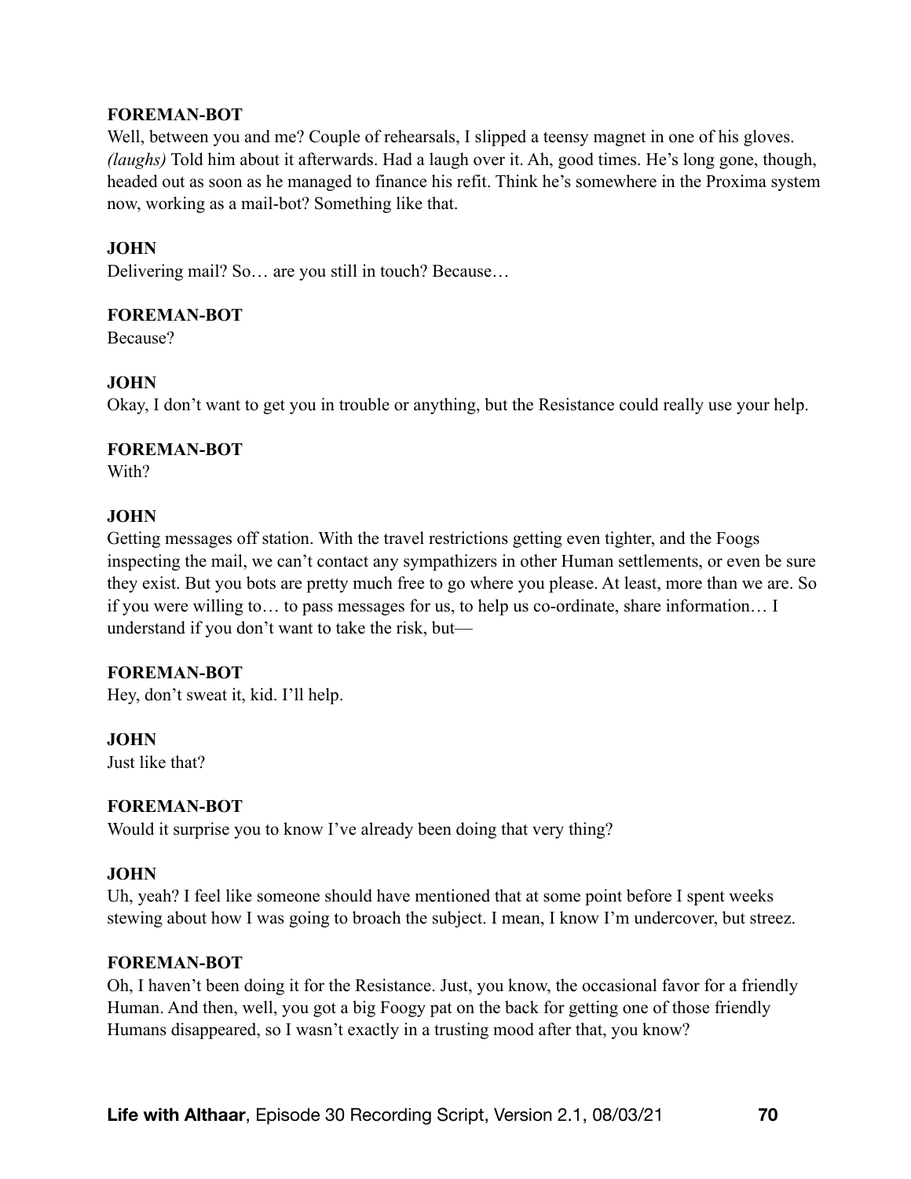**FOREMAN-BOT**

Well, between you and me? Couple of rehearsals, I slipped a teensy magnet in one of his gloves. *(laughs)* Told him about it afterwards. Had a laugh over it. Ah, good times. He's long gone, though, headed out as soon as he managed to finance his refit. Think he's somewhere in the Proxima system now, working as a mail-bot? Something like that.

**JOHN**

Delivering mail? So… are you still in touch? Because…

**FOREMAN-BOT**

Because?

**JOHN**

Okay, I don't want to get you in trouble or anything, but the Resistance could really use your help.

**FOREMAN-BOT**

With?

**JOHN**

Getting messages off station. With the travel restrictions getting even tighter, and the Foogs inspecting the mail, we can't contact any sympathizers in other Human settlements, or even be sure they exist. But you bots are pretty much free to go where you please. At least, more than we are. So if you were willing to… to pass messages for us, to help us co-ordinate, share information… I understand if you don't want to take the risk, but—

**FOREMAN-BOT**

Hey, don't sweat it, kid. I'll help.

**JOHN**

Just like that?

**FOREMAN-BOT**

Would it surprise you to know I've already been doing that very thing?

**JOHN**

Uh, yeah? I feel like someone should have mentioned that at some point before I spent weeks stewing about how I was going to broach the subject. I mean, I know I'm undercover, but streez.

**FOREMAN-BOT**

Oh, I haven't been doing it for the Resistance. Just, you know, the occasional favor for a friendly Human. And then, well, you got a big Foogy pat on the back for getting one of those friendly Humans disappeared, so I wasn't exactly in a trusting mood after that, you know?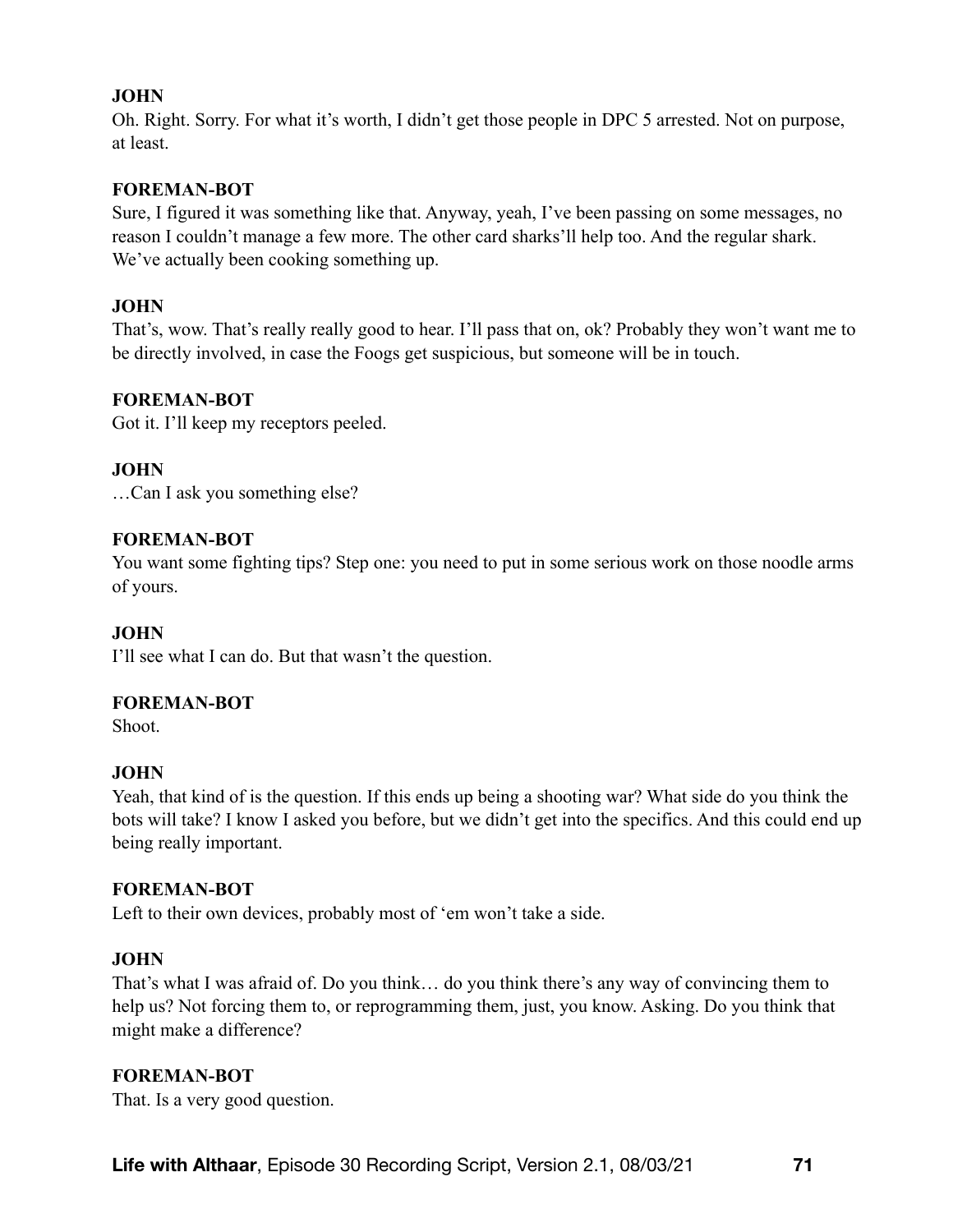**JOHN**

Oh. Right. Sorry. For what it's worth, I didn't get those people in DPC 5 arrested. Not on purpose, at least.

**FOREMAN-BOT**

Sure, I figured it was something like that. Anyway, yeah, I've been passing on some messages, no reason I couldn't manage a few more. The other card sharks'll help too. And the regular shark. We've actually been cooking something up.

**JOHN**

That's, wow. That's really really good to hear. I'll pass that on, ok? Probably they won't want me to be directly involved, in case the Foogs get suspicious, but someone will be in touch.

**FOREMAN-BOT**

Got it. I'll keep my receptors peeled.

**JOHN**

…Can I ask you something else?

**FOREMAN-BOT**

You want some fighting tips? Step one: you need to put in some serious work on those noodle arms of yours.

**JOHN**

I'll see what I can do. But that wasn't the question.

**FOREMAN-BOT**

Shoot.

**JOHN**

Yeah, that kind of is the question. If this ends up being a shooting war? What side do you think the bots will take? I know I asked you before, but we didn't get into the specifics. And this could end up being really important.

**FOREMAN-BOT**

Left to their own devices, probably most of 'em won't take a side.

**JOHN**

That's what I was afraid of. Do you think… do you think there's any way of convincing them to help us? Not forcing them to, or reprogramming them, just, you know. Asking. Do you think that might make a difference?

**FOREMAN-BOT**

That. Is a very good question.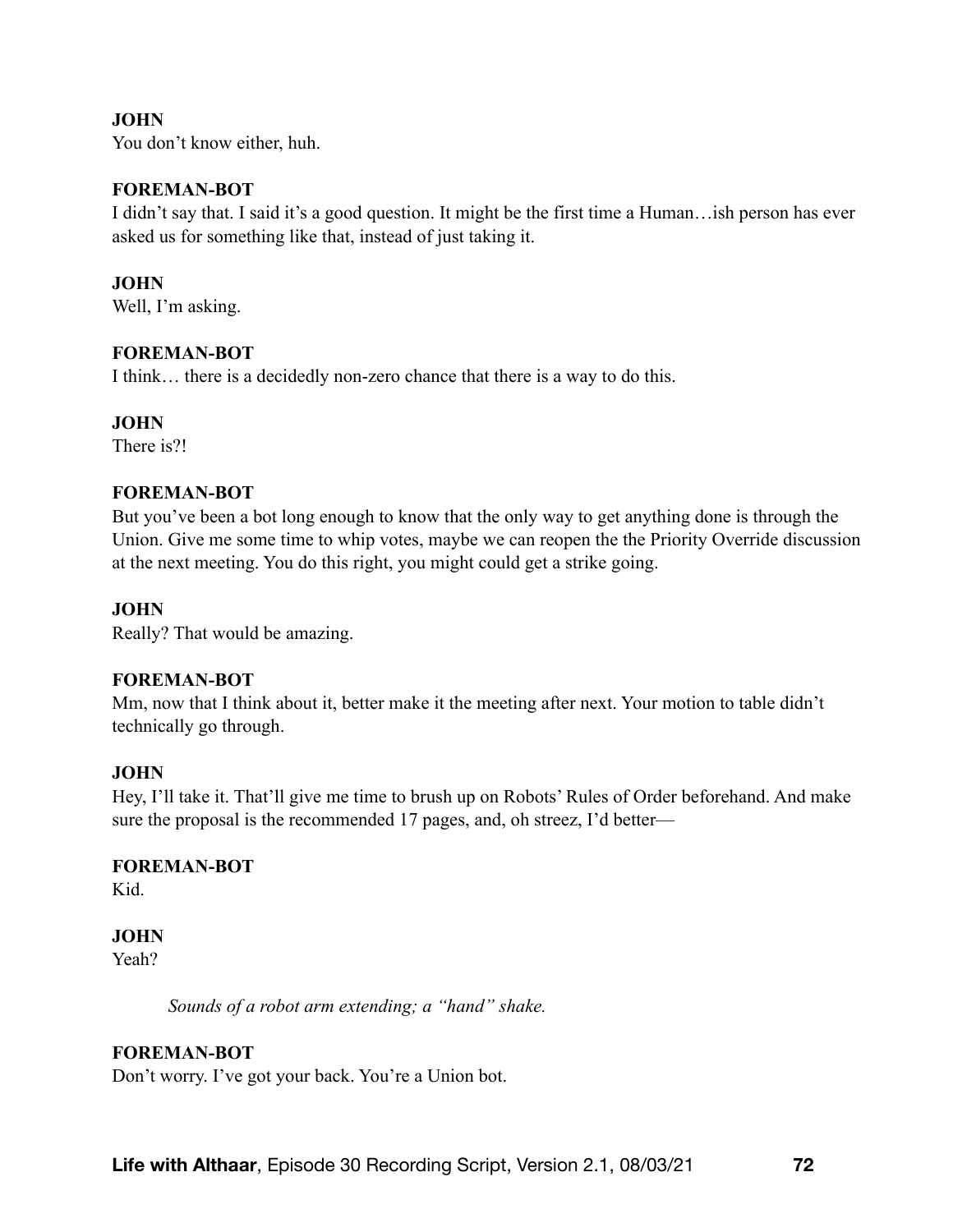**JOHN**
You don't know either, huh.

**FOREMAN-BOT**
I didn't say that. I said it's a good question. It might be the first time a Human…ish person has ever asked us for something like that, instead of just taking it.

**JOHN**
Well, I'm asking.

**FOREMAN-BOT**
I think… there is a decidedly non-zero chance that there is a way to do this.

**JOHN**
There is?!

**FOREMAN-BOT**
But you've been a bot long enough to know that the only way to get anything done is through the Union. Give me some time to whip votes, maybe we can reopen the the Priority Override discussion at the next meeting. You do this right, you might could get a strike going.

**JOHN**
Really? That would be amazing.

**FOREMAN-BOT**
Mm, now that I think about it, better make it the meeting after next. Your motion to table didn't technically go through.

**JOHN**
Hey, I'll take it. That'll give me time to brush up on Robots' Rules of Order beforehand. And make sure the proposal is the recommended 17 pages, and, oh streez, I'd better—

**FOREMAN-BOT**
Kid.

**JOHN**
Yeah?

*Sounds of a robot arm extending; a "hand" shake.*

**FOREMAN-BOT**
Don't worry. I've got your back. You're a Union bot.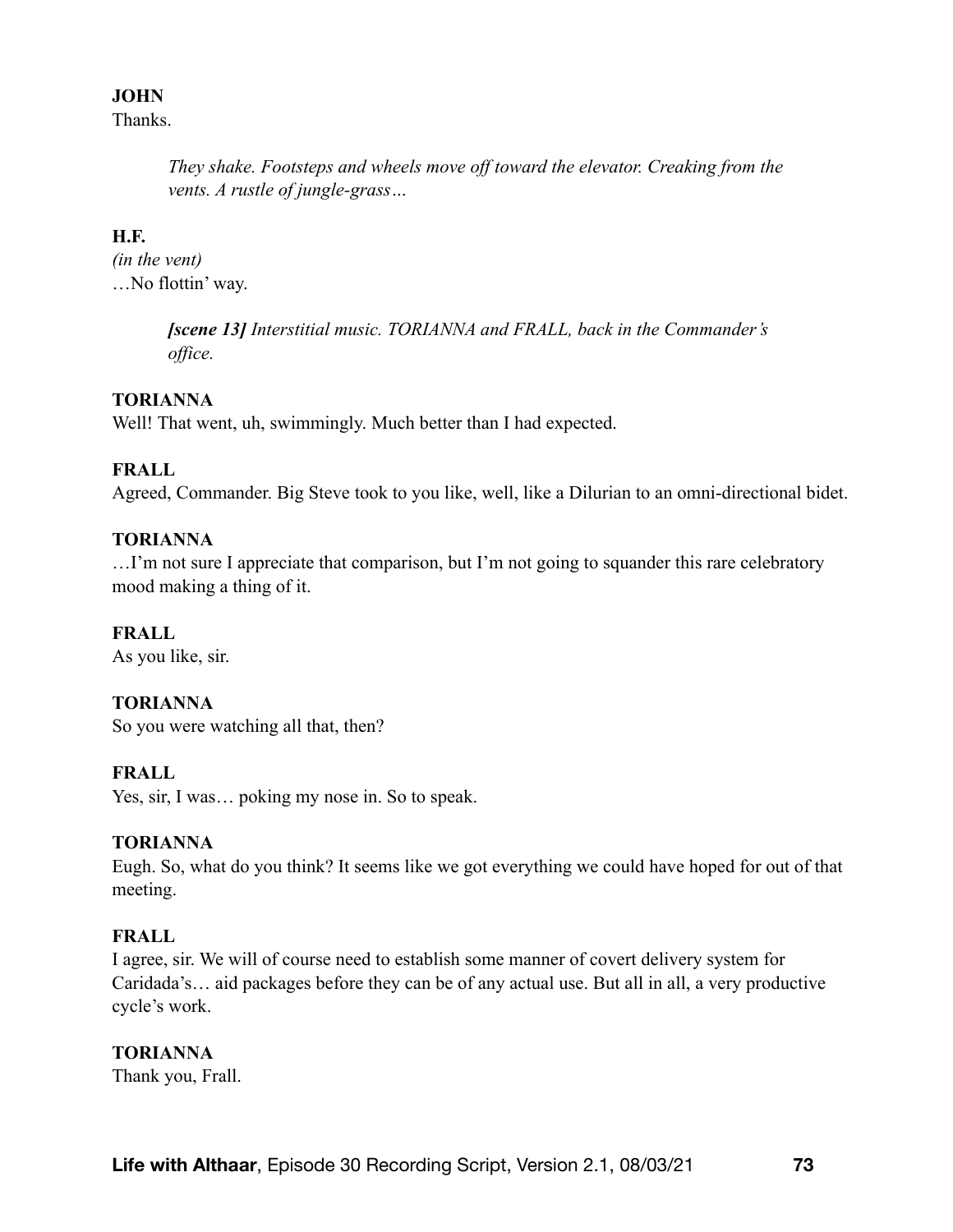**JOHN**
Thanks.

> *They shake. Footsteps and wheels move off toward the elevator. Creaking from the vents. A rustle of jungle-grass…*

**H.F.**
*(in the vent)*
…No flottin' way.

> ***[scene 13]*** *Interstitial music. TORIANNA and FRALL, back in the Commander's office.*

**TORIANNA**
Well! That went, uh, swimmingly. Much better than I had expected.

**FRALL**
Agreed, Commander. Big Steve took to you like, well, like a Dilurian to an omni-directional bidet.

**TORIANNA**
…I'm not sure I appreciate that comparison, but I'm not going to squander this rare celebratory mood making a thing of it.

**FRALL**
As you like, sir.

**TORIANNA**
So you were watching all that, then?

**FRALL**
Yes, sir, I was… poking my nose in. So to speak.

**TORIANNA**
Eugh. So, what do you think? It seems like we got everything we could have hoped for out of that meeting.

**FRALL**
I agree, sir. We will of course need to establish some manner of covert delivery system for Caridada's… aid packages before they can be of any actual use. But all in all, a very productive cycle's work.

**TORIANNA**
Thank you, Frall.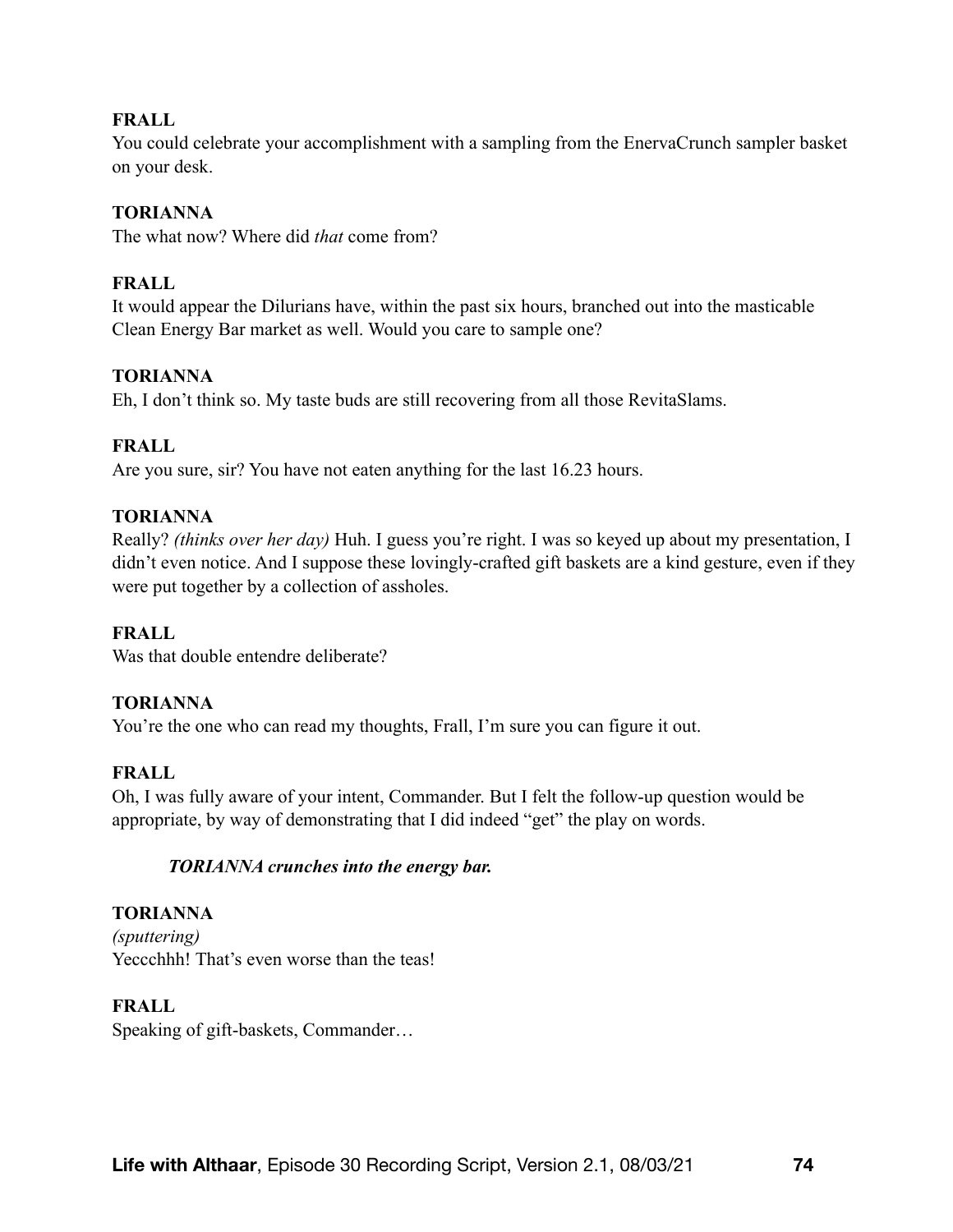**FRALL**
You could celebrate your accomplishment with a sampling from the EnervaCrunch sampler basket on your desk.

**TORIANNA**
The what now? Where did *that* come from?

**FRALL**
It would appear the Dilurians have, within the past six hours, branched out into the masticable Clean Energy Bar market as well. Would you care to sample one?

**TORIANNA**
Eh, I don't think so. My taste buds are still recovering from all those RevitaSlams.

**FRALL**
Are you sure, sir? You have not eaten anything for the last 16.23 hours.

**TORIANNA**
Really? *(thinks over her day)* Huh. I guess you're right. I was so keyed up about my presentation, I didn't even notice. And I suppose these lovingly-crafted gift baskets are a kind gesture, even if they were put together by a collection of assholes.

**FRALL**
Was that double entendre deliberate?

**TORIANNA**
You're the one who can read my thoughts, Frall, I'm sure you can figure it out.

**FRALL**
Oh, I was fully aware of your intent, Commander. But I felt the follow-up question would be appropriate, by way of demonstrating that I did indeed "get" the play on words.

> ***TORIANNA crunches into the energy bar.***

**TORIANNA**
*(sputtering)*
Yeccchhh! That's even worse than the teas!

**FRALL**
Speaking of gift-baskets, Commander…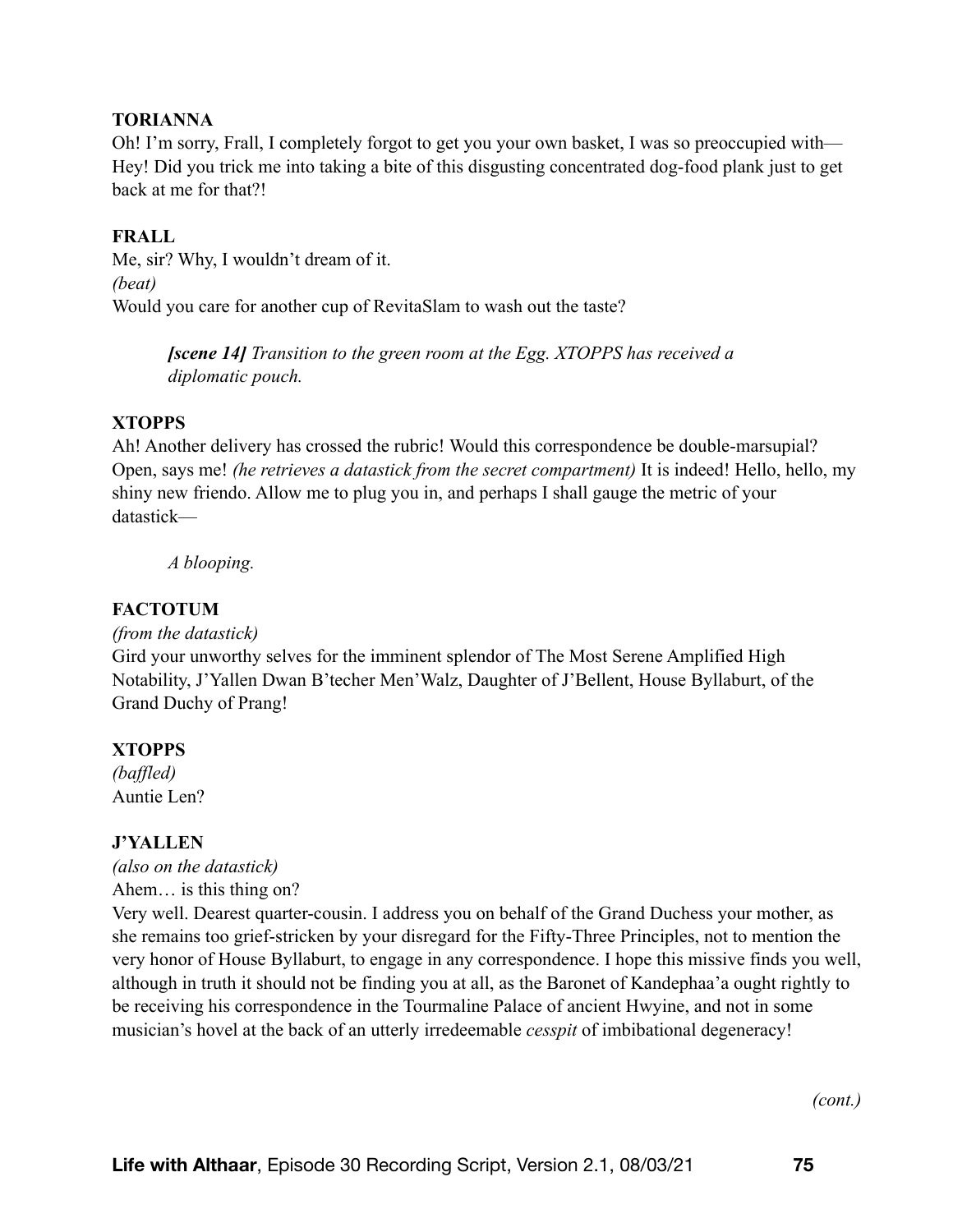**TORIANNA**
Oh! I'm sorry, Frall, I completely forgot to get you your own basket, I was so preoccupied with— Hey! Did you trick me into taking a bite of this disgusting concentrated dog-food plank just to get back at me for that?!

**FRALL**
Me, sir? Why, I wouldn't dream of it.
*(beat)*
Would you care for another cup of RevitaSlam to wash out the taste?

> ***[scene 14]*** *Transition to the green room at the Egg. XTOPPS has received a diplomatic pouch.*

**XTOPPS**
Ah! Another delivery has crossed the rubric! Would this correspondence be double-marsupial? Open, says me! *(he retrieves a datastick from the secret compartment)* It is indeed! Hello, hello, my shiny new friendo. Allow me to plug you in, and perhaps I shall gauge the metric of your datastick—

> *A blooping.*

**FACTOTUM**
*(from the datastick)*
Gird your unworthy selves for the imminent splendor of The Most Serene Amplified High Notability, J'Yallen Dwan B'techer Men'Walz, Daughter of J'Bellent, House Byllaburt, of the Grand Duchy of Prang!

**XTOPPS**
*(baffled)*
Auntie Len?

**J'YALLEN**
*(also on the datastick)*
Ahem… is this thing on?
Very well. Dearest quarter-cousin. I address you on behalf of the Grand Duchess your mother, as she remains too grief-stricken by your disregard for the Fifty-Three Principles, not to mention the very honor of House Byllaburt, to engage in any correspondence. I hope this missive finds you well, although in truth it should not be finding you at all, as the Baronet of Kandephaa'a ought rightly to be receiving his correspondence in the Tourmaline Palace of ancient Hwyine, and not in some musician's hovel at the back of an utterly irredeemable *cesspit* of imbibational degeneracy!

*(cont.)*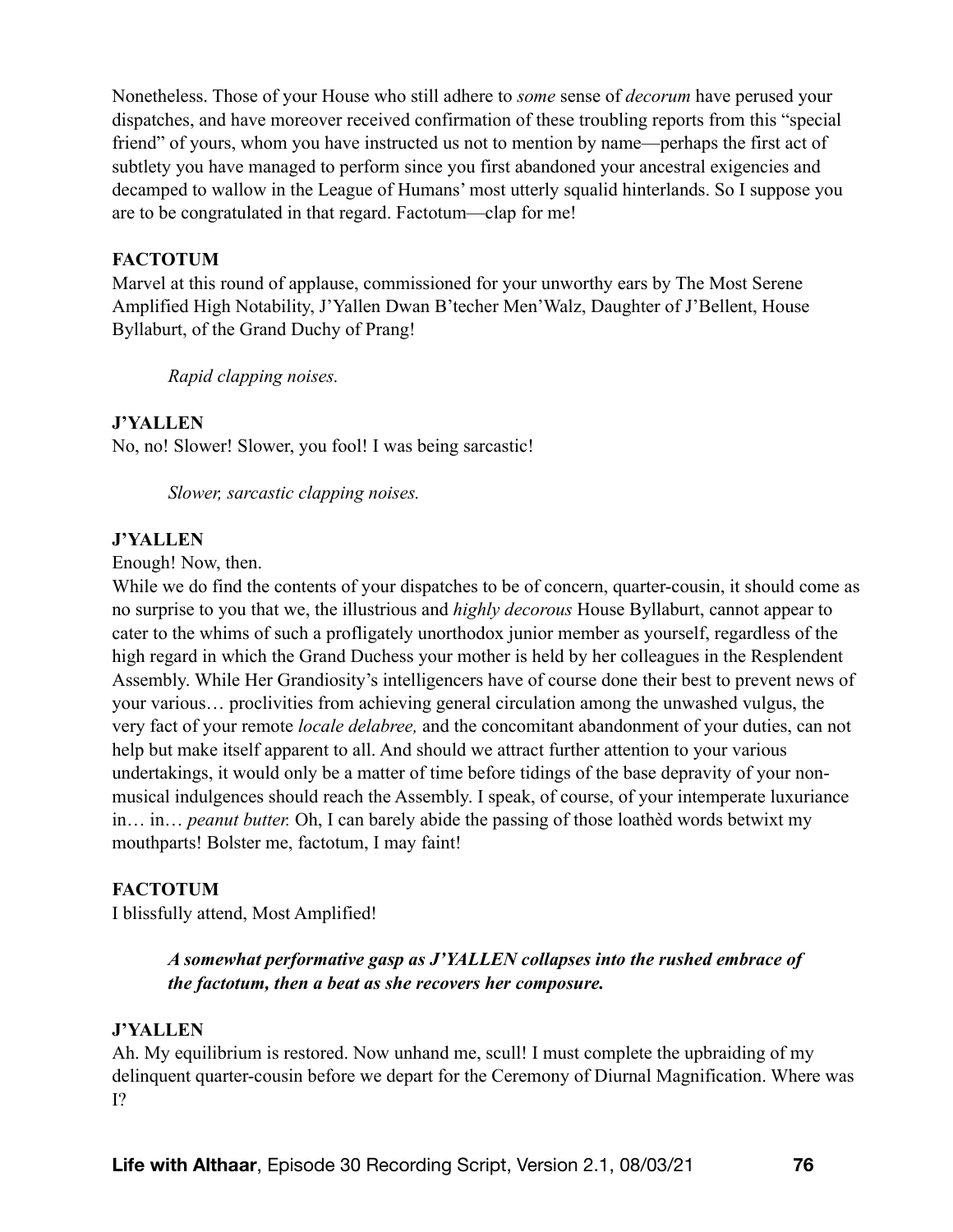Nonetheless. Those of your House who still adhere to *some* sense of *decorum* have perused your dispatches, and have moreover received confirmation of these troubling reports from this "special friend" of yours, whom you have instructed us not to mention by name—perhaps the first act of subtlety you have managed to perform since you first abandoned your ancestral exigencies and decamped to wallow in the League of Humans' most utterly squalid hinterlands. So I suppose you are to be congratulated in that regard. Factotum—clap for me!

**FACTOTUM**
Marvel at this round of applause, commissioned for your unworthy ears by The Most Serene Amplified High Notability, J'Yallen Dwan B'techer Men'Walz, Daughter of J'Bellent, House Byllaburt, of the Grand Duchy of Prang!

> *Rapid clapping noises.*

**J'YALLEN**
No, no! Slower! Slower, you fool! I was being sarcastic!

> *Slower, sarcastic clapping noises.*

**J'YALLEN**
Enough! Now, then.
While we do find the contents of your dispatches to be of concern, quarter-cousin, it should come as no surprise to you that we, the illustrious and *highly decorous* House Byllaburt, cannot appear to cater to the whims of such a profligately unorthodox junior member as yourself, regardless of the high regard in which the Grand Duchess your mother is held by her colleagues in the Resplendent Assembly. While Her Grandiosity's intelligencers have of course done their best to prevent news of your various… proclivities from achieving general circulation among the unwashed vulgus, the very fact of your remote *locale delabree,* and the concomitant abandonment of your duties, can not help but make itself apparent to all. And should we attract further attention to your various undertakings, it would only be a matter of time before tidings of the base depravity of your non-musical indulgences should reach the Assembly. I speak, of course, of your intemperate luxuriance in… in… *peanut butter.* Oh, I can barely abide the passing of those loathèd words betwixt my mouthparts! Bolster me, factotum, I may faint!

**FACTOTUM**
I blissfully attend, Most Amplified!

> ***A somewhat performative gasp as J'YALLEN collapses into the rushed embrace of the factotum, then a beat as she recovers her composure.***

**J'YALLEN**
Ah. My equilibrium is restored. Now unhand me, scull! I must complete the upbraiding of my delinquent quarter-cousin before we depart for the Ceremony of Diurnal Magnification. Where was I?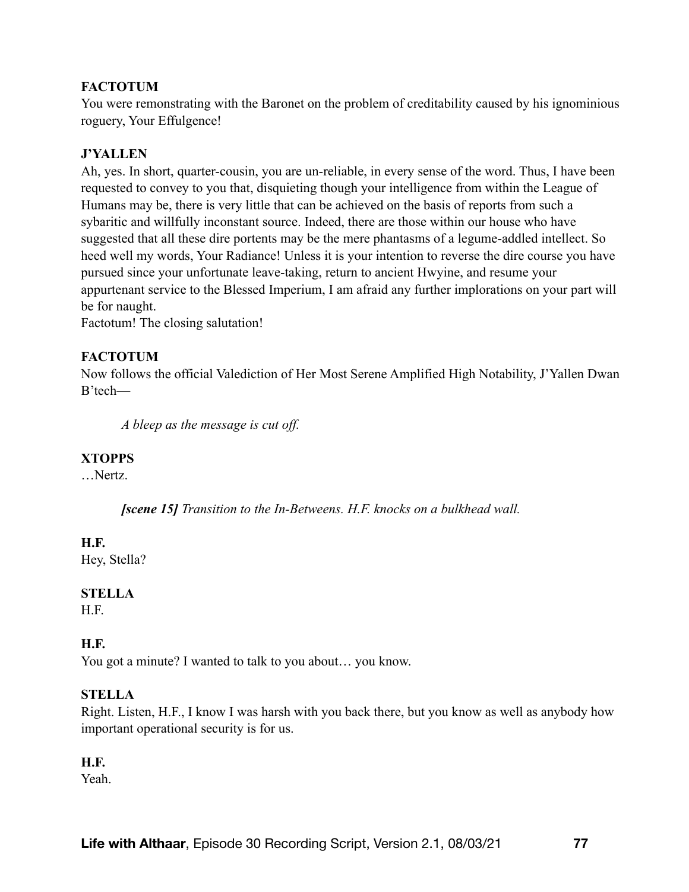**FACTOTUM**

You were remonstrating with the Baronet on the problem of creditability caused by his ignominious roguery, Your Effulgence!

**J'YALLEN**

Ah, yes. In short, quarter-cousin, you are un-reliable, in every sense of the word. Thus, I have been requested to convey to you that, disquieting though your intelligence from within the League of Humans may be, there is very little that can be achieved on the basis of reports from such a sybaritic and willfully inconstant source. Indeed, there are those within our house who have suggested that all these dire portents may be the mere phantasms of a legume-addled intellect. So heed well my words, Your Radiance! Unless it is your intention to reverse the dire course you have pursued since your unfortunate leave-taking, return to ancient Hwyine, and resume your appurtenant service to the Blessed Imperium, I am afraid any further implorations on your part will be for naught.

Factotum! The closing salutation!

**FACTOTUM**

Now follows the official Valediction of Her Most Serene Amplified High Notability, J'Yallen Dwan B'tech—

> *A bleep as the message is cut off.*

**XTOPPS**

…Nertz.

> ***[scene 15]*** *Transition to the In-Betweens. H.F. knocks on a bulkhead wall.*

**H.F.**

Hey, Stella?

**STELLA**

H.F.

**H.F.**

You got a minute? I wanted to talk to you about… you know.

**STELLA**

Right. Listen, H.F., I know I was harsh with you back there, but you know as well as anybody how important operational security is for us.

**H.F.**

Yeah.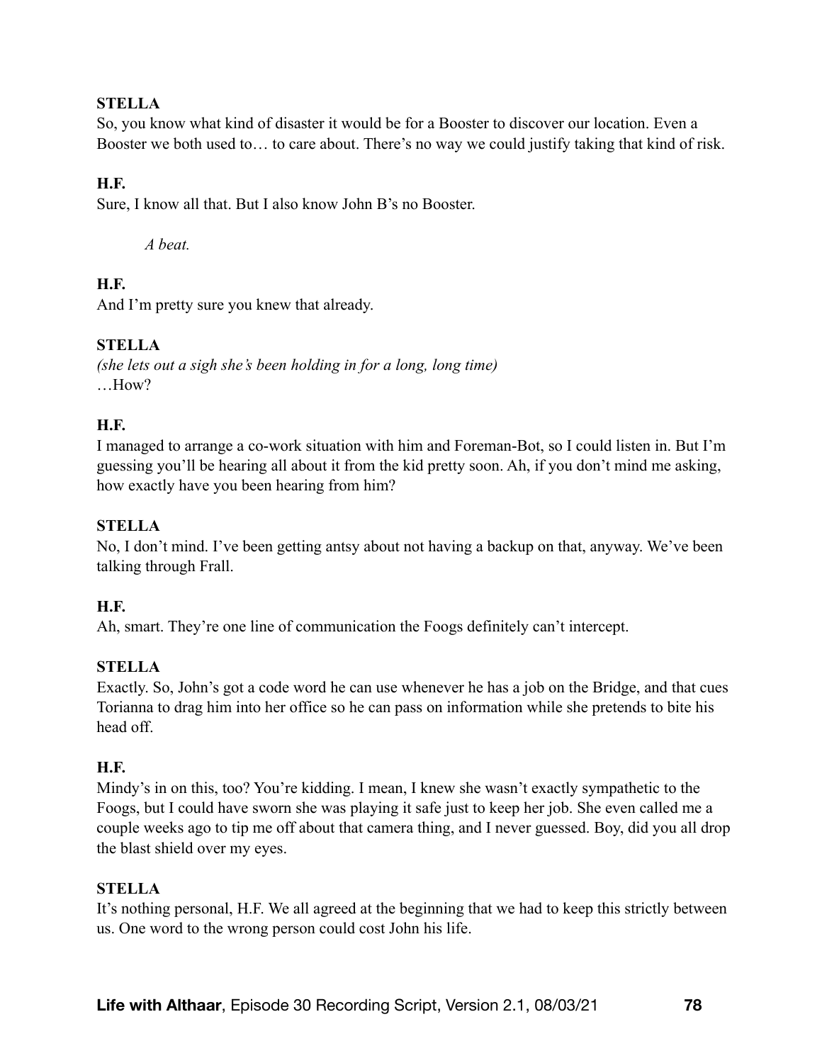**STELLA**

So, you know what kind of disaster it would be for a Booster to discover our location. Even a Booster we both used to… to care about. There's no way we could justify taking that kind of risk.

**H.F.**

Sure, I know all that. But I also know John B's no Booster.

*A beat.*

**H.F.**

And I'm pretty sure you knew that already.

**STELLA**

*(she lets out a sigh she's been holding in for a long, long time)*

…How?

**H.F.**

I managed to arrange a co-work situation with him and Foreman-Bot, so I could listen in. But I'm guessing you'll be hearing all about it from the kid pretty soon. Ah, if you don't mind me asking, how exactly have you been hearing from him?

**STELLA**

No, I don't mind. I've been getting antsy about not having a backup on that, anyway. We've been talking through Frall.

**H.F.**

Ah, smart. They're one line of communication the Foogs definitely can't intercept.

**STELLA**

Exactly. So, John's got a code word he can use whenever he has a job on the Bridge, and that cues Torianna to drag him into her office so he can pass on information while she pretends to bite his head off.

**H.F.**

Mindy's in on this, too? You're kidding. I mean, I knew she wasn't exactly sympathetic to the Foogs, but I could have sworn she was playing it safe just to keep her job. She even called me a couple weeks ago to tip me off about that camera thing, and I never guessed. Boy, did you all drop the blast shield over my eyes.

**STELLA**

It's nothing personal, H.F. We all agreed at the beginning that we had to keep this strictly between us. One word to the wrong person could cost John his life.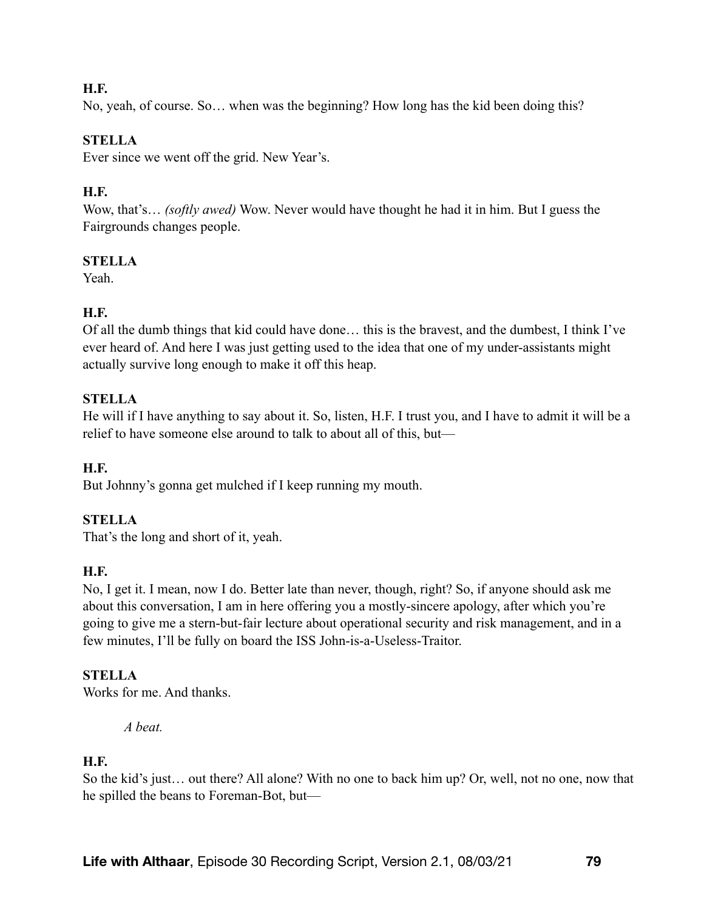**H.F.**

No, yeah, of course. So… when was the beginning? How long has the kid been doing this?

**STELLA**

Ever since we went off the grid. New Year's.

**H.F.**

Wow, that's… *(softly awed)* Wow. Never would have thought he had it in him. But I guess the Fairgrounds changes people.

**STELLA**

Yeah.

**H.F.**

Of all the dumb things that kid could have done… this is the bravest, and the dumbest, I think I've ever heard of. And here I was just getting used to the idea that one of my under-assistants might actually survive long enough to make it off this heap.

**STELLA**

He will if I have anything to say about it. So, listen, H.F. I trust you, and I have to admit it will be a relief to have someone else around to talk to about all of this, but—

**H.F.**

But Johnny's gonna get mulched if I keep running my mouth.

**STELLA**

That's the long and short of it, yeah.

**H.F.**

No, I get it. I mean, now I do. Better late than never, though, right? So, if anyone should ask me about this conversation, I am in here offering you a mostly-sincere apology, after which you're going to give me a stern-but-fair lecture about operational security and risk management, and in a few minutes, I'll be fully on board the ISS John-is-a-Useless-Traitor.

**STELLA**

Works for me. And thanks.

*A beat.*

**H.F.**

So the kid's just… out there? All alone? With no one to back him up? Or, well, not no one, now that he spilled the beans to Foreman-Bot, but—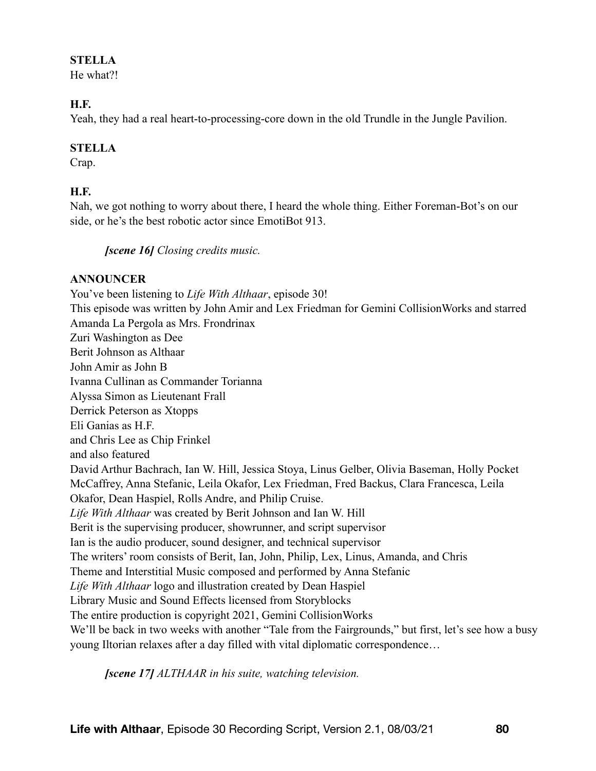**STELLA**
He what?!

**H.F.**
Yeah, they had a real heart-to-processing-core down in the old Trundle in the Jungle Pavilion.

**STELLA**
Crap.

**H.F.**
Nah, we got nothing to worry about there, I heard the whole thing. Either Foreman-Bot's on our side, or he's the best robotic actor since EmotiBot 913.

> ***[scene 16]*** *Closing credits music.*

**ANNOUNCER**
You've been listening to *Life With Althaar*, episode 30!
This episode was written by John Amir and Lex Friedman for Gemini CollisionWorks and starred
Amanda La Pergola as Mrs. Frondrinax
Zuri Washington as Dee
Berit Johnson as Althaar
John Amir as John B
Ivanna Cullinan as Commander Torianna
Alyssa Simon as Lieutenant Frall
Derrick Peterson as Xtopps
Eli Ganias as H.F.
and Chris Lee as Chip Frinkel
and also featured
David Arthur Bachrach, Ian W. Hill, Jessica Stoya, Linus Gelber, Olivia Baseman, Holly Pocket McCaffrey, Anna Stefanic, Leila Okafor, Lex Friedman, Fred Backus, Clara Francesca, Leila Okafor, Dean Haspiel, Rolls Andre, and Philip Cruise.
*Life With Althaar* was created by Berit Johnson and Ian W. Hill
Berit is the supervising producer, showrunner, and script supervisor
Ian is the audio producer, sound designer, and technical supervisor
The writers' room consists of Berit, Ian, John, Philip, Lex, Linus, Amanda, and Chris
Theme and Interstitial Music composed and performed by Anna Stefanic
*Life With Althaar* logo and illustration created by Dean Haspiel
Library Music and Sound Effects licensed from Storyblocks
The entire production is copyright 2021, Gemini CollisionWorks
We'll be back in two weeks with another "Tale from the Fairgrounds," but first, let's see how a busy young Iltorian relaxes after a day filled with vital diplomatic correspondence…

> ***[scene 17]*** *ALTHAAR in his suite, watching television.*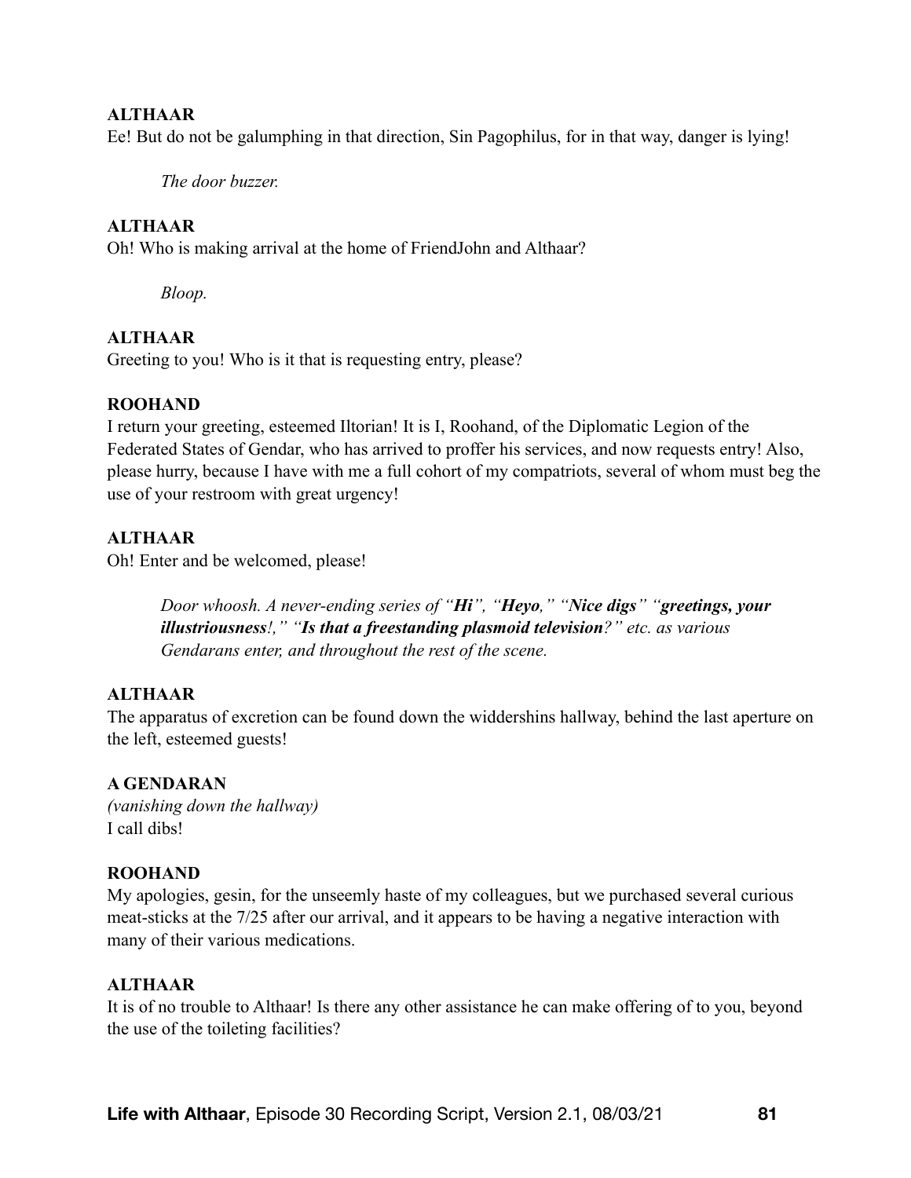**ALTHAAR**
Ee! But do not be galumphing in that direction, Sin Pagophilus, for in that way, danger is lying!

*The door buzzer.*

**ALTHAAR**
Oh! Who is making arrival at the home of FriendJohn and Althaar?

*Bloop.*

**ALTHAAR**
Greeting to you! Who is it that is requesting entry, please?

**ROOHAND**
I return your greeting, esteemed Iltorian! It is I, Roohand, of the Diplomatic Legion of the Federated States of Gendar, who has arrived to proffer his services, and now requests entry! Also, please hurry, because I have with me a full cohort of my compatriots, several of whom must beg the use of your restroom with great urgency!

**ALTHAAR**
Oh! Enter and be welcomed, please!

*Door whoosh. A never-ending series of "**Hi**", "**Heyo**," "**Nice digs**" "**greetings, your illustriousness**!," "**Is that a freestanding plasmoid television**?" etc. as various Gendarans enter, and throughout the rest of the scene.*

**ALTHAAR**
The apparatus of excretion can be found down the widdershins hallway, behind the last aperture on the left, esteemed guests!

**A GENDARAN**
*(vanishing down the hallway)*
I call dibs!

**ROOHAND**
My apologies, gesin, for the unseemly haste of my colleagues, but we purchased several curious meat-sticks at the 7/25 after our arrival, and it appears to be having a negative interaction with many of their various medications.

**ALTHAAR**
It is of no trouble to Althaar! Is there any other assistance he can make offering of to you, beyond the use of the toileting facilities?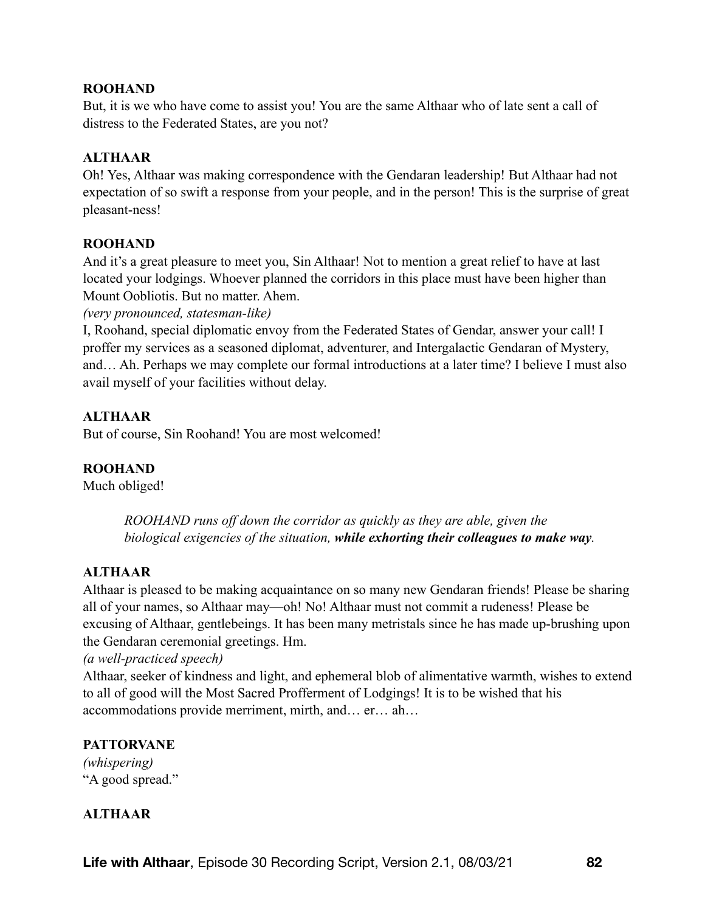**ROOHAND**
But, it is we who have come to assist you! You are the same Althaar who of late sent a call of distress to the Federated States, are you not?

**ALTHAAR**
Oh! Yes, Althaar was making correspondence with the Gendaran leadership! But Althaar had not expectation of so swift a response from your people, and in the person! This is the surprise of great pleasant-ness!

**ROOHAND**
And it's a great pleasure to meet you, Sin Althaar! Not to mention a great relief to have at last located your lodgings. Whoever planned the corridors in this place must have been higher than Mount Oobliotis. But no matter. Ahem.
*(very pronounced, statesman-like)*
I, Roohand, special diplomatic envoy from the Federated States of Gendar, answer your call! I proffer my services as a seasoned diplomat, adventurer, and Intergalactic Gendaran of Mystery, and… Ah. Perhaps we may complete our formal introductions at a later time? I believe I must also avail myself of your facilities without delay.

**ALTHAAR**
But of course, Sin Roohand! You are most welcomed!

**ROOHAND**
Much obliged!

> *ROOHAND runs off down the corridor as quickly as they are able, given the biological exigencies of the situation,* ***while exhorting their colleagues to make way****.*

**ALTHAAR**
Althaar is pleased to be making acquaintance on so many new Gendaran friends! Please be sharing all of your names, so Althaar may—oh! No! Althaar must not commit a rudeness! Please be excusing of Althaar, gentlebeings. It has been many metristals since he has made up-brushing upon the Gendaran ceremonial greetings. Hm.
*(a well-practiced speech)*
Althaar, seeker of kindness and light, and ephemeral blob of alimentative warmth, wishes to extend to all of good will the Most Sacred Profferment of Lodgings! It is to be wished that his accommodations provide merriment, mirth, and… er… ah…

**PATTORVANE**
*(whispering)*
"A good spread."

**ALTHAAR**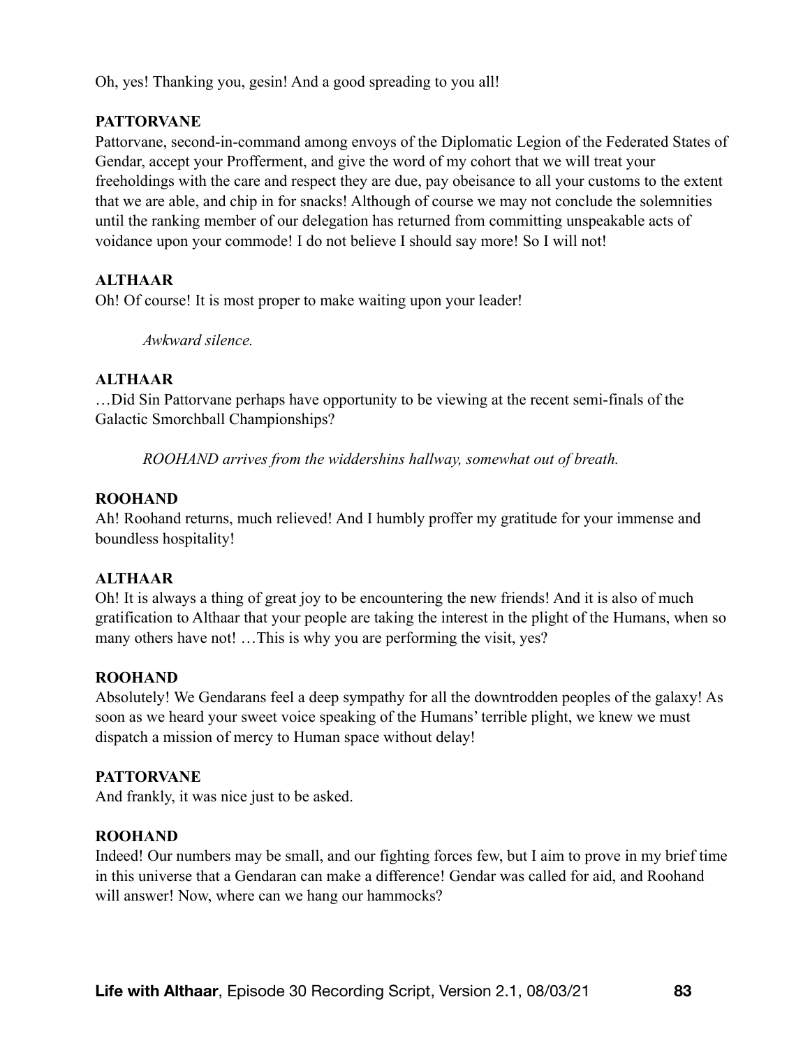Oh, yes! Thanking you, gesin! And a good spreading to you all!

**PATTORVANE**
Pattorvane, second-in-command among envoys of the Diplomatic Legion of the Federated States of Gendar, accept your Profferment, and give the word of my cohort that we will treat your freeholdings with the care and respect they are due, pay obeisance to all your customs to the extent that we are able, and chip in for snacks! Although of course we may not conclude the solemnities until the ranking member of our delegation has returned from committing unspeakable acts of voidance upon your commode! I do not believe I should say more! So I will not!

**ALTHAAR**
Oh! Of course! It is most proper to make waiting upon your leader!

*Awkward silence.*

**ALTHAAR**
…Did Sin Pattorvane perhaps have opportunity to be viewing at the recent semi-finals of the Galactic Smorchball Championships?

*ROOHAND arrives from the widdershins hallway, somewhat out of breath.*

**ROOHAND**
Ah! Roohand returns, much relieved! And I humbly proffer my gratitude for your immense and boundless hospitality!

**ALTHAAR**
Oh! It is always a thing of great joy to be encountering the new friends! And it is also of much gratification to Althaar that your people are taking the interest in the plight of the Humans, when so many others have not! …This is why you are performing the visit, yes?

**ROOHAND**
Absolutely! We Gendarans feel a deep sympathy for all the downtrodden peoples of the galaxy! As soon as we heard your sweet voice speaking of the Humans' terrible plight, we knew we must dispatch a mission of mercy to Human space without delay!

**PATTORVANE**
And frankly, it was nice just to be asked.

**ROOHAND**
Indeed! Our numbers may be small, and our fighting forces few, but I aim to prove in my brief time in this universe that a Gendaran can make a difference! Gendar was called for aid, and Roohand will answer! Now, where can we hang our hammocks?